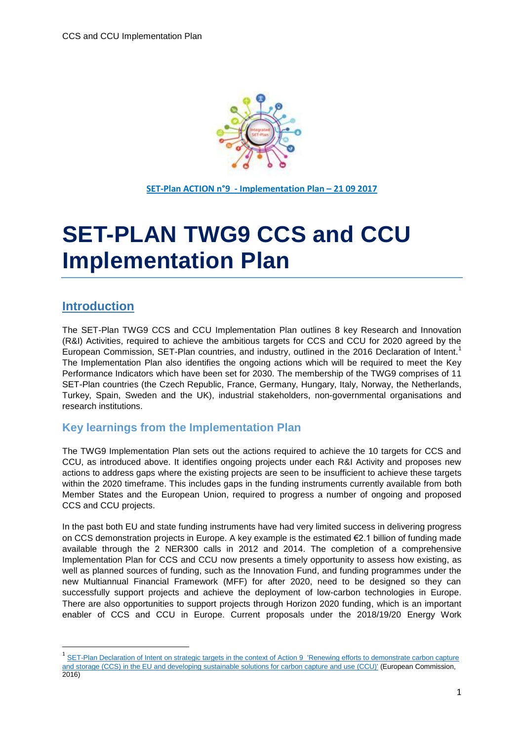SET-Plan ACTION n°9 - Implementation Plan – 21 09 2017

# SET-PLAN TWG9 CCS and CCU Implementation Plan

## Introduction

The SET-Plan TWG9 CCS and CCU Implementation Plan outlines 8 key Research and Innovation (R&I) Activities, required to achieve the ambitious targets for CCS and CCU for 2020 agreed by the European Commission, SET-Plan countries, and industry, outlined in the 2016 Declaration of Intent.[1] The Implementation Plan also identifies the ongoing actions which will be required to meet the Key Performance Indicators which have been set for 2030. The membership of the TWG9 comprises of 11 SET-Plan countries (the Czech Republic, France, Germany, Hungary, Italy, Norway, the Netherlands, Turkey, Spain, Sweden and the UK), industrial stakeholders, non-governmental organisations and research institutions.

### Key learnings from the Implementation Plan

The TWG9 Implementation Plan sets out the actions required to achieve the 10 targets for CCS and CCU, as introduced above. It identifies ongoing projects under each R&I Activity and proposes new actions to address gaps where the existing projects are seen to be insufficient to achieve these targets within the 2020 timeframe. This includes gaps in the funding instruments currently available from both Member States and the European Union, required to progress a number of ongoing and proposed CCS and CCU projects.

In the past both EU and state funding instruments have had very limited success in delivering progress on CCS demonstration projects in Europe. A key example is the estimated €2.1 billion of funding made available through the 2 NER300 calls in 2012 and 2014. The completion of a comprehensive Implementation Plan for CCS and CCU now presents a timely opportunity to assess how existing, as well as planned sources of funding, such as the Innovation Fund, and funding programmes under the new Multiannual Financial Framework (MFF) for after 2020, need to be designed so they can successfully support projects and achieve the deployment of low-carbon technologies in Europe. There are also opportunities to support projects through Horizon 2020 funding, which is an important enabler of CCS and CCU in Europe. Current proposals under the 2018/19/20 Energy Work

[1] SET-Plan Declaration of Intent on strategic targets in the context of Action 9 'Renewing efforts to demonstrate carbon capture and storage (CCS) in the EU and developing sustainable solutions for carbon capture and use (CCU)' (European Commission, 2016)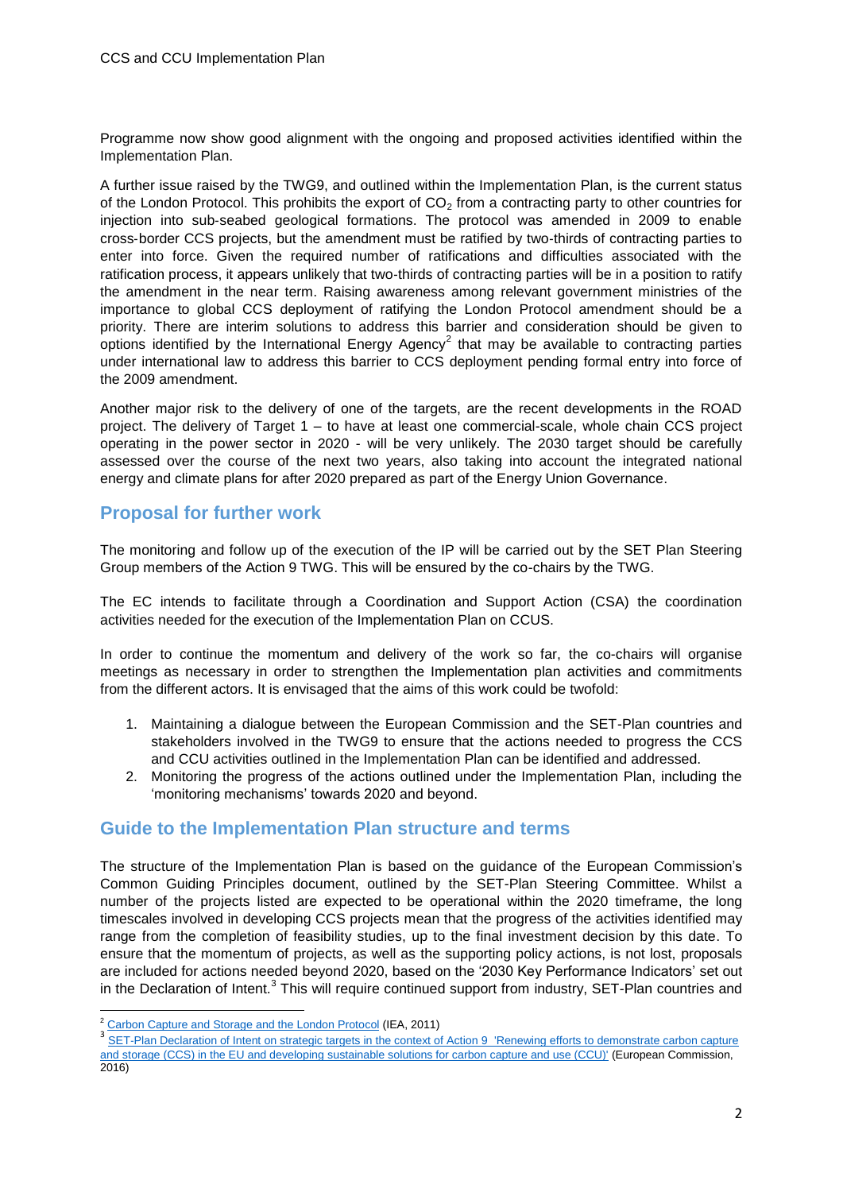Programme now show good alignment with the ongoing and proposed activities identified within the Implementation Plan.

A further issue raised by the TWG9, and outlined within the Implementation Plan, is the current status of the London Protocol. This prohibits the export of $CO_2$ from a contracting party to other countries for injection into sub-seabed geological formations. The protocol was amended in 2009 to enable cross-border CCS projects, but the amendment must be ratified by two-thirds of contracting parties to enter into force. Given the required number of ratifications and difficulties associated with the ratification process, it appears unlikely that two-thirds of contracting parties will be in a position to ratify the amendment in the near term. Raising awareness among relevant government ministries of the importance to global CCS deployment of ratifying the London Protocol amendment should be a priority. There are interim solutions to address this barrier and consideration should be given to options identified by the International Energy Agency[2] that may be available to contracting parties under international law to address this barrier to CCS deployment pending formal entry into force of the 2009 amendment.

Another major risk to the delivery of one of the targets, are the recent developments in the ROAD project. The delivery of Target 1 – to have at least one commercial-scale, whole chain CCS project operating in the power sector in 2020 - will be very unlikely. The 2030 target should be carefully assessed over the course of the next two years, also taking into account the integrated national energy and climate plans for after 2020 prepared as part of the Energy Union Governance.

## Proposal for further work

The monitoring and follow up of the execution of the IP will be carried out by the SET Plan Steering Group members of the Action 9 TWG. This will be ensured by the co-chairs by the TWG.

The EC intends to facilitate through a Coordination and Support Action (CSA) the coordination activities needed for the execution of the Implementation Plan on CCUS.

In order to continue the momentum and delivery of the work so far, the co-chairs will organise meetings as necessary in order to strengthen the Implementation plan activities and commitments from the different actors. It is envisaged that the aims of this work could be twofold:

1. Maintaining a dialogue between the European Commission and the SET-Plan countries and stakeholders involved in the TWG9 to ensure that the actions needed to progress the CCS and CCU activities outlined in the Implementation Plan can be identified and addressed.
2. Monitoring the progress of the actions outlined under the Implementation Plan, including the 'monitoring mechanisms' towards 2020 and beyond.

## Guide to the Implementation Plan structure and terms

The structure of the Implementation Plan is based on the guidance of the European Commission's Common Guiding Principles document, outlined by the SET-Plan Steering Committee. Whilst a number of the projects listed are expected to be operational within the 2020 timeframe, the long timescales involved in developing CCS projects mean that the progress of the activities identified may range from the completion of feasibility studies, up to the final investment decision by this date. To ensure that the momentum of projects, as well as the supporting policy actions, is not lost, proposals are included for actions needed beyond 2020, based on the '2030 Key Performance Indicators' set out in the Declaration of Intent.[3] This will require continued support from industry, SET-Plan countries and

[2] Carbon Capture and Storage and the London Protocol (IEA, 2011)

[3] SET-Plan Declaration of Intent on strategic targets in the context of Action 9 'Renewing efforts to demonstrate carbon capture and storage (CCS) in the EU and developing sustainable solutions for carbon capture and use (CCU)' (European Commission, 2016)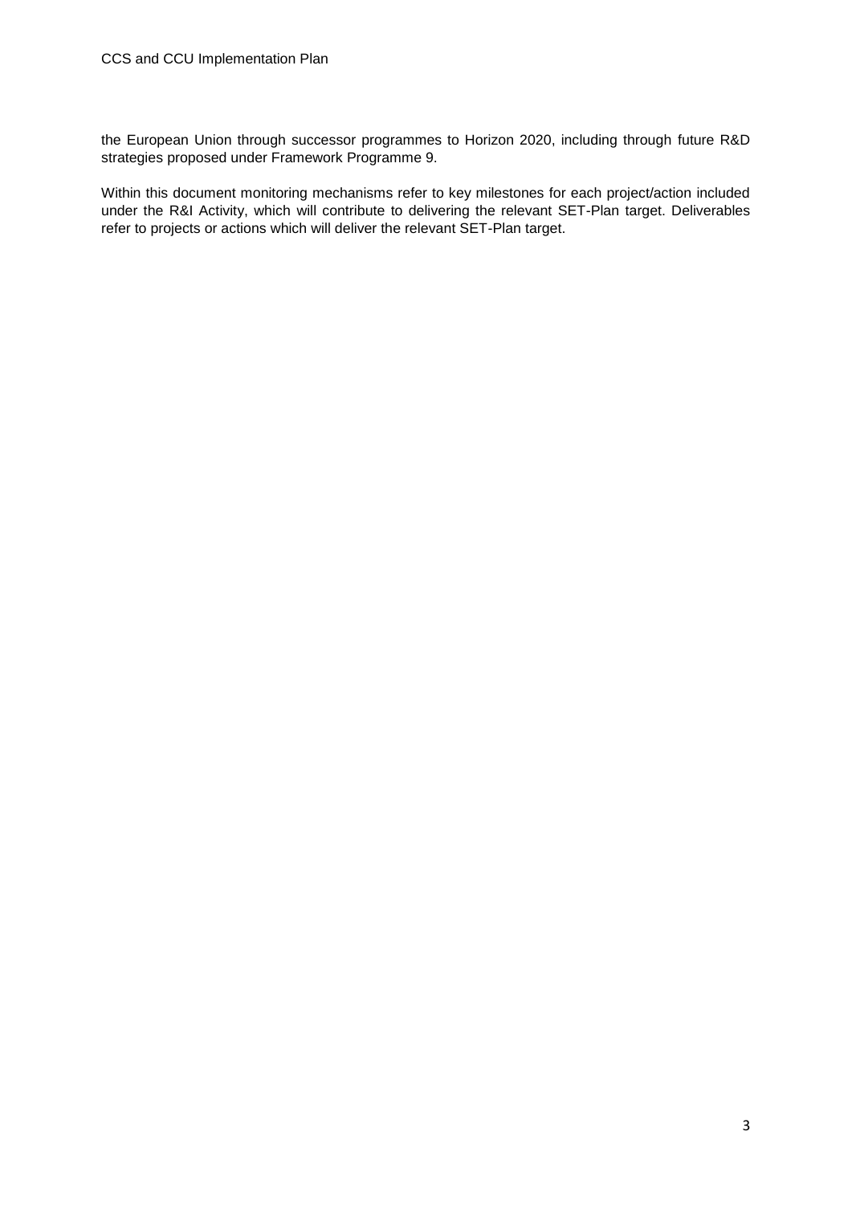the European Union through successor programmes to Horizon 2020, including through future R&D strategies proposed under Framework Programme 9.

Within this document monitoring mechanisms refer to key milestones for each project/action included under the R&I Activity, which will contribute to delivering the relevant SET-Plan target. Deliverables refer to projects or actions which will deliver the relevant SET-Plan target.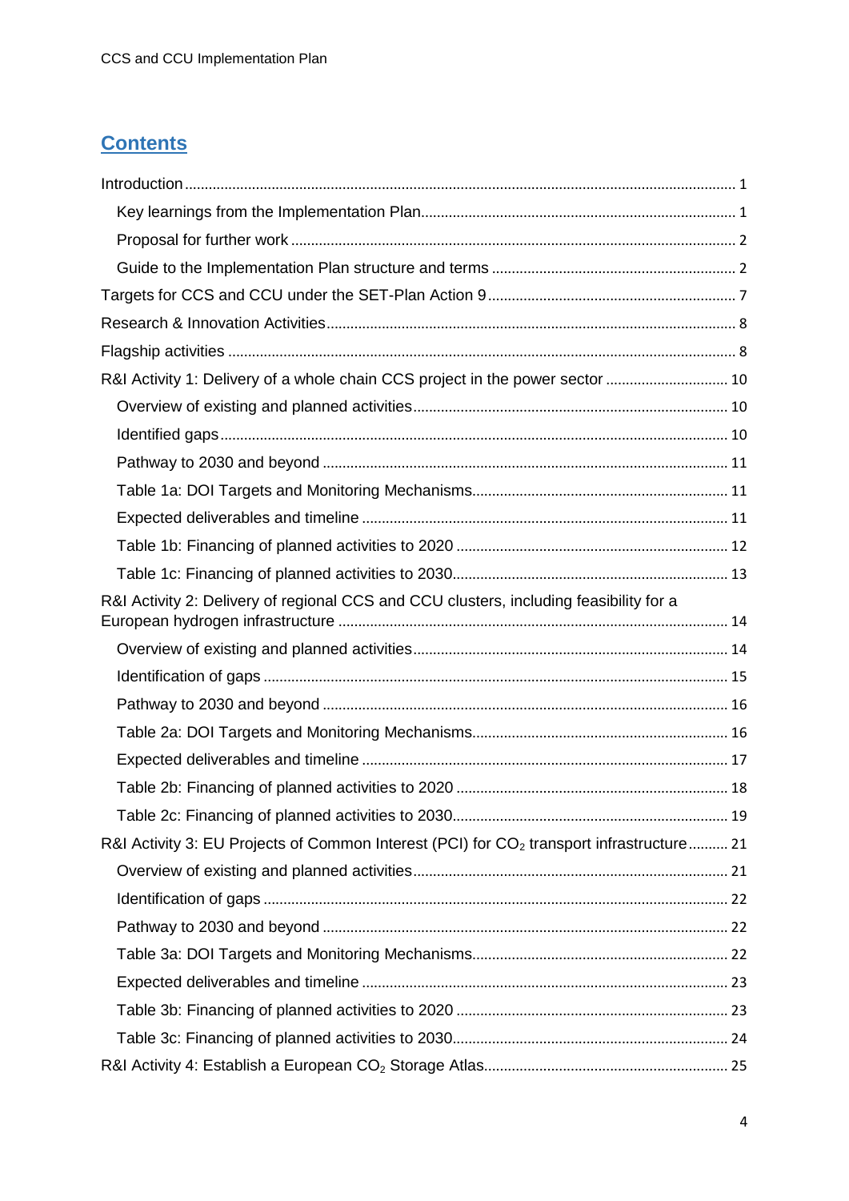## Contents

Introduction ..... 1

- Key learnings from the Implementation Plan ..... 1
- Proposal for further work ..... 2
- Guide to the Implementation Plan structure and terms ..... 2

Targets for CCS and CCU under the SET-Plan Action 9 ..... 7

Research & Innovation Activities ..... 8

Flagship activities ..... 8

R&I Activity 1: Delivery of a whole chain CCS project in the power sector ..... 10

- Overview of existing and planned activities ..... 10
- Identified gaps ..... 10
- Pathway to 2030 and beyond ..... 11
- Table 1a: DOI Targets and Monitoring Mechanisms ..... 11
- Expected deliverables and timeline ..... 11
- Table 1b: Financing of planned activities to 2020 ..... 12
- Table 1c: Financing of planned activities to 2030 ..... 13

R&I Activity 2: Delivery of regional CCS and CCU clusters, including feasibility for a European hydrogen infrastructure ..... 14

- Overview of existing and planned activities ..... 14
- Identification of gaps ..... 15
- Pathway to 2030 and beyond ..... 16
- Table 2a: DOI Targets and Monitoring Mechanisms ..... 16
- Expected deliverables and timeline ..... 17
- Table 2b: Financing of planned activities to 2020 ..... 18
- Table 2c: Financing of planned activities to 2030 ..... 19

R&I Activity 3: EU Projects of Common Interest (PCI) for $CO_2$ transport infrastructure ..... 21

- Overview of existing and planned activities ..... 21
- Identification of gaps ..... 22
- Pathway to 2030 and beyond ..... 22
- Table 3a: DOI Targets and Monitoring Mechanisms ..... 22
- Expected deliverables and timeline ..... 23
- Table 3b: Financing of planned activities to 2020 ..... 23
- Table 3c: Financing of planned activities to 2030 ..... 24

R&I Activity 4: Establish a European $CO_2$ Storage Atlas ..... 25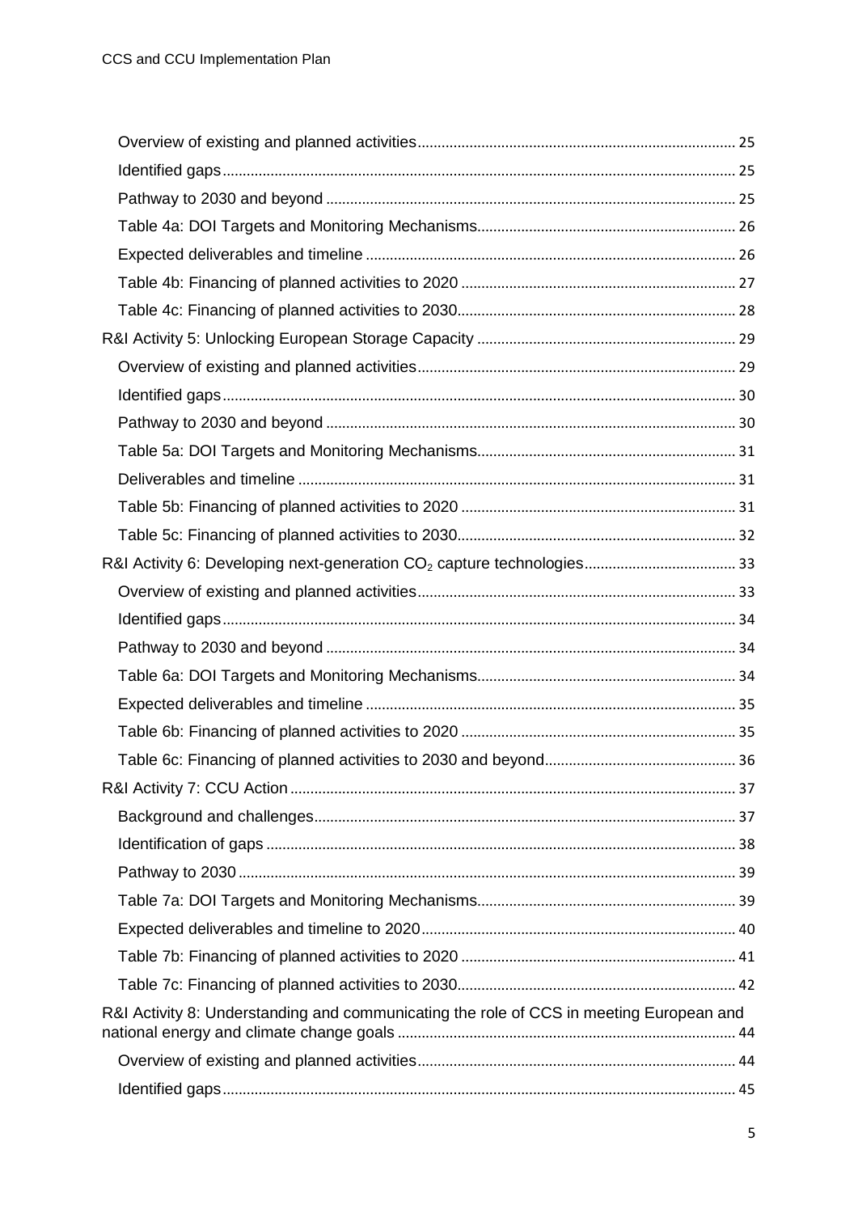- Overview of existing and planned activities ... 25
- Identified gaps ... 25
- Pathway to 2030 and beyond ... 25
- Table 4a: DOI Targets and Monitoring Mechanisms ... 26
- Expected deliverables and timeline ... 26
- Table 4b: Financing of planned activities to 2020 ... 27
- Table 4c: Financing of planned activities to 2030 ... 28

R&I Activity 5: Unlocking European Storage Capacity ... 29

- Overview of existing and planned activities ... 29
- Identified gaps ... 30
- Pathway to 2030 and beyond ... 30
- Table 5a: DOI Targets and Monitoring Mechanisms ... 31
- Deliverables and timeline ... 31
- Table 5b: Financing of planned activities to 2020 ... 31
- Table 5c: Financing of planned activities to 2030 ... 32

R&I Activity 6: Developing next-generation $CO_2$ capture technologies ... 33

- Overview of existing and planned activities ... 33
- Identified gaps ... 34
- Pathway to 2030 and beyond ... 34
- Table 6a: DOI Targets and Monitoring Mechanisms ... 34
- Expected deliverables and timeline ... 35
- Table 6b: Financing of planned activities to 2020 ... 35
- Table 6c: Financing of planned activities to 2030 and beyond ... 36

R&I Activity 7: CCU Action ... 37

- Background and challenges ... 37
- Identification of gaps ... 38
- Pathway to 2030 ... 39
- Table 7a: DOI Targets and Monitoring Mechanisms ... 39
- Expected deliverables and timeline to 2020 ... 40
- Table 7b: Financing of planned activities to 2020 ... 41
- Table 7c: Financing of planned activities to 2030 ... 42

R&I Activity 8: Understanding and communicating the role of CCS in meeting European and national energy and climate change goals ... 44

- Overview of existing and planned activities ... 44
- Identified gaps ... 45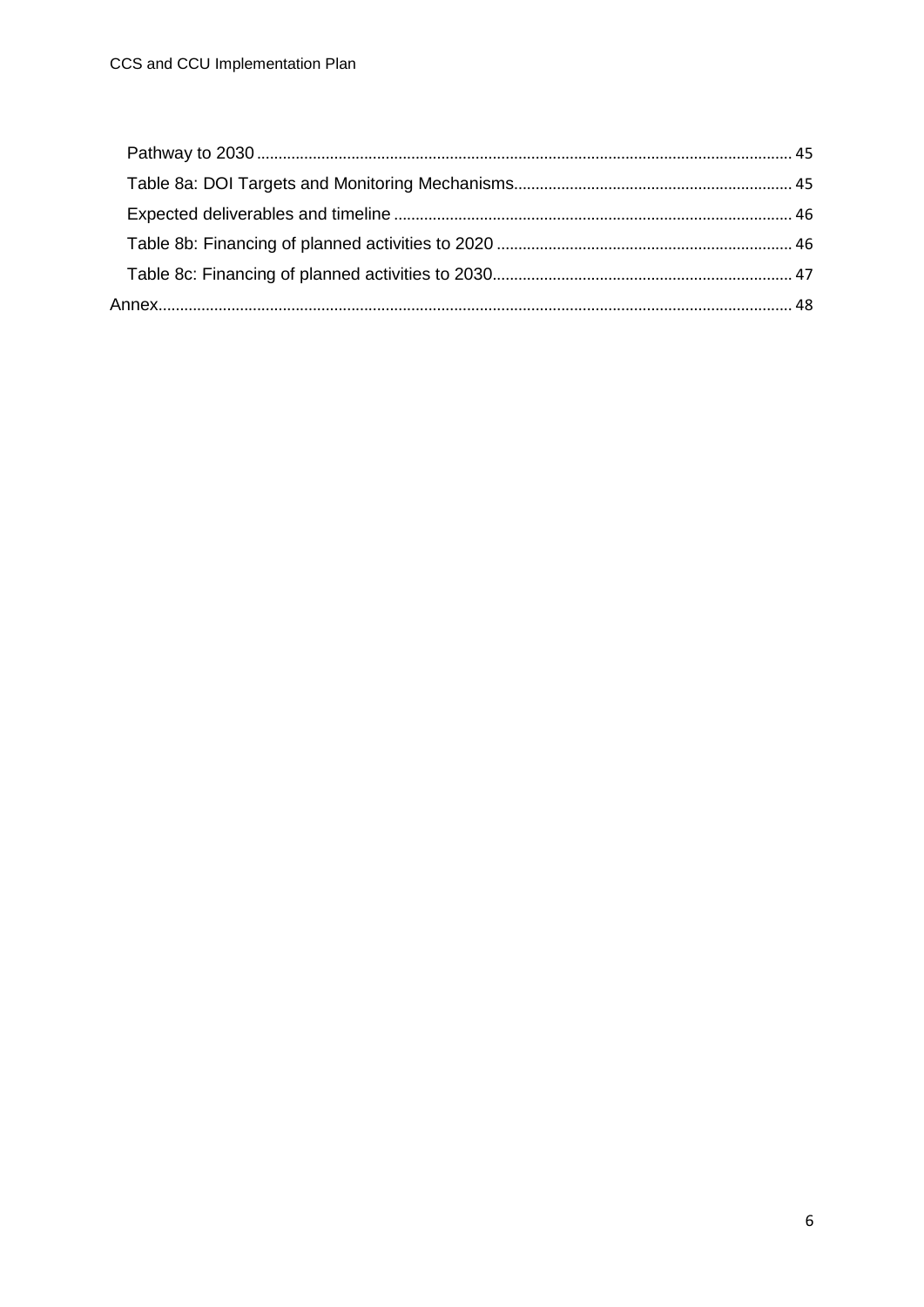- Pathway to 2030 ... 45
- Table 8a: DOI Targets and Monitoring Mechanisms ... 45
- Expected deliverables and timeline ... 46
- Table 8b: Financing of planned activities to 2020 ... 46
- Table 8c: Financing of planned activities to 2030 ... 47

Annex ... 48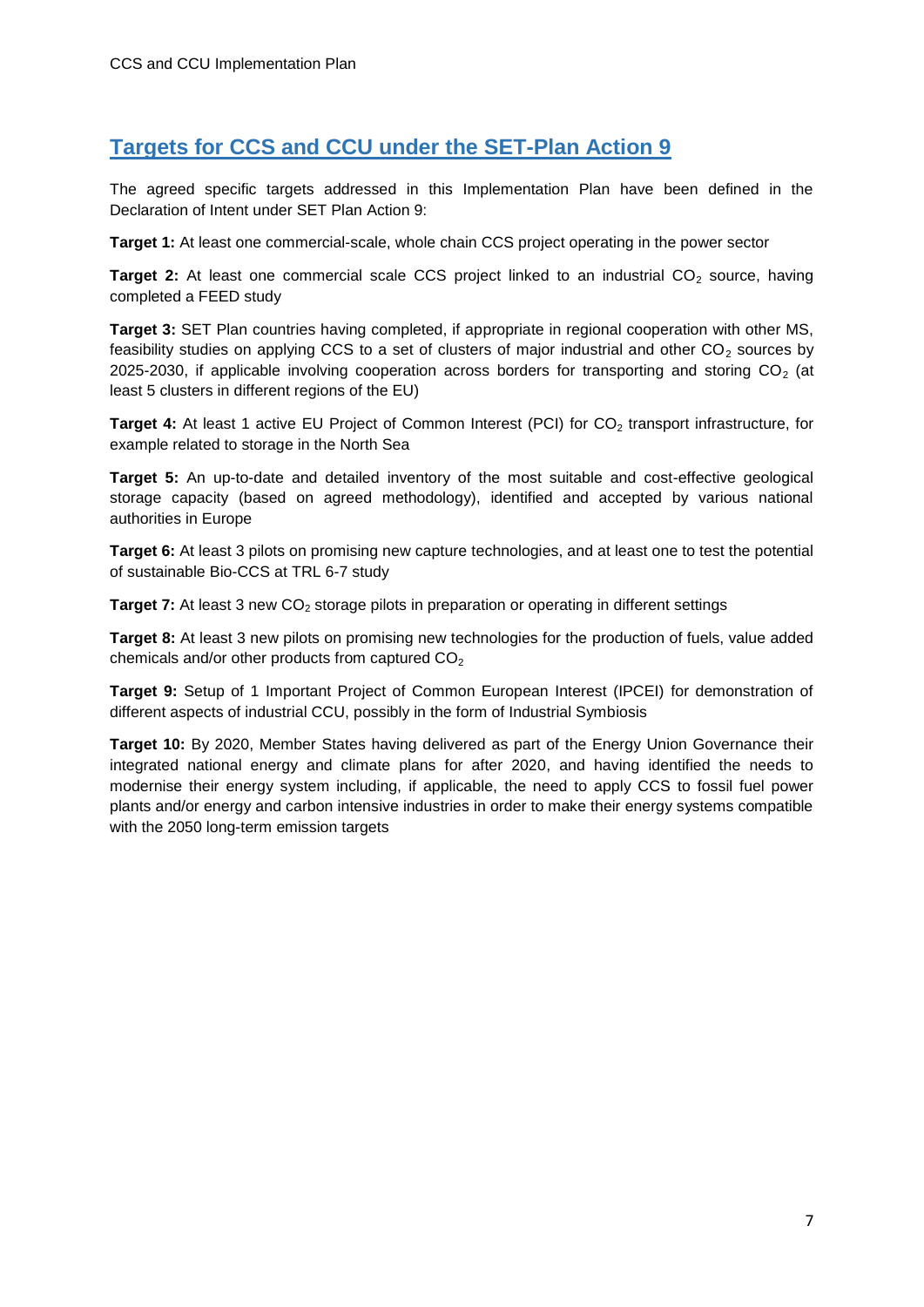## Targets for CCS and CCU under the SET-Plan Action 9

The agreed specific targets addressed in this Implementation Plan have been defined in the Declaration of Intent under SET Plan Action 9:

**Target 1:** At least one commercial-scale, whole chain CCS project operating in the power sector

**Target 2:** At least one commercial scale CCS project linked to an industrial $CO_2$ source, having completed a FEED study

**Target 3:** SET Plan countries having completed, if appropriate in regional cooperation with other MS, feasibility studies on applying CCS to a set of clusters of major industrial and other $CO_2$ sources by 2025-2030, if applicable involving cooperation across borders for transporting and storing $CO_2$ (at least 5 clusters in different regions of the EU)

**Target 4:** At least 1 active EU Project of Common Interest (PCI) for $CO_2$ transport infrastructure, for example related to storage in the North Sea

**Target 5:** An up-to-date and detailed inventory of the most suitable and cost-effective geological storage capacity (based on agreed methodology), identified and accepted by various national authorities in Europe

**Target 6:** At least 3 pilots on promising new capture technologies, and at least one to test the potential of sustainable Bio-CCS at TRL 6-7 study

**Target 7:** At least 3 new $CO_2$ storage pilots in preparation or operating in different settings

**Target 8:** At least 3 new pilots on promising new technologies for the production of fuels, value added chemicals and/or other products from captured $CO_2$

**Target 9:** Setup of 1 Important Project of Common European Interest (IPCEI) for demonstration of different aspects of industrial CCU, possibly in the form of Industrial Symbiosis

**Target 10:** By 2020, Member States having delivered as part of the Energy Union Governance their integrated national energy and climate plans for after 2020, and having identified the needs to modernise their energy system including, if applicable, the need to apply CCS to fossil fuel power plants and/or energy and carbon intensive industries in order to make their energy systems compatible with the 2050 long-term emission targets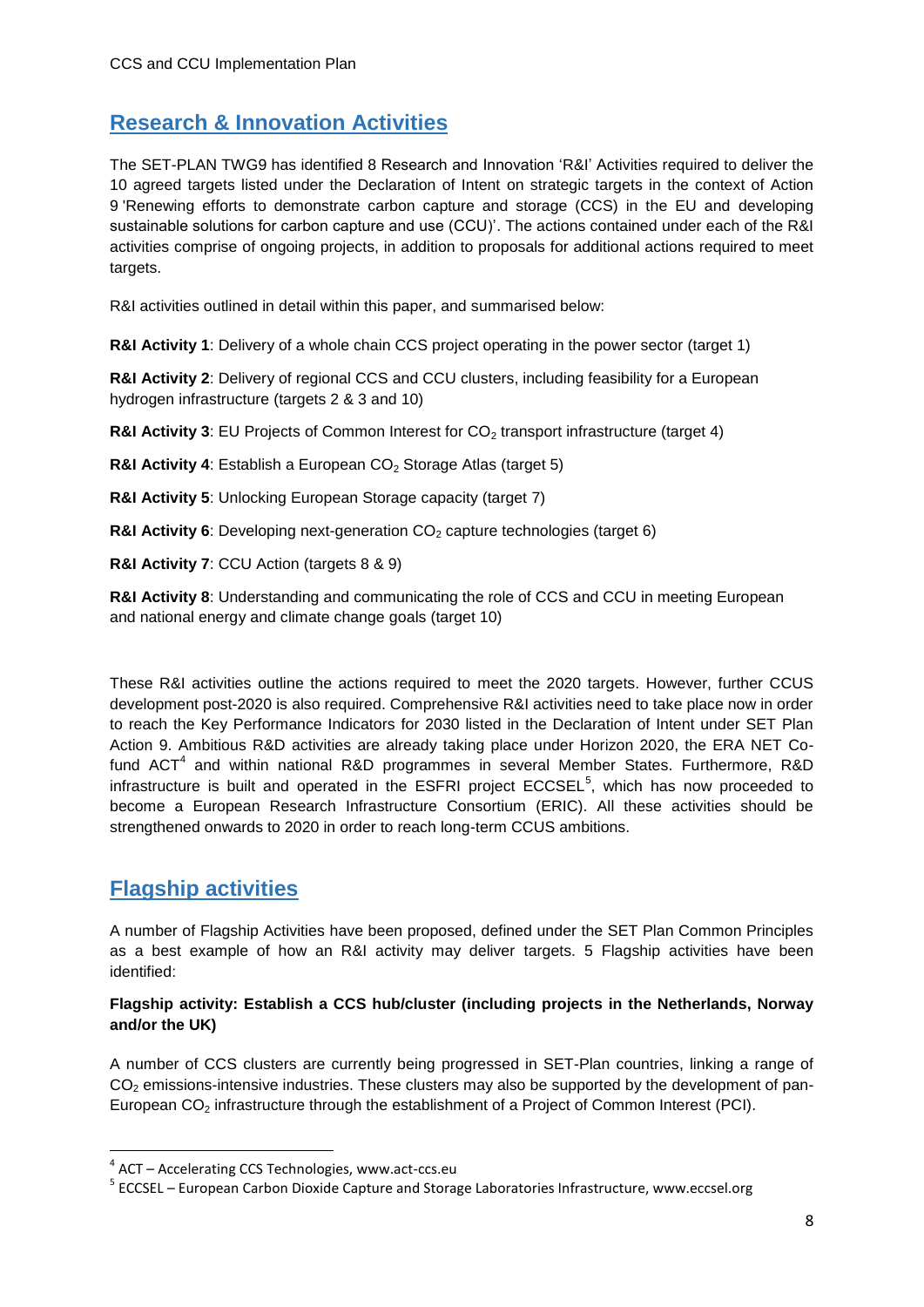## Research & Innovation Activities

The SET-PLAN TWG9 has identified 8 Research and Innovation 'R&I' Activities required to deliver the 10 agreed targets listed under the Declaration of Intent on strategic targets in the context of Action 9 'Renewing efforts to demonstrate carbon capture and storage (CCS) in the EU and developing sustainable solutions for carbon capture and use (CCU)'. The actions contained under each of the R&I activities comprise of ongoing projects, in addition to proposals for additional actions required to meet targets.

R&I activities outlined in detail within this paper, and summarised below:

**R&I Activity 1**: Delivery of a whole chain CCS project operating in the power sector (target 1)

**R&I Activity 2**: Delivery of regional CCS and CCU clusters, including feasibility for a European hydrogen infrastructure (targets 2 & 3 and 10)

**R&I Activity 3**: EU Projects of Common Interest for $CO_2$ transport infrastructure (target 4)

**R&I Activity 4**: Establish a European $CO_2$ Storage Atlas (target 5)

**R&I Activity 5**: Unlocking European Storage capacity (target 7)

**R&I Activity 6**: Developing next-generation $CO_2$ capture technologies (target 6)

**R&I Activity 7**: CCU Action (targets 8 & 9)

**R&I Activity 8**: Understanding and communicating the role of CCS and CCU in meeting European and national energy and climate change goals (target 10)

These R&I activities outline the actions required to meet the 2020 targets. However, further CCUS development post-2020 is also required. Comprehensive R&I activities need to take place now in order to reach the Key Performance Indicators for 2030 listed in the Declaration of Intent under SET Plan Action 9. Ambitious R&D activities are already taking place under Horizon 2020, the ERA NET Co-fund ACT[4] and within national R&D programmes in several Member States. Furthermore, R&D infrastructure is built and operated in the ESFRI project ECCSEL[5], which has now proceeded to become a European Research Infrastructure Consortium (ERIC). All these activities should be strengthened onwards to 2020 in order to reach long-term CCUS ambitions.

## Flagship activities

A number of Flagship Activities have been proposed, defined under the SET Plan Common Principles as a best example of how an R&I activity may deliver targets. 5 Flagship activities have been identified:

**Flagship activity: Establish a CCS hub/cluster (including projects in the Netherlands, Norway and/or the UK)**

A number of CCS clusters are currently being progressed in SET-Plan countries, linking a range of $CO_2$ emissions-intensive industries. These clusters may also be supported by the development of pan-European $CO_2$ infrastructure through the establishment of a Project of Common Interest (PCI).

[4] ACT – Accelerating CCS Technologies, www.act-ccs.eu

[5] ECCSEL – European Carbon Dioxide Capture and Storage Laboratories Infrastructure, www.eccsel.org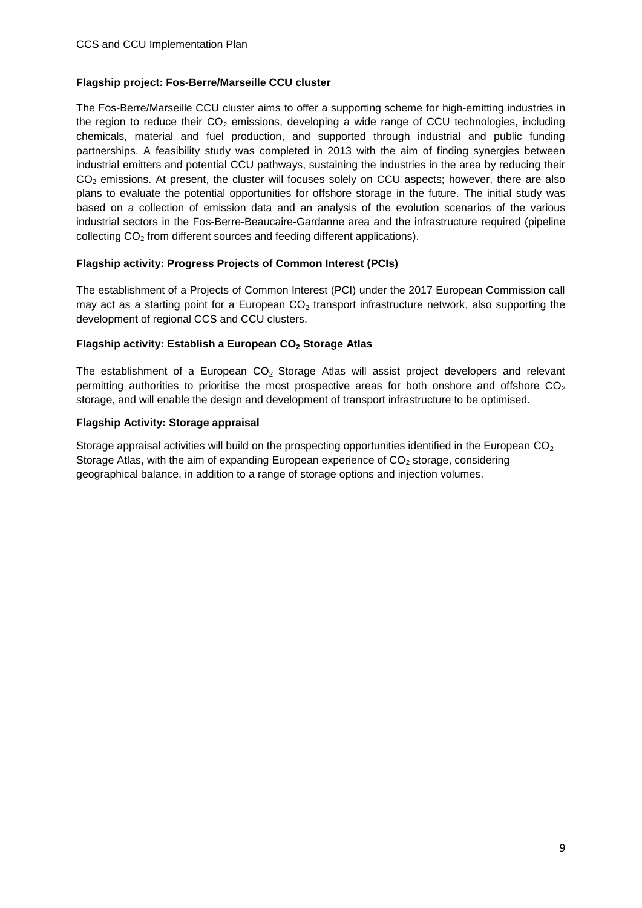**Flagship project: Fos-Berre/Marseille CCU cluster**

The Fos-Berre/Marseille CCU cluster aims to offer a supporting scheme for high-emitting industries in the region to reduce their $CO_2$ emissions, developing a wide range of CCU technologies, including chemicals, material and fuel production, and supported through industrial and public funding partnerships. A feasibility study was completed in 2013 with the aim of finding synergies between industrial emitters and potential CCU pathways, sustaining the industries in the area by reducing their $CO_2$ emissions. At present, the cluster will focuses solely on CCU aspects; however, there are also plans to evaluate the potential opportunities for offshore storage in the future. The initial study was based on a collection of emission data and an analysis of the evolution scenarios of the various industrial sectors in the Fos-Berre-Beaucaire-Gardanne area and the infrastructure required (pipeline collecting $CO_2$ from different sources and feeding different applications).

**Flagship activity: Progress Projects of Common Interest (PCIs)**

The establishment of a Projects of Common Interest (PCI) under the 2017 European Commission call may act as a starting point for a European $CO_2$ transport infrastructure network, also supporting the development of regional CCS and CCU clusters.

**Flagship activity: Establish a European $CO_2$ Storage Atlas**

The establishment of a European $CO_2$ Storage Atlas will assist project developers and relevant permitting authorities to prioritise the most prospective areas for both onshore and offshore $CO_2$ storage, and will enable the design and development of transport infrastructure to be optimised.

**Flagship Activity: Storage appraisal**

Storage appraisal activities will build on the prospecting opportunities identified in the European $CO_2$ Storage Atlas, with the aim of expanding European experience of $CO_2$ storage, considering geographical balance, in addition to a range of storage options and injection volumes.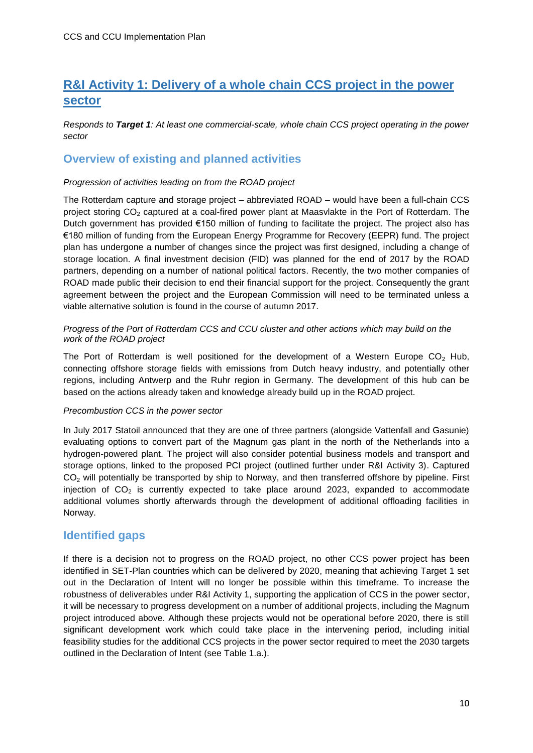## R&I Activity 1: Delivery of a whole chain CCS project in the power sector

*Responds to **Target 1**: At least one commercial-scale, whole chain CCS project operating in the power sector*

### Overview of existing and planned activities

*Progression of activities leading on from the ROAD project*

The Rotterdam capture and storage project – abbreviated ROAD – would have been a full-chain CCS project storing $CO_2$ captured at a coal-fired power plant at Maasvlakte in the Port of Rotterdam. The Dutch government has provided €150 million of funding to facilitate the project. The project also has €180 million of funding from the European Energy Programme for Recovery (EEPR) fund. The project plan has undergone a number of changes since the project was first designed, including a change of storage location. A final investment decision (FID) was planned for the end of 2017 by the ROAD partners, depending on a number of national political factors. Recently, the two mother companies of ROAD made public their decision to end their financial support for the project. Consequently the grant agreement between the project and the European Commission will need to be terminated unless a viable alternative solution is found in the course of autumn 2017.

*Progress of the Port of Rotterdam CCS and CCU cluster and other actions which may build on the work of the ROAD project*

The Port of Rotterdam is well positioned for the development of a Western Europe $CO_2$ Hub, connecting offshore storage fields with emissions from Dutch heavy industry, and potentially other regions, including Antwerp and the Ruhr region in Germany. The development of this hub can be based on the actions already taken and knowledge already build up in the ROAD project.

*Precombustion CCS in the power sector*

In July 2017 Statoil announced that they are one of three partners (alongside Vattenfall and Gasunie) evaluating options to convert part of the Magnum gas plant in the north of the Netherlands into a hydrogen-powered plant. The project will also consider potential business models and transport and storage options, linked to the proposed PCI project (outlined further under R&I Activity 3). Captured $CO_2$ will potentially be transported by ship to Norway, and then transferred offshore by pipeline. First injection of $CO_2$ is currently expected to take place around 2023, expanded to accommodate additional volumes shortly afterwards through the development of additional offloading facilities in Norway.

### Identified gaps

If there is a decision not to progress on the ROAD project, no other CCS power project has been identified in SET-Plan countries which can be delivered by 2020, meaning that achieving Target 1 set out in the Declaration of Intent will no longer be possible within this timeframe. To increase the robustness of deliverables under R&I Activity 1, supporting the application of CCS in the power sector, it will be necessary to progress development on a number of additional projects, including the Magnum project introduced above. Although these projects would not be operational before 2020, there is still significant development work which could take place in the intervening period, including initial feasibility studies for the additional CCS projects in the power sector required to meet the 2030 targets outlined in the Declaration of Intent (see Table 1.a.).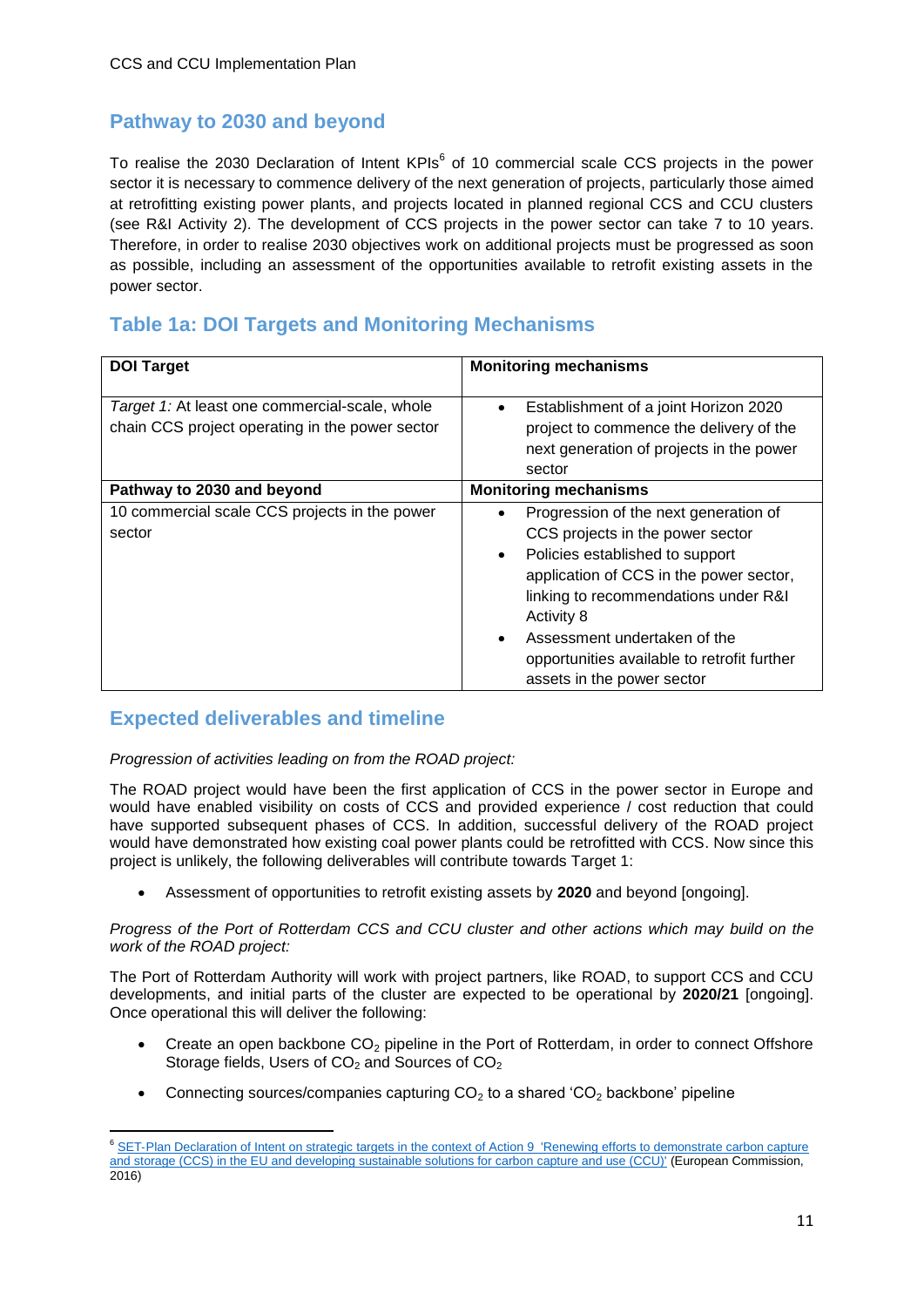## Pathway to 2030 and beyond

To realise the 2030 Declaration of Intent KPIs[6] of 10 commercial scale CCS projects in the power sector it is necessary to commence delivery of the next generation of projects, particularly those aimed at retrofitting existing power plants, and projects located in planned regional CCS and CCU clusters (see R&I Activity 2). The development of CCS projects in the power sector can take 7 to 10 years. Therefore, in order to realise 2030 objectives work on additional projects must be progressed as soon as possible, including an assessment of the opportunities available to retrofit existing assets in the power sector.

## Table 1a: DOI Targets and Monitoring Mechanisms

| DOI Target | Monitoring mechanisms |
|---|---|
| *Target 1:* At least one commercial-scale, whole chain CCS project operating in the power sector | • Establishment of a joint Horizon 2020 project to commence the delivery of the next generation of projects in the power sector |
| **Pathway to 2030 and beyond** | **Monitoring mechanisms** |
| 10 commercial scale CCS projects in the power sector | • Progression of the next generation of CCS projects in the power sector<br>• Policies established to support application of CCS in the power sector, linking to recommendations under R&I Activity 8<br>• Assessment undertaken of the opportunities available to retrofit further assets in the power sector |

## Expected deliverables and timeline

*Progression of activities leading on from the ROAD project:*

The ROAD project would have been the first application of CCS in the power sector in Europe and would have enabled visibility on costs of CCS and provided experience / cost reduction that could have supported subsequent phases of CCS. In addition, successful delivery of the ROAD project would have demonstrated how existing coal power plants could be retrofitted with CCS. Now since this project is unlikely, the following deliverables will contribute towards Target 1:

- Assessment of opportunities to retrofit existing assets by **2020** and beyond [ongoing].

*Progress of the Port of Rotterdam CCS and CCU cluster and other actions which may build on the work of the ROAD project:*

The Port of Rotterdam Authority will work with project partners, like ROAD, to support CCS and CCU developments, and initial parts of the cluster are expected to be operational by **2020/21** [ongoing]. Once operational this will deliver the following:

- Create an open backbone $CO_2$ pipeline in the Port of Rotterdam, in order to connect Offshore Storage fields, Users of $CO_2$ and Sources of $CO_2$
- Connecting sources/companies capturing $CO_2$ to a shared '$CO_2$ backbone' pipeline

---

[6] SET-Plan Declaration of Intent on strategic targets in the context of Action 9 'Renewing efforts to demonstrate carbon capture and storage (CCS) in the EU and developing sustainable solutions for carbon capture and use (CCU)' (European Commission, 2016)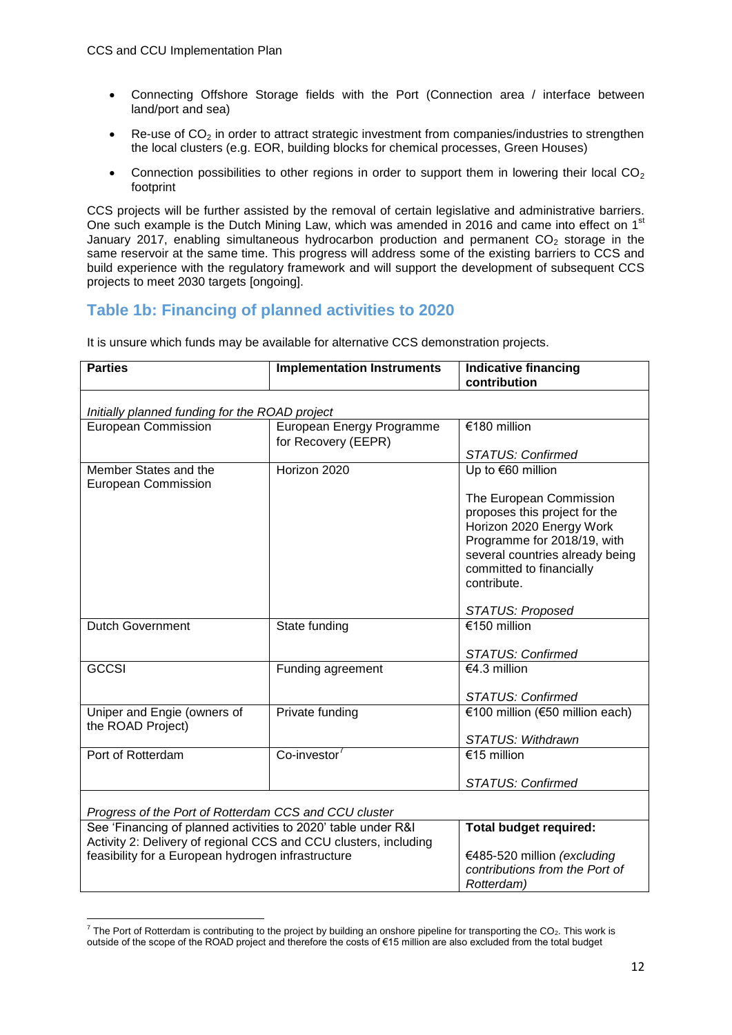- Connecting Offshore Storage fields with the Port (Connection area / interface between land/port and sea)
- Re-use of $CO_2$ in order to attract strategic investment from companies/industries to strengthen the local clusters (e.g. EOR, building blocks for chemical processes, Green Houses)
- Connection possibilities to other regions in order to support them in lowering their local $CO_2$ footprint

CCS projects will be further assisted by the removal of certain legislative and administrative barriers. One such example is the Dutch Mining Law, which was amended in 2016 and came into effect on 1st January 2017, enabling simultaneous hydrocarbon production and permanent $CO_2$ storage in the same reservoir at the same time. This progress will address some of the existing barriers to CCS and build experience with the regulatory framework and will support the development of subsequent CCS projects to meet 2030 targets [ongoing].

## Table 1b: Financing of planned activities to 2020

It is unsure which funds may be available for alternative CCS demonstration projects.

| **Parties** | **Implementation Instruments** | **Indicative financing contribution** |
|---|---|---|
| *Initially planned funding for the ROAD project* | | |
| European Commission | European Energy Programme for Recovery (EEPR) | €180 million<br><br>*STATUS: Confirmed* |
| Member States and the European Commission | Horizon 2020 | Up to €60 million<br><br>The European Commission proposes this project for the Horizon 2020 Energy Work Programme for 2018/19, with several countries already being committed to financially contribute.<br><br>*STATUS: Proposed* |
| Dutch Government | State funding | €150 million<br><br>*STATUS: Confirmed* |
| GCCSI | Funding agreement | €4.3 million<br><br>*STATUS: Confirmed* |
| Uniper and Engie (owners of the ROAD Project) | Private funding | €100 million (€50 million each)<br><br>*STATUS: Withdrawn* |
| Port of Rotterdam | Co-investor[7] | €15 million<br><br>*STATUS: Confirmed* |
| *Progress of the Port of Rotterdam CCS and CCU cluster* | | |
| See 'Financing of planned activities to 2020' table under R&I Activity 2: Delivery of regional CCS and CCU clusters, including feasibility for a European hydrogen infrastructure | | **Total budget required:**<br><br>€485-520 million *(excluding contributions from the Port of Rotterdam)* |

[7] The Port of Rotterdam is contributing to the project by building an onshore pipeline for transporting the $CO_2$. This work is outside of the scope of the ROAD project and therefore the costs of €15 million are also excluded from the total budget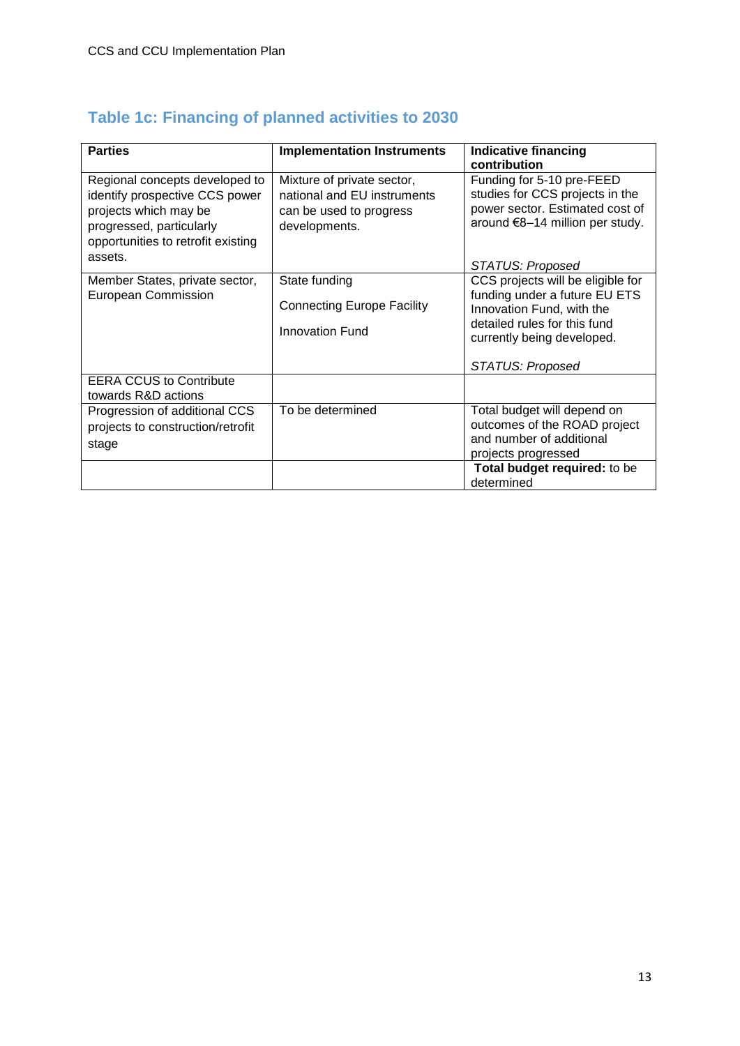## Table 1c: Financing of planned activities to 2030

| Parties | Implementation Instruments | Indicative financing contribution |
|---|---|---|
| Regional concepts developed to identify prospective CCS power projects which may be progressed, particularly opportunities to retrofit existing assets. | Mixture of private sector, national and EU instruments can be used to progress developments. | Funding for 5-10 pre-FEED studies for CCS projects in the power sector. Estimated cost of around €8–14 million per study.<br><br>*STATUS: Proposed* |
| Member States, private sector, European Commission | State funding<br><br>Connecting Europe Facility<br><br>Innovation Fund | CCS projects will be eligible for funding under a future EU ETS Innovation Fund, with the detailed rules for this fund currently being developed.<br><br>*STATUS: Proposed* |
| EERA CCUS to Contribute towards R&D actions | | |
| Progression of additional CCS projects to construction/retrofit stage | To be determined | Total budget will depend on outcomes of the ROAD project and number of additional projects progressed |
| | | **Total budget required:** to be determined |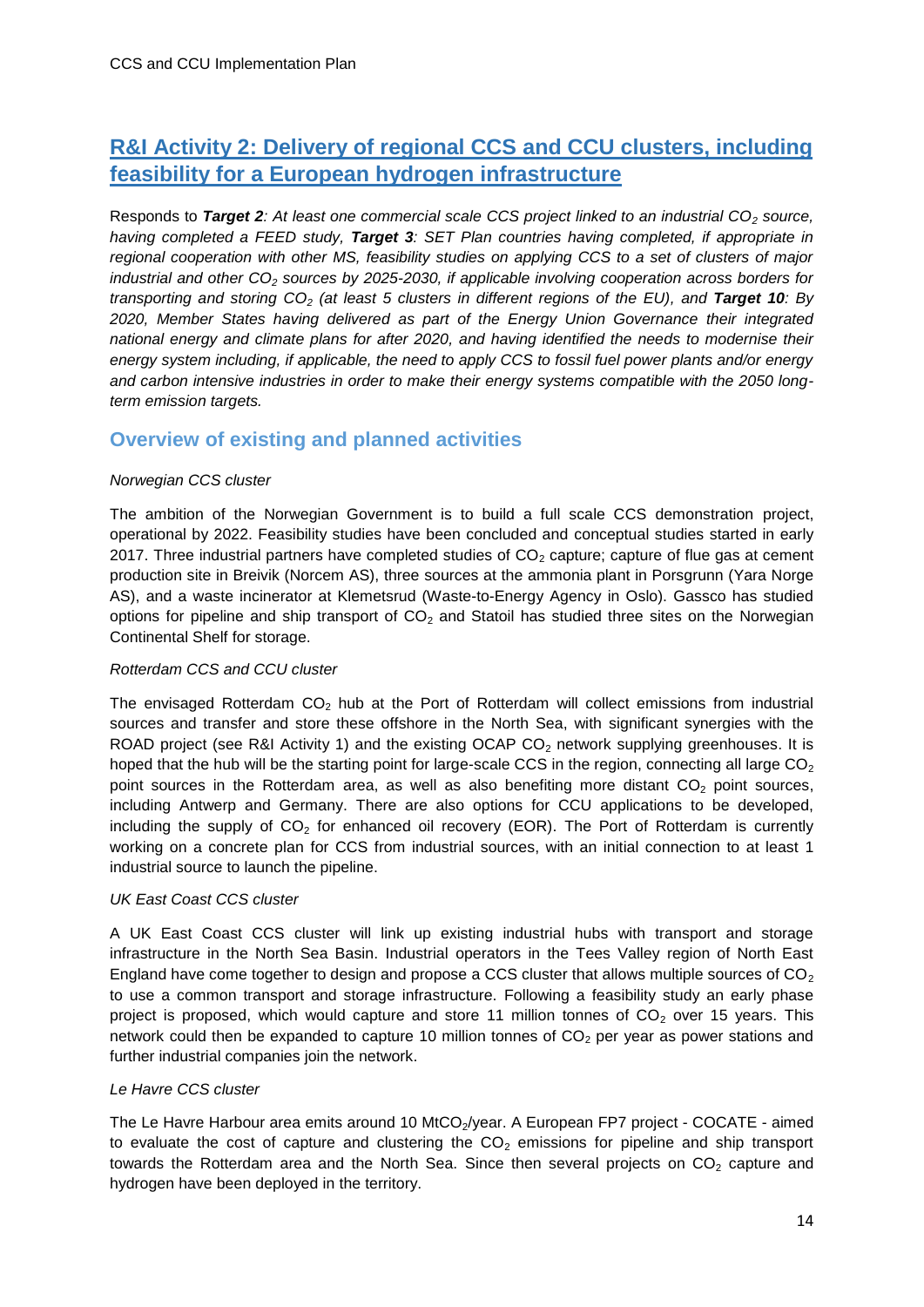## R&I Activity 2: Delivery of regional CCS and CCU clusters, including feasibility for a European hydrogen infrastructure

Responds to ***Target 2****: At least one commercial scale CCS project linked to an industrial $CO_2$ source, having completed a FEED study,* ***Target 3****: SET Plan countries having completed, if appropriate in regional cooperation with other MS, feasibility studies on applying CCS to a set of clusters of major industrial and other $CO_2$ sources by 2025-2030, if applicable involving cooperation across borders for transporting and storing $CO_2$ (at least 5 clusters in different regions of the EU), and* ***Target 10****: By 2020, Member States having delivered as part of the Energy Union Governance their integrated national energy and climate plans for after 2020, and having identified the needs to modernise their energy system including, if applicable, the need to apply CCS to fossil fuel power plants and/or energy and carbon intensive industries in order to make their energy systems compatible with the 2050 long-term emission targets.*

### Overview of existing and planned activities

*Norwegian CCS cluster*

The ambition of the Norwegian Government is to build a full scale CCS demonstration project, operational by 2022. Feasibility studies have been concluded and conceptual studies started in early 2017. Three industrial partners have completed studies of $CO_2$ capture; capture of flue gas at cement production site in Breivik (Norcem AS), three sources at the ammonia plant in Porsgrunn (Yara Norge AS), and a waste incinerator at Klemetsrud (Waste-to-Energy Agency in Oslo). Gassco has studied options for pipeline and ship transport of $CO_2$ and Statoil has studied three sites on the Norwegian Continental Shelf for storage.

*Rotterdam CCS and CCU cluster*

The envisaged Rotterdam $CO_2$ hub at the Port of Rotterdam will collect emissions from industrial sources and transfer and store these offshore in the North Sea, with significant synergies with the ROAD project (see R&I Activity 1) and the existing OCAP $CO_2$ network supplying greenhouses. It is hoped that the hub will be the starting point for large-scale CCS in the region, connecting all large $CO_2$ point sources in the Rotterdam area, as well as also benefiting more distant $CO_2$ point sources, including Antwerp and Germany. There are also options for CCU applications to be developed, including the supply of $CO_2$ for enhanced oil recovery (EOR). The Port of Rotterdam is currently working on a concrete plan for CCS from industrial sources, with an initial connection to at least 1 industrial source to launch the pipeline.

*UK East Coast CCS cluster*

A UK East Coast CCS cluster will link up existing industrial hubs with transport and storage infrastructure in the North Sea Basin. Industrial operators in the Tees Valley region of North East England have come together to design and propose a CCS cluster that allows multiple sources of $CO_2$ to use a common transport and storage infrastructure. Following a feasibility study an early phase project is proposed, which would capture and store 11 million tonnes of $CO_2$ over 15 years. This network could then be expanded to capture 10 million tonnes of $CO_2$ per year as power stations and further industrial companies join the network.

*Le Havre CCS cluster*

The Le Havre Harbour area emits around 10 $MtCO_2$/year. A European FP7 project - COCATE - aimed to evaluate the cost of capture and clustering the $CO_2$ emissions for pipeline and ship transport towards the Rotterdam area and the North Sea. Since then several projects on $CO_2$ capture and hydrogen have been deployed in the territory.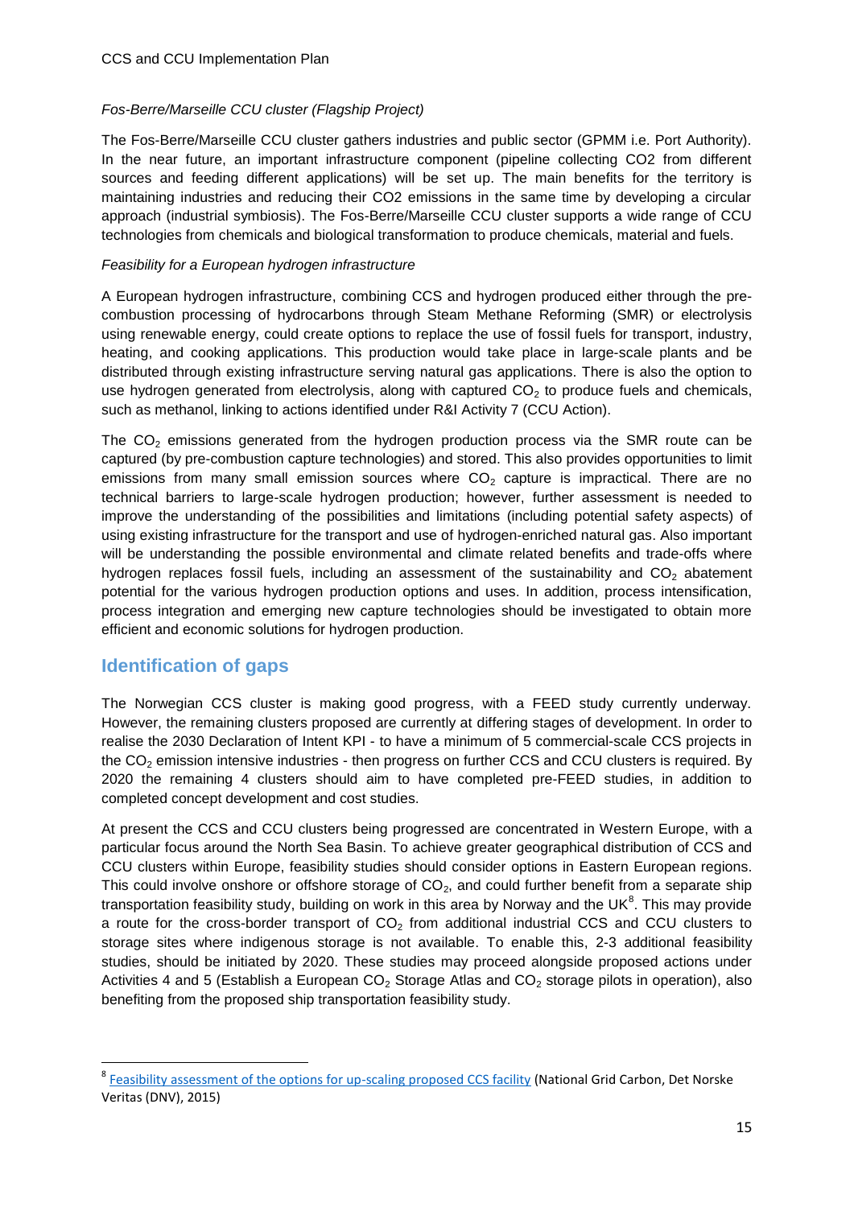*Fos-Berre/Marseille CCU cluster (Flagship Project)*

The Fos-Berre/Marseille CCU cluster gathers industries and public sector (GPMM i.e. Port Authority). In the near future, an important infrastructure component (pipeline collecting CO2 from different sources and feeding different applications) will be set up. The main benefits for the territory is maintaining industries and reducing their CO2 emissions in the same time by developing a circular approach (industrial symbiosis). The Fos-Berre/Marseille CCU cluster supports a wide range of CCU technologies from chemicals and biological transformation to produce chemicals, material and fuels.

*Feasibility for a European hydrogen infrastructure*

A European hydrogen infrastructure, combining CCS and hydrogen produced either through the pre-combustion processing of hydrocarbons through Steam Methane Reforming (SMR) or electrolysis using renewable energy, could create options to replace the use of fossil fuels for transport, industry, heating, and cooking applications. This production would take place in large-scale plants and be distributed through existing infrastructure serving natural gas applications. There is also the option to use hydrogen generated from electrolysis, along with captured $CO_2$ to produce fuels and chemicals, such as methanol, linking to actions identified under R&I Activity 7 (CCU Action).

The $CO_2$ emissions generated from the hydrogen production process via the SMR route can be captured (by pre-combustion capture technologies) and stored. This also provides opportunities to limit emissions from many small emission sources where $CO_2$ capture is impractical. There are no technical barriers to large-scale hydrogen production; however, further assessment is needed to improve the understanding of the possibilities and limitations (including potential safety aspects) of using existing infrastructure for the transport and use of hydrogen-enriched natural gas. Also important will be understanding the possible environmental and climate related benefits and trade-offs where hydrogen replaces fossil fuels, including an assessment of the sustainability and $CO_2$ abatement potential for the various hydrogen production options and uses. In addition, process intensification, process integration and emerging new capture technologies should be investigated to obtain more efficient and economic solutions for hydrogen production.

## Identification of gaps

The Norwegian CCS cluster is making good progress, with a FEED study currently underway. However, the remaining clusters proposed are currently at differing stages of development. In order to realise the 2030 Declaration of Intent KPI - to have a minimum of 5 commercial-scale CCS projects in the $CO_2$ emission intensive industries - then progress on further CCS and CCU clusters is required. By 2020 the remaining 4 clusters should aim to have completed pre-FEED studies, in addition to completed concept development and cost studies.

At present the CCS and CCU clusters being progressed are concentrated in Western Europe, with a particular focus around the North Sea Basin. To achieve greater geographical distribution of CCS and CCU clusters within Europe, feasibility studies should consider options in Eastern European regions. This could involve onshore or offshore storage of $CO_2$, and could further benefit from a separate ship transportation feasibility study, building on work in this area by Norway and the UK[8]. This may provide a route for the cross-border transport of $CO_2$ from additional industrial CCS and CCU clusters to storage sites where indigenous storage is not available. To enable this, 2-3 additional feasibility studies, should be initiated by 2020. These studies may proceed alongside proposed actions under Activities 4 and 5 (Establish a European $CO_2$ Storage Atlas and $CO_2$ storage pilots in operation), also benefiting from the proposed ship transportation feasibility study.

[8] Feasibility assessment of the options for up-scaling proposed CCS facility (National Grid Carbon, Det Norske Veritas (DNV), 2015)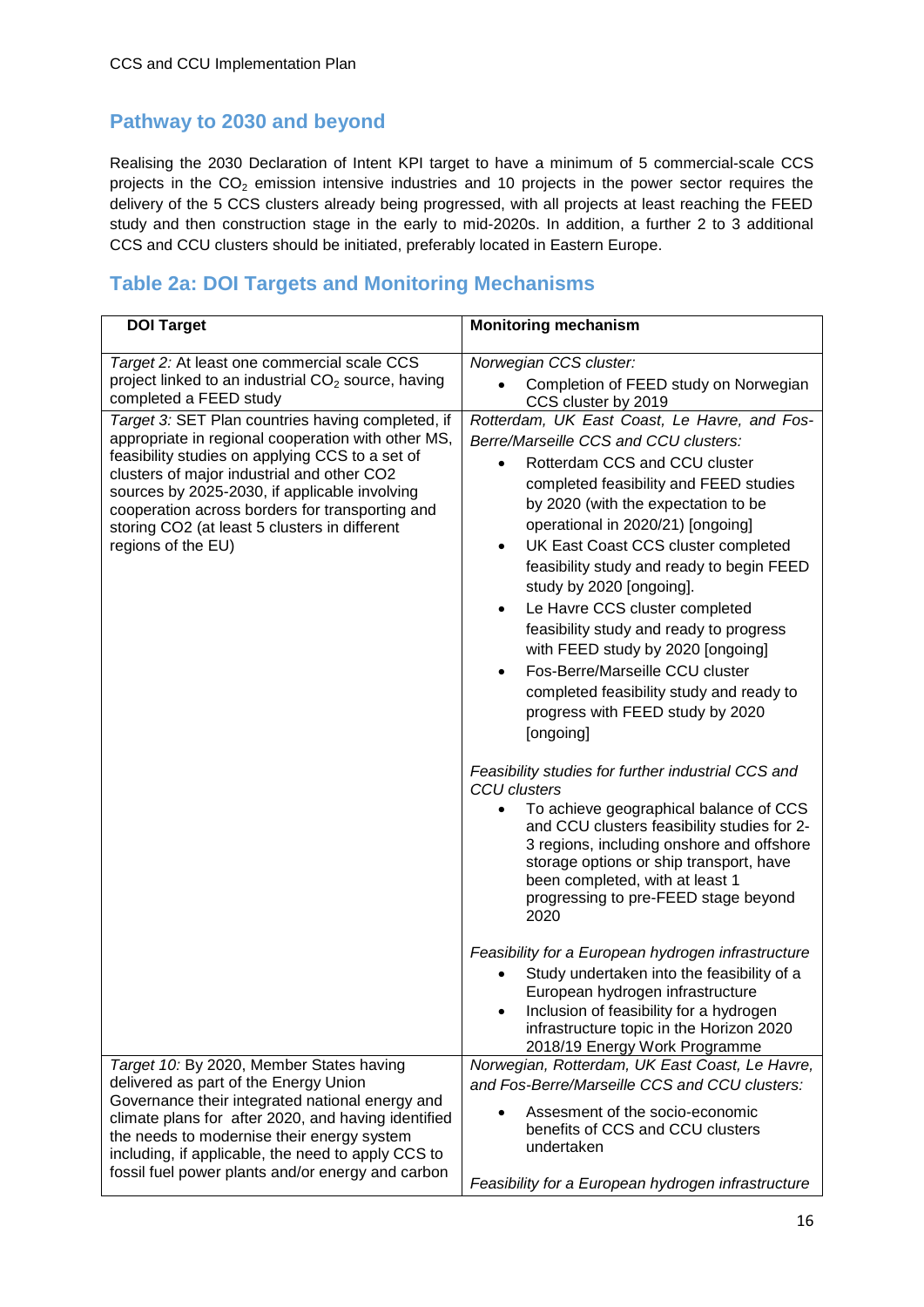## Pathway to 2030 and beyond

Realising the 2030 Declaration of Intent KPI target to have a minimum of 5 commercial-scale CCS projects in the $CO_2$ emission intensive industries and 10 projects in the power sector requires the delivery of the 5 CCS clusters already being progressed, with all projects at least reaching the FEED study and then construction stage in the early to mid-2020s. In addition, a further 2 to 3 additional CCS and CCU clusters should be initiated, preferably located in Eastern Europe.

## Table 2a: DOI Targets and Monitoring Mechanisms

| DOI Target | Monitoring mechanism |
|---|---|
| *Target 2:* At least one commercial scale CCS project linked to an industrial $CO_2$ source, having completed a FEED study | *Norwegian CCS cluster:*<br>• Completion of FEED study on Norwegian CCS cluster by 2019 |
| *Target 3:* SET Plan countries having completed, if appropriate in regional cooperation with other MS, feasibility studies on applying CCS to a set of clusters of major industrial and other CO2 sources by 2025-2030, if applicable involving cooperation across borders for transporting and storing CO2 (at least 5 clusters in different regions of the EU) | *Rotterdam, UK East Coast, Le Havre, and Fos-Berre/Marseille CCS and CCU clusters:*<br>• Rotterdam CCS and CCU cluster completed feasibility and FEED studies by 2020 (with the expectation to be operational in 2020/21) [ongoing]<br>• UK East Coast CCS cluster completed feasibility study and ready to begin FEED study by 2020 [ongoing].<br>• Le Havre CCS cluster completed feasibility study and ready to progress with FEED study by 2020 [ongoing]<br>• Fos-Berre/Marseille CCU cluster completed feasibility study and ready to progress with FEED study by 2020 [ongoing]<br><br>*Feasibility studies for further industrial CCS and CCU clusters*<br>• To achieve geographical balance of CCS and CCU clusters feasibility studies for 2-3 regions, including onshore and offshore storage options or ship transport, have been completed, with at least 1 progressing to pre-FEED stage beyond 2020<br><br>*Feasibility for a European hydrogen infrastructure*<br>• Study undertaken into the feasibility of a European hydrogen infrastructure<br>• Inclusion of feasibility for a hydrogen infrastructure topic in the Horizon 2020 2018/19 Energy Work Programme |
| *Target 10:* By 2020, Member States having delivered as part of the Energy Union Governance their integrated national energy and climate plans for after 2020, and having identified the needs to modernise their energy system including, if applicable, the need to apply CCS to fossil fuel power plants and/or energy and carbon | *Norwegian, Rotterdam, UK East Coast, Le Havre, and Fos-Berre/Marseille CCS and CCU clusters:*<br>• Assesment of the socio-economic benefits of CCS and CCU clusters undertaken<br><br>*Feasibility for a European hydrogen infrastructure* |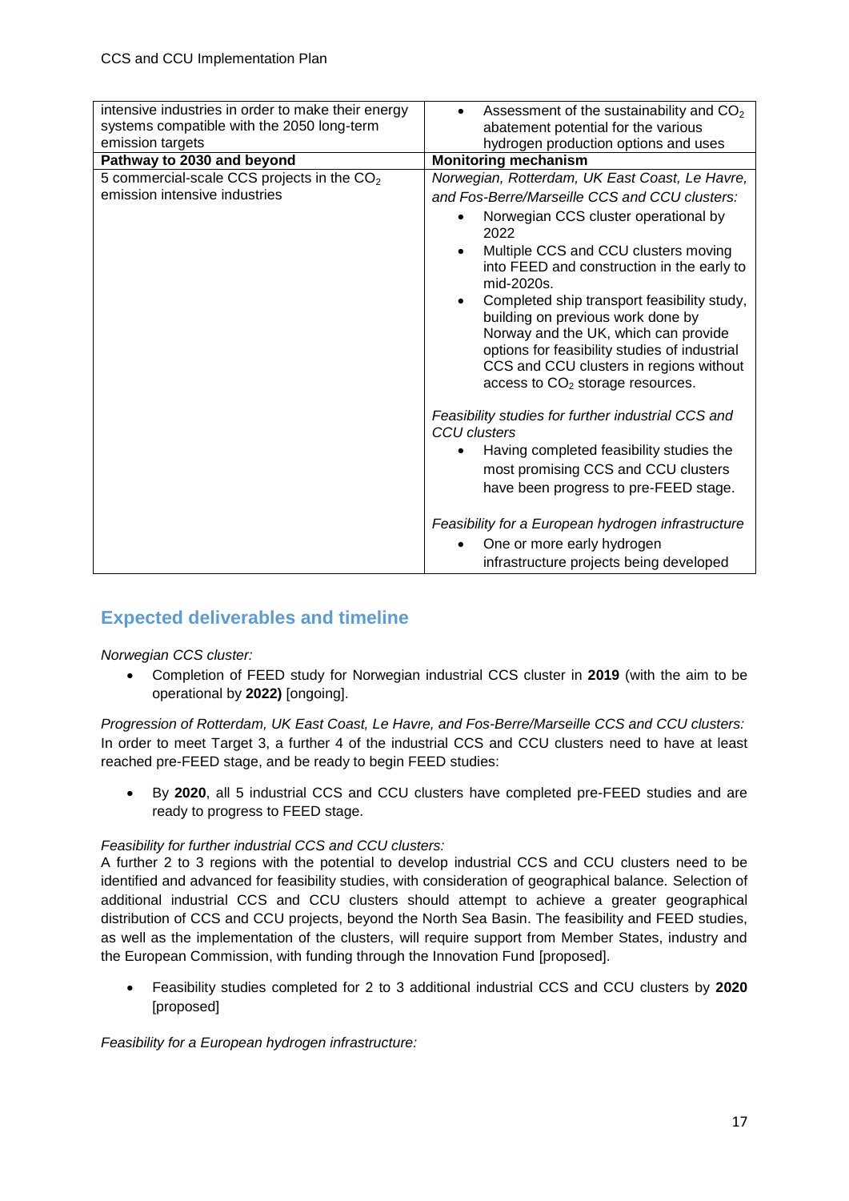| | |
|---|---|
| intensive industries in order to make their energy systems compatible with the 2050 long-term emission targets | • Assessment of the sustainability and $CO_2$ abatement potential for the various hydrogen production options and uses |
| **Pathway to 2030 and beyond** | **Monitoring mechanism** |
| 5 commercial-scale CCS projects in the $CO_2$ emission intensive industries | *Norwegian, Rotterdam, UK East Coast, Le Havre, and Fos-Berre/Marseille CCS and CCU clusters:*<br>• Norwegian CCS cluster operational by 2022<br>• Multiple CCS and CCU clusters moving into FEED and construction in the early to mid-2020s.<br>• Completed ship transport feasibility study, building on previous work done by Norway and the UK, which can provide options for feasibility studies of industrial CCS and CCU clusters in regions without access to $CO_2$ storage resources.<br><br>*Feasibility studies for further industrial CCS and CCU clusters*<br>• Having completed feasibility studies the most promising CCS and CCU clusters have been progress to pre-FEED stage.<br><br>*Feasibility for a European hydrogen infrastructure*<br>• One or more early hydrogen infrastructure projects being developed |

## Expected deliverables and timeline

*Norwegian CCS cluster:*

- Completion of FEED study for Norwegian industrial CCS cluster in **2019** (with the aim to be operational by **2022)** [ongoing].

*Progression of Rotterdam, UK East Coast, Le Havre, and Fos-Berre/Marseille CCS and CCU clusters:* In order to meet Target 3, a further 4 of the industrial CCS and CCU clusters need to have at least reached pre-FEED stage, and be ready to begin FEED studies:

- By **2020**, all 5 industrial CCS and CCU clusters have completed pre-FEED studies and are ready to progress to FEED stage.

*Feasibility for further industrial CCS and CCU clusters:*
A further 2 to 3 regions with the potential to develop industrial CCS and CCU clusters need to be identified and advanced for feasibility studies, with consideration of geographical balance. Selection of additional industrial CCS and CCU clusters should attempt to achieve a greater geographical distribution of CCS and CCU projects, beyond the North Sea Basin. The feasibility and FEED studies, as well as the implementation of the clusters, will require support from Member States, industry and the European Commission, with funding through the Innovation Fund [proposed].

- Feasibility studies completed for 2 to 3 additional industrial CCS and CCU clusters by **2020** [proposed]

*Feasibility for a European hydrogen infrastructure:*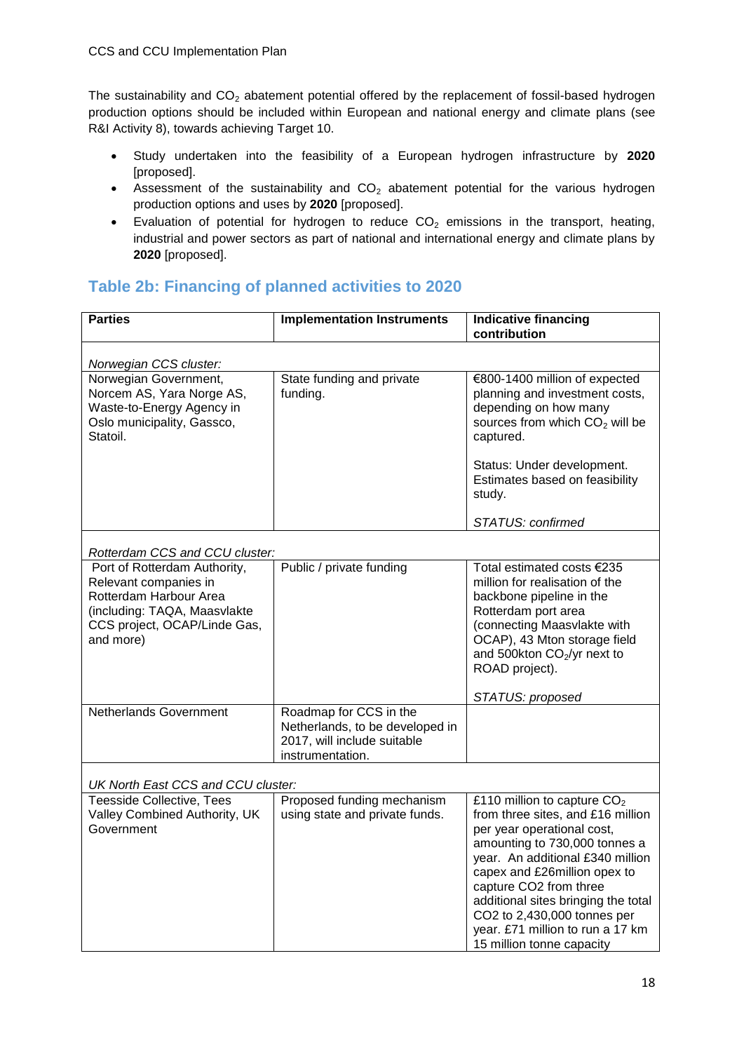The sustainability and $CO_2$ abatement potential offered by the replacement of fossil-based hydrogen production options should be included within European and national energy and climate plans (see R&I Activity 8), towards achieving Target 10.

- Study undertaken into the feasibility of a European hydrogen infrastructure by **2020** [proposed].
- Assessment of the sustainability and $CO_2$ abatement potential for the various hydrogen production options and uses by **2020** [proposed].
- Evaluation of potential for hydrogen to reduce $CO_2$ emissions in the transport, heating, industrial and power sectors as part of national and international energy and climate plans by **2020** [proposed].

## Table 2b: Financing of planned activities to 2020

| Parties | Implementation Instruments | Indicative financing contribution |
|---|---|---|
| *Norwegian CCS cluster:* | | |
| Norwegian Government, Norcem AS, Yara Norge AS, Waste-to-Energy Agency in Oslo municipality, Gassco, Statoil. | State funding and private funding. | €800-1400 million of expected planning and investment costs, depending on how many sources from which $CO_2$ will be captured.<br><br>Status: Under development. Estimates based on feasibility study.<br><br>*STATUS: confirmed* |
| *Rotterdam CCS and CCU cluster:* | | |
| Port of Rotterdam Authority, Relevant companies in Rotterdam Harbour Area (including: TAQA, Maasvlakte CCS project, OCAP/Linde Gas, and more) | Public / private funding | Total estimated costs €235 million for realisation of the backbone pipeline in the Rotterdam port area (connecting Maasvlakte with OCAP), 43 Mton storage field and 500kton $CO_2$/yr next to ROAD project).<br><br>*STATUS: proposed* |
| Netherlands Government | Roadmap for CCS in the Netherlands, to be developed in 2017, will include suitable instrumentation. | |
| *UK North East CCS and CCU cluster:* | | |
| Teesside Collective, Tees Valley Combined Authority, UK Government | Proposed funding mechanism using state and private funds. | £110 million to capture $CO_2$ from three sites, and £16 million per year operational cost, amounting to 730,000 tonnes a year. An additional £340 million capex and £26million opex to capture CO2 from three additional sites bringing the total CO2 to 2,430,000 tonnes per year. £71 million to run a 17 km 15 million tonne capacity |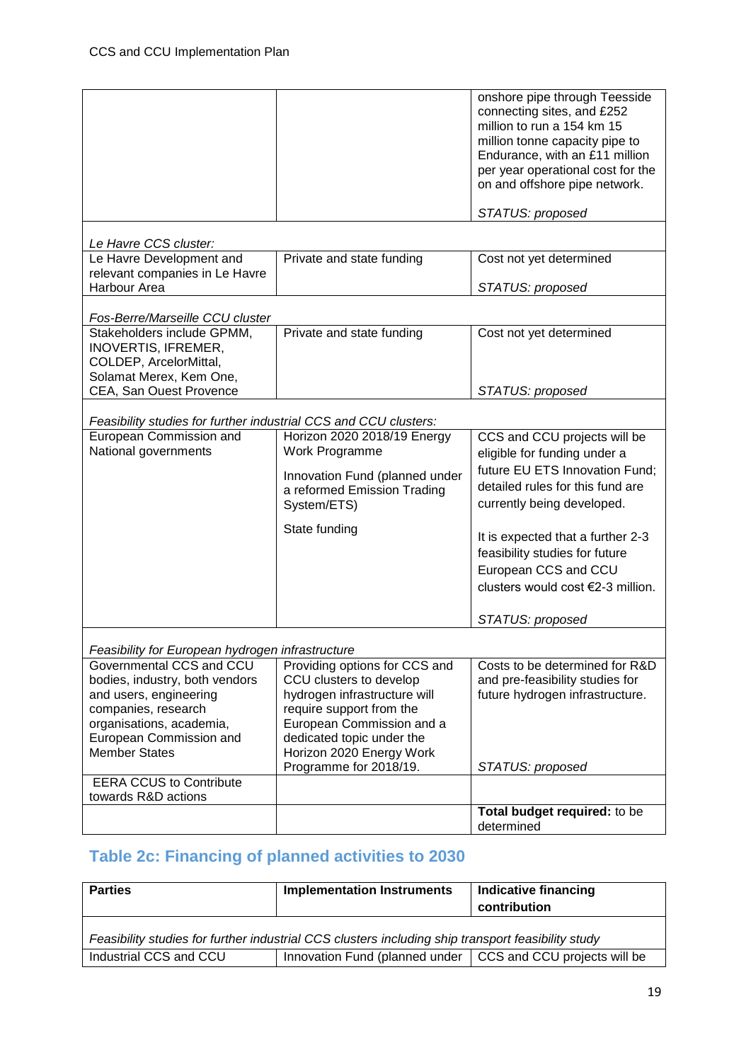| | | |
|---|---|---|
| | | onshore pipe through Teesside connecting sites, and £252 million to run a 154 km 15 million tonne capacity pipe to Endurance, with an £11 million per year operational cost for the on and offshore pipe network.<br><br>*STATUS: proposed* |
| *Le Havre CCS cluster:* | | |
| Le Havre Development and relevant companies in Le Havre Harbour Area | Private and state funding | Cost not yet determined<br><br>*STATUS: proposed* |
| *Fos-Berre/Marseille CCU cluster* | | |
| Stakeholders include GPMM, INOVERTIS, IFREMER, COLDEP, ArcelorMittal, Solamat Merex, Kem One, CEA, San Ouest Provence | Private and state funding | Cost not yet determined<br><br>*STATUS: proposed* |
| *Feasibility studies for further industrial CCS and CCU clusters:* | | |
| European Commission and National governments | Horizon 2020 2018/19 Energy Work Programme<br><br>Innovation Fund (planned under a reformed Emission Trading System/ETS)<br><br>State funding | CCS and CCU projects will be eligible for funding under a future EU ETS Innovation Fund; detailed rules for this fund are currently being developed.<br><br>It is expected that a further 2-3 feasibility studies for future European CCS and CCU clusters would cost €2-3 million.<br><br>*STATUS: proposed* |
| *Feasibility for European hydrogen infrastructure* | | |
| Governmental CCS and CCU bodies, industry, both vendors and users, engineering companies, research organisations, academia, European Commission and Member States | Providing options for CCS and CCU clusters to develop hydrogen infrastructure will require support from the European Commission and a dedicated topic under the Horizon 2020 Energy Work Programme for 2018/19. | Costs to be determined for R&D and pre-feasibility studies for future hydrogen infrastructure.<br><br>*STATUS: proposed* |
| EERA CCUS to Contribute towards R&D actions | | |
| | | **Total budget required:** to be determined |

## Table 2c: Financing of planned activities to 2030

| Parties | Implementation Instruments | Indicative financing contribution |
|---|---|---|
| *Feasibility studies for further industrial CCS clusters including ship transport feasibility study* | | |
| Industrial CCS and CCU | Innovation Fund (planned under | CCS and CCU projects will be |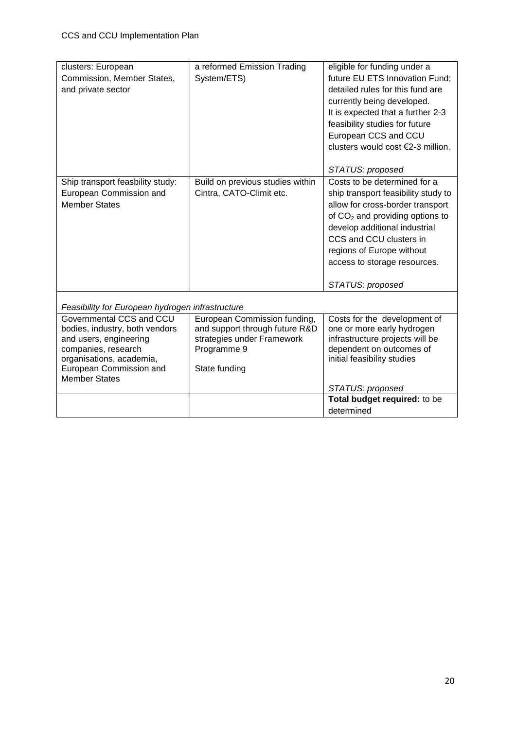| | | |
|---|---|---|
| clusters: European Commission, Member States, and private sector | a reformed Emission Trading System/ETS) | eligible for funding under a future EU ETS Innovation Fund; detailed rules for this fund are currently being developed. It is expected that a further 2-3 feasibility studies for future European CCS and CCU clusters would cost €2-3 million.<br><br>*STATUS: proposed* |
| Ship transport feasbility study: European Commission and Member States | Build on previous studies within Cintra, CATO-Climit etc. | Costs to be determined for a ship transport feasibility study to allow for cross-border transport of $CO_2$ and providing options to develop additional industrial CCS and CCU clusters in regions of Europe without access to storage resources.<br><br>*STATUS: proposed* |
| *Feasibility for European hydrogen infrastructure* | | |
| Governmental CCS and CCU bodies, industry, both vendors and users, engineering companies, research organisations, academia, European Commission and Member States | European Commission funding, and support through future R&D strategies under Framework Programme 9<br><br>State funding | Costs for the development of one or more early hydrogen infrastructure projects will be dependent on outcomes of initial feasibility studies<br><br>*STATUS: proposed* |
| | | **Total budget required:** to be determined |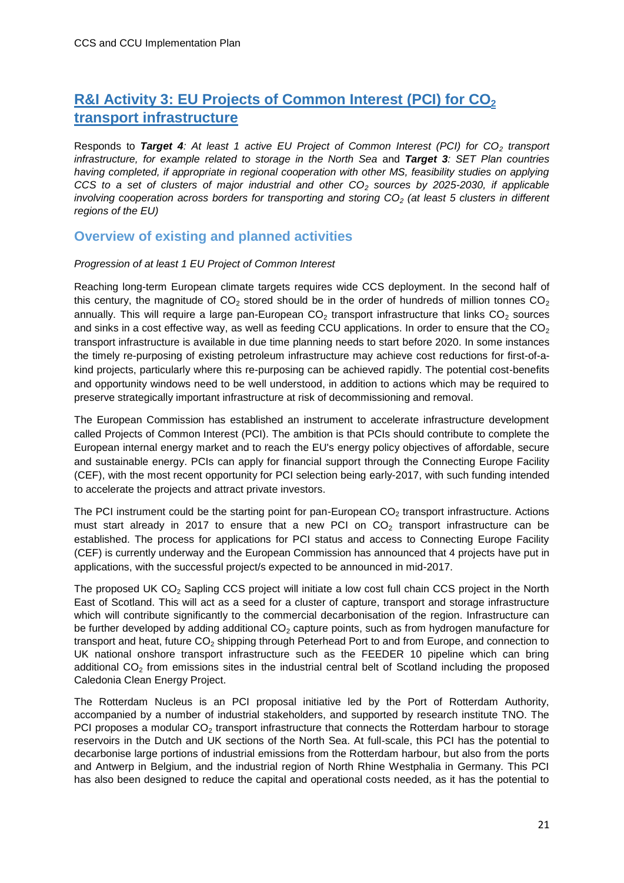## R&I Activity 3: EU Projects of Common Interest (PCI) for $CO_2$ transport infrastructure

Responds to ***Target 4****: At least 1 active EU Project of Common Interest (PCI) for $CO_2$ transport infrastructure, for example related to storage in the North Sea* and ***Target 3****: SET Plan countries having completed, if appropriate in regional cooperation with other MS, feasibility studies on applying CCS to a set of clusters of major industrial and other $CO_2$ sources by 2025-2030, if applicable involving cooperation across borders for transporting and storing $CO_2$ (at least 5 clusters in different regions of the EU)*

### Overview of existing and planned activities

*Progression of at least 1 EU Project of Common Interest*

Reaching long-term European climate targets requires wide CCS deployment. In the second half of this century, the magnitude of $CO_2$ stored should be in the order of hundreds of million tonnes $CO_2$ annually. This will require a large pan-European $CO_2$ transport infrastructure that links $CO_2$ sources and sinks in a cost effective way, as well as feeding CCU applications. In order to ensure that the $CO_2$ transport infrastructure is available in due time planning needs to start before 2020. In some instances the timely re-purposing of existing petroleum infrastructure may achieve cost reductions for first-of-a-kind projects, particularly where this re-purposing can be achieved rapidly. The potential cost-benefits and opportunity windows need to be well understood, in addition to actions which may be required to preserve strategically important infrastructure at risk of decommissioning and removal.

The European Commission has established an instrument to accelerate infrastructure development called Projects of Common Interest (PCI). The ambition is that PCIs should contribute to complete the European internal energy market and to reach the EU's energy policy objectives of affordable, secure and sustainable energy. PCIs can apply for financial support through the Connecting Europe Facility (CEF), with the most recent opportunity for PCI selection being early-2017, with such funding intended to accelerate the projects and attract private investors.

The PCI instrument could be the starting point for pan-European $CO_2$ transport infrastructure. Actions must start already in 2017 to ensure that a new PCI on $CO_2$ transport infrastructure can be established. The process for applications for PCI status and access to Connecting Europe Facility (CEF) is currently underway and the European Commission has announced that 4 projects have put in applications, with the successful project/s expected to be announced in mid-2017.

The proposed UK $CO_2$ Sapling CCS project will initiate a low cost full chain CCS project in the North East of Scotland. This will act as a seed for a cluster of capture, transport and storage infrastructure which will contribute significantly to the commercial decarbonisation of the region. Infrastructure can be further developed by adding additional $CO_2$ capture points, such as from hydrogen manufacture for transport and heat, future $CO_2$ shipping through Peterhead Port to and from Europe, and connection to UK national onshore transport infrastructure such as the FEEDER 10 pipeline which can bring additional $CO_2$ from emissions sites in the industrial central belt of Scotland including the proposed Caledonia Clean Energy Project.

The Rotterdam Nucleus is an PCI proposal initiative led by the Port of Rotterdam Authority, accompanied by a number of industrial stakeholders, and supported by research institute TNO. The PCI proposes a modular $CO_2$ transport infrastructure that connects the Rotterdam harbour to storage reservoirs in the Dutch and UK sections of the North Sea. At full-scale, this PCI has the potential to decarbonise large portions of industrial emissions from the Rotterdam harbour, but also from the ports and Antwerp in Belgium, and the industrial region of North Rhine Westphalia in Germany. This PCI has also been designed to reduce the capital and operational costs needed, as it has the potential to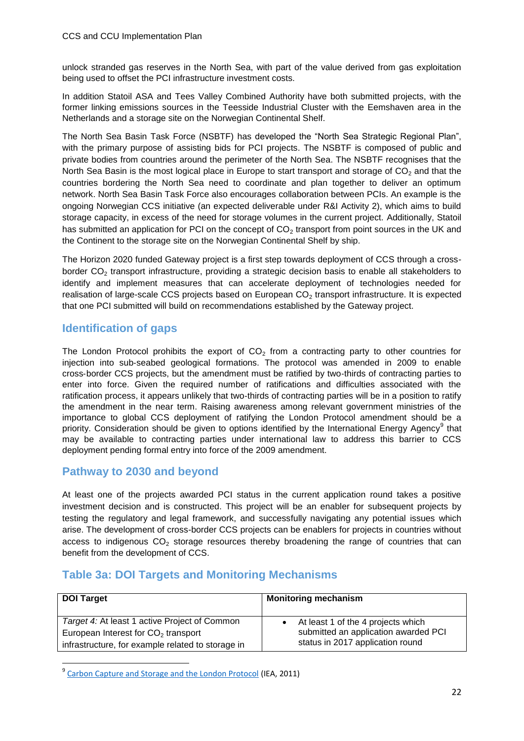unlock stranded gas reserves in the North Sea, with part of the value derived from gas exploitation being used to offset the PCI infrastructure investment costs.

In addition Statoil ASA and Tees Valley Combined Authority have both submitted projects, with the former linking emissions sources in the Teesside Industrial Cluster with the Eemshaven area in the Netherlands and a storage site on the Norwegian Continental Shelf.

The North Sea Basin Task Force (NSBTF) has developed the "North Sea Strategic Regional Plan", with the primary purpose of assisting bids for PCI projects. The NSBTF is composed of public and private bodies from countries around the perimeter of the North Sea. The NSBTF recognises that the North Sea Basin is the most logical place in Europe to start transport and storage of $CO_2$ and that the countries bordering the North Sea need to coordinate and plan together to deliver an optimum network. North Sea Basin Task Force also encourages collaboration between PCIs. An example is the ongoing Norwegian CCS initiative (an expected deliverable under R&I Activity 2), which aims to build storage capacity, in excess of the need for storage volumes in the current project. Additionally, Statoil has submitted an application for PCI on the concept of $CO_2$ transport from point sources in the UK and the Continent to the storage site on the Norwegian Continental Shelf by ship.

The Horizon 2020 funded Gateway project is a first step towards deployment of CCS through a cross-border $CO_2$ transport infrastructure, providing a strategic decision basis to enable all stakeholders to identify and implement measures that can accelerate deployment of technologies needed for realisation of large-scale CCS projects based on European $CO_2$ transport infrastructure. It is expected that one PCI submitted will build on recommendations established by the Gateway project.

## Identification of gaps

The London Protocol prohibits the export of $CO_2$ from a contracting party to other countries for injection into sub-seabed geological formations. The protocol was amended in 2009 to enable cross-border CCS projects, but the amendment must be ratified by two-thirds of contracting parties to enter into force. Given the required number of ratifications and difficulties associated with the ratification process, it appears unlikely that two-thirds of contracting parties will be in a position to ratify the amendment in the near term. Raising awareness among relevant government ministries of the importance to global CCS deployment of ratifying the London Protocol amendment should be a priority. Consideration should be given to options identified by the International Energy Agency[9] that may be available to contracting parties under international law to address this barrier to CCS deployment pending formal entry into force of the 2009 amendment.

## Pathway to 2030 and beyond

At least one of the projects awarded PCI status in the current application round takes a positive investment decision and is constructed. This project will be an enabler for subsequent projects by testing the regulatory and legal framework, and successfully navigating any potential issues which arise. The development of cross-border CCS projects can be enablers for projects in countries without access to indigenous $CO_2$ storage resources thereby broadening the range of countries that can benefit from the development of CCS.

## Table 3a: DOI Targets and Monitoring Mechanisms

| DOI Target | Monitoring mechanism |
|---|---|
| *Target 4:* At least 1 active Project of Common European Interest for $CO_2$ transport infrastructure, for example related to storage in | • At least 1 of the 4 projects which submitted an application awarded PCI status in 2017 application round |

[9] Carbon Capture and Storage and the London Protocol (IEA, 2011)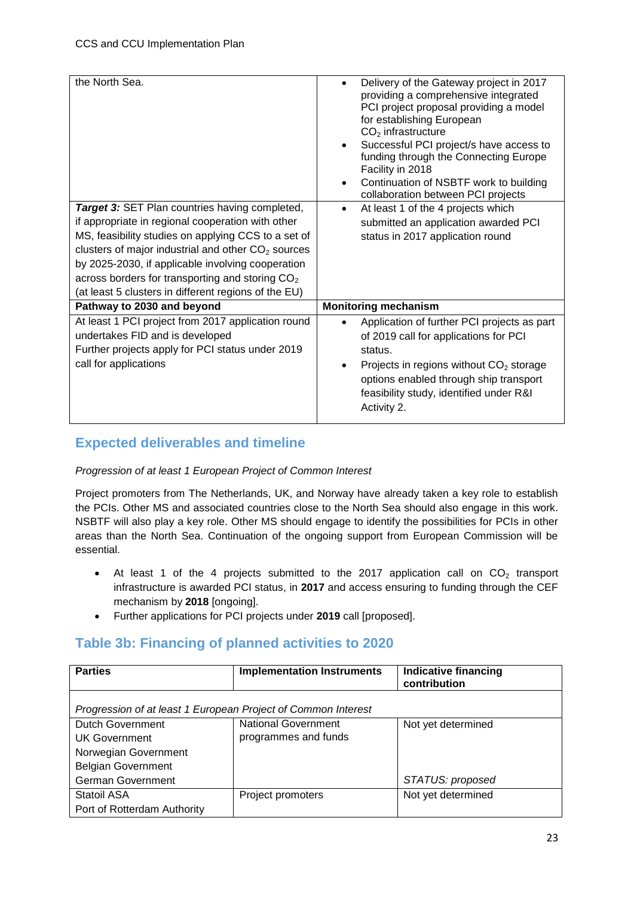| | |
|---|---|
| the North Sea. | • Delivery of the Gateway project in 2017 providing a comprehensive integrated PCI project proposal providing a model for establishing European $CO_2$ infrastructure<br>• Successful PCI project/s have access to funding through the Connecting Europe Facility in 2018<br>• Continuation of NSBTF work to building collaboration between PCI projects |
| ***Target 3:*** SET Plan countries having completed, if appropriate in regional cooperation with other MS, feasibility studies on applying CCS to a set of clusters of major industrial and other $CO_2$ sources by 2025-2030, if applicable involving cooperation across borders for transporting and storing $CO_2$ (at least 5 clusters in different regions of the EU) | • At least 1 of the 4 projects which submitted an application awarded PCI status in 2017 application round |
| **Pathway to 2030 and beyond** | **Monitoring mechanism** |
| At least 1 PCI project from 2017 application round undertakes FID and is developed<br>Further projects apply for PCI status under 2019 call for applications | • Application of further PCI projects as part of 2019 call for applications for PCI status.<br>• Projects in regions without $CO_2$ storage options enabled through ship transport feasibility study, identified under R&I Activity 2. |

## Expected deliverables and timeline

*Progression of at least 1 European Project of Common Interest*

Project promoters from The Netherlands, UK, and Norway have already taken a key role to establish the PCIs. Other MS and associated countries close to the North Sea should also engage in this work. NSBTF will also play a key role. Other MS should engage to identify the possibilities for PCIs in other areas than the North Sea. Continuation of the ongoing support from European Commission will be essential.

- At least 1 of the 4 projects submitted to the 2017 application call on $CO_2$ transport infrastructure is awarded PCI status, in **2017** and access ensuring to funding through the CEF mechanism by **2018** [ongoing].
- Further applications for PCI projects under **2019** call [proposed].

## Table 3b: Financing of planned activities to 2020

| **Parties** | **Implementation Instruments** | **Indicative financing contribution** |
|---|---|---|
| *Progression of at least 1 European Project of Common Interest* | | |
| Dutch Government<br>UK Government<br>Norwegian Government<br>Belgian Government<br>German Government | National Government programmes and funds | Not yet determined<br><br>*STATUS: proposed* |
| Statoil ASA<br>Port of Rotterdam Authority | Project promoters | Not yet determined |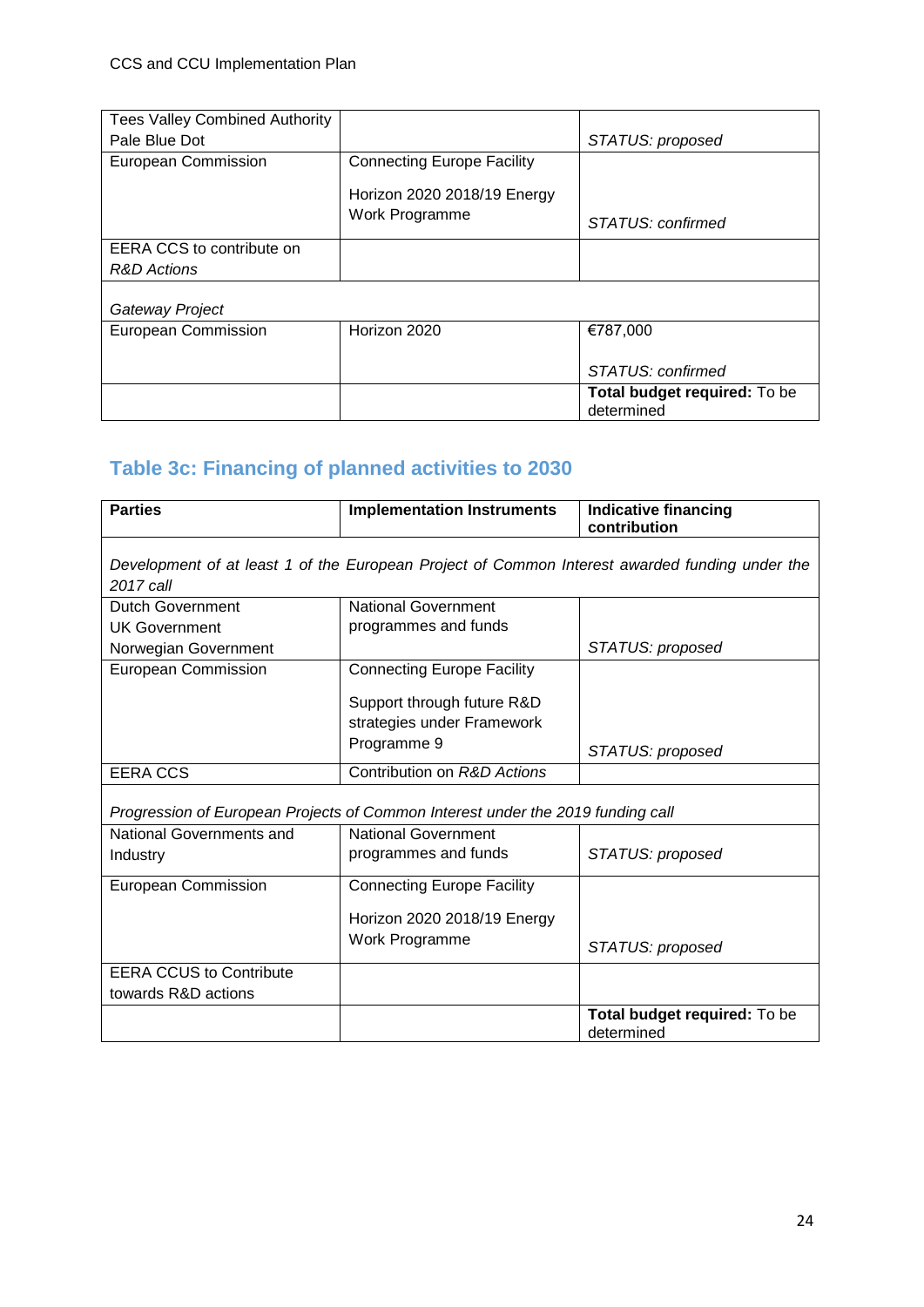| | | |
|---|---|---|
| Tees Valley Combined Authority<br>Pale Blue Dot | | *STATUS: proposed* |
| European Commission | Connecting Europe Facility<br><br>Horizon 2020 2018/19 Energy Work Programme | *STATUS: confirmed* |
| EERA CCS to contribute on *R&D Actions* | | |
| *Gateway Project* | | |
| European Commission | Horizon 2020 | €787,000<br><br>*STATUS: confirmed* |
| | | **Total budget required:** To be determined |

## Table 3c: Financing of planned activities to 2030

| **Parties** | **Implementation Instruments** | **Indicative financing contribution** |
|---|---|---|
| *Development of at least 1 of the European Project of Common Interest awarded funding under the 2017 call* | | |
| Dutch Government<br>UK Government<br>Norwegian Government | National Government programmes and funds | *STATUS: proposed* |
| European Commission | Connecting Europe Facility<br><br>Support through future R&D strategies under Framework Programme 9 | *STATUS: proposed* |
| EERA CCS | Contribution on *R&D Actions* | |
| *Progression of European Projects of Common Interest under the 2019 funding call* | | |
| National Governments and Industry | National Government programmes and funds | *STATUS: proposed* |
| European Commission | Connecting Europe Facility<br><br>Horizon 2020 2018/19 Energy Work Programme | *STATUS: proposed* |
| EERA CCUS to Contribute towards R&D actions | | |
| | | **Total budget required:** To be determined |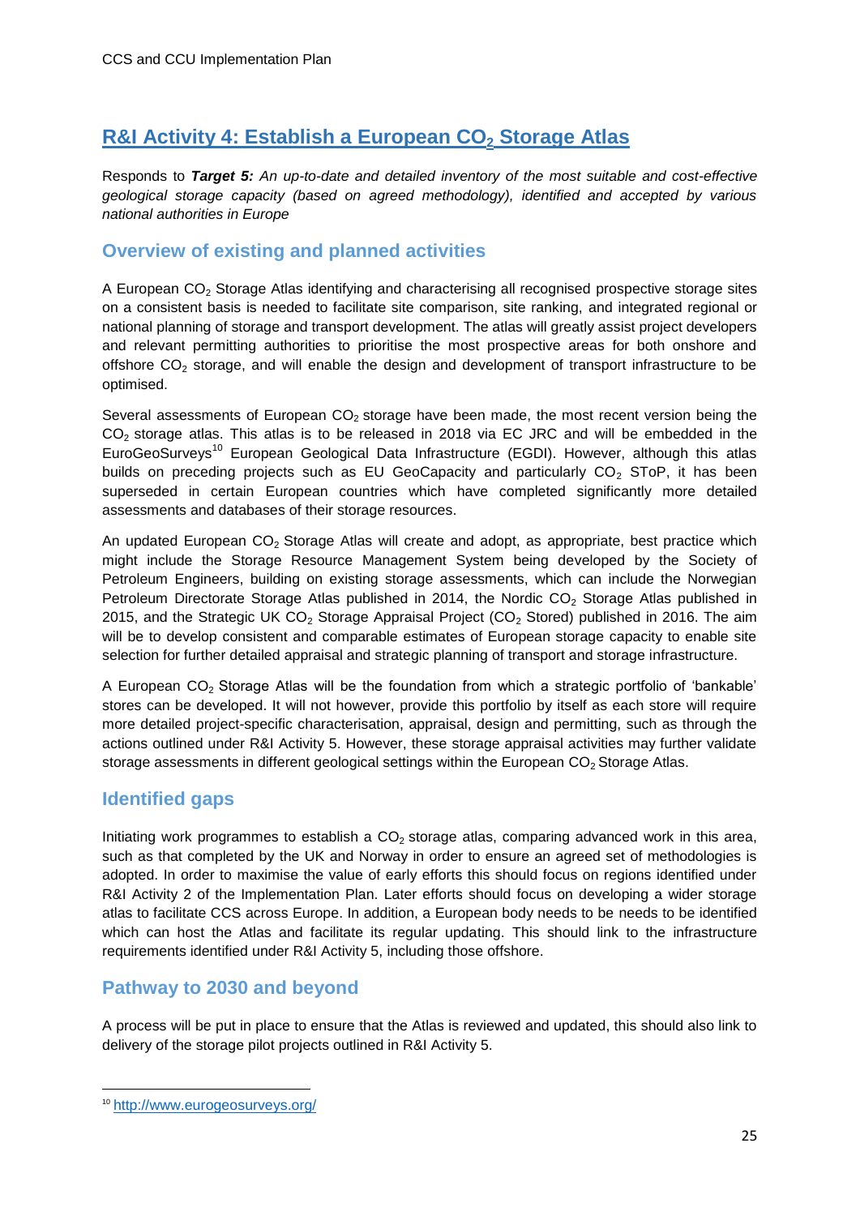## R&I Activity 4: Establish a European $CO_2$ Storage Atlas

Responds to ***Target 5:*** *An up-to-date and detailed inventory of the most suitable and cost-effective geological storage capacity (based on agreed methodology), identified and accepted by various national authorities in Europe*

### Overview of existing and planned activities

A European $CO_2$ Storage Atlas identifying and characterising all recognised prospective storage sites on a consistent basis is needed to facilitate site comparison, site ranking, and integrated regional or national planning of storage and transport development. The atlas will greatly assist project developers and relevant permitting authorities to prioritise the most prospective areas for both onshore and offshore $CO_2$ storage, and will enable the design and development of transport infrastructure to be optimised.

Several assessments of European $CO_2$ storage have been made, the most recent version being the $CO_2$ storage atlas. This atlas is to be released in 2018 via EC JRC and will be embedded in the EuroGeoSurveys[10] European Geological Data Infrastructure (EGDI). However, although this atlas builds on preceding projects such as EU GeoCapacity and particularly $CO_2$ SToP, it has been superseded in certain European countries which have completed significantly more detailed assessments and databases of their storage resources.

An updated European $CO_2$ Storage Atlas will create and adopt, as appropriate, best practice which might include the Storage Resource Management System being developed by the Society of Petroleum Engineers, building on existing storage assessments, which can include the Norwegian Petroleum Directorate Storage Atlas published in 2014, the Nordic $CO_2$ Storage Atlas published in 2015, and the Strategic UK $CO_2$ Storage Appraisal Project ($CO_2$ Stored) published in 2016. The aim will be to develop consistent and comparable estimates of European storage capacity to enable site selection for further detailed appraisal and strategic planning of transport and storage infrastructure.

A European $CO_2$ Storage Atlas will be the foundation from which a strategic portfolio of 'bankable' stores can be developed. It will not however, provide this portfolio by itself as each store will require more detailed project-specific characterisation, appraisal, design and permitting, such as through the actions outlined under R&I Activity 5. However, these storage appraisal activities may further validate storage assessments in different geological settings within the European $CO_2$ Storage Atlas.

### Identified gaps

Initiating work programmes to establish a $CO_2$ storage atlas, comparing advanced work in this area, such as that completed by the UK and Norway in order to ensure an agreed set of methodologies is adopted. In order to maximise the value of early efforts this should focus on regions identified under R&I Activity 2 of the Implementation Plan. Later efforts should focus on developing a wider storage atlas to facilitate CCS across Europe. In addition, a European body needs to be needs to be identified which can host the Atlas and facilitate its regular updating. This should link to the infrastructure requirements identified under R&I Activity 5, including those offshore.

### Pathway to 2030 and beyond

A process will be put in place to ensure that the Atlas is reviewed and updated, this should also link to delivery of the storage pilot projects outlined in R&I Activity 5.

[10] http://www.eurogeosurveys.org/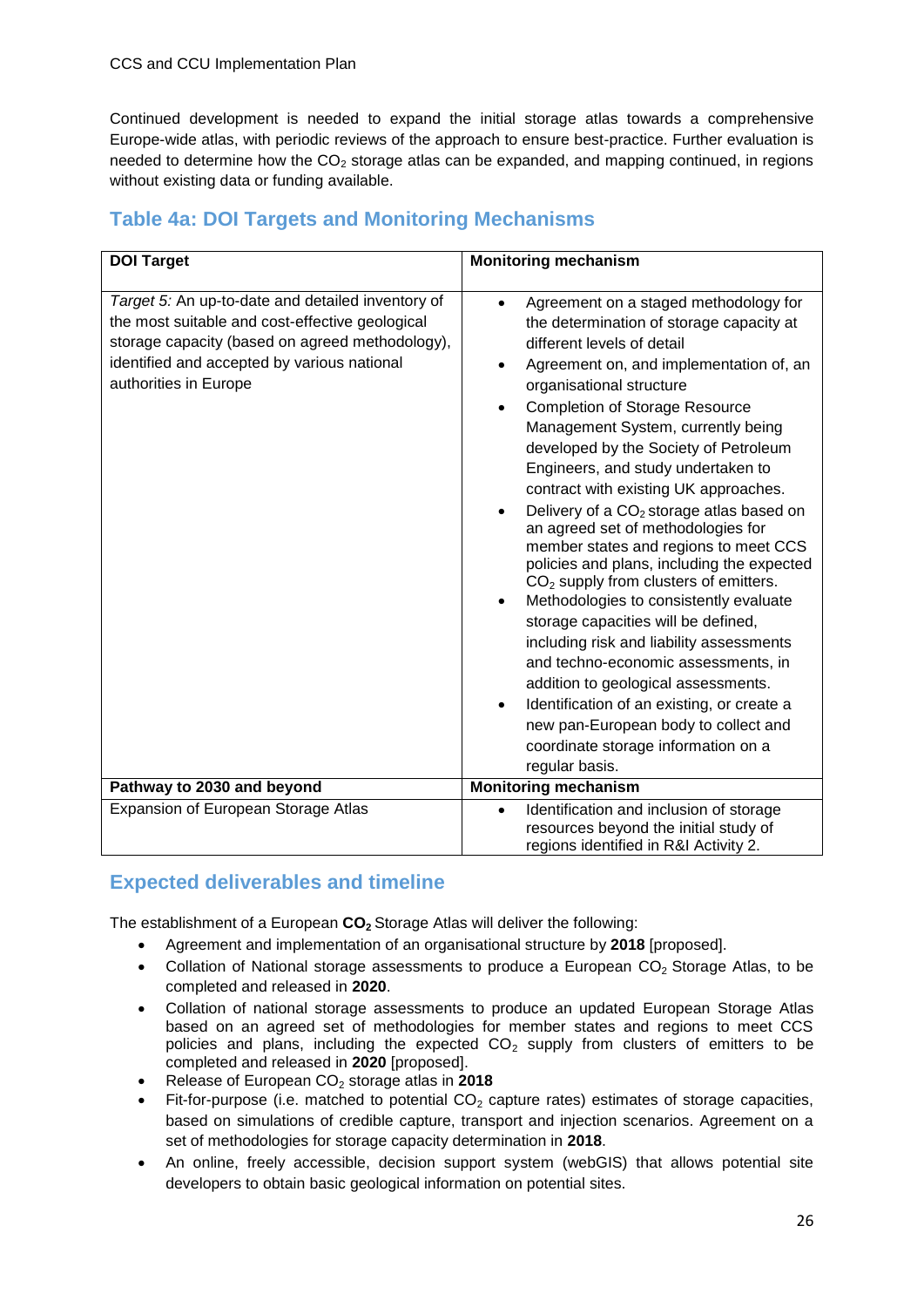Continued development is needed to expand the initial storage atlas towards a comprehensive Europe-wide atlas, with periodic reviews of the approach to ensure best-practice. Further evaluation is needed to determine how the $CO_2$ storage atlas can be expanded, and mapping continued, in regions without existing data or funding available.

## Table 4a: DOI Targets and Monitoring Mechanisms

| **DOI Target** | **Monitoring mechanism** |
|---|---|
| *Target 5:* An up-to-date and detailed inventory of the most suitable and cost-effective geological storage capacity (based on agreed methodology), identified and accepted by various national authorities in Europe | • Agreement on a staged methodology for the determination of storage capacity at different levels of detail<br>• Agreement on, and implementation of, an organisational structure<br>• Completion of Storage Resource Management System, currently being developed by the Society of Petroleum Engineers, and study undertaken to contract with existing UK approaches.<br>• Delivery of a $CO_2$ storage atlas based on an agreed set of methodologies for member states and regions to meet CCS policies and plans, including the expected $CO_2$ supply from clusters of emitters.<br>• Methodologies to consistently evaluate storage capacities will be defined, including risk and liability assessments and techno-economic assessments, in addition to geological assessments.<br>• Identification of an existing, or create a new pan-European body to collect and coordinate storage information on a regular basis. |
| **Pathway to 2030 and beyond** | **Monitoring mechanism** |
| Expansion of European Storage Atlas | • Identification and inclusion of storage resources beyond the initial study of regions identified in R&I Activity 2. |

## Expected deliverables and timeline

The establishment of a European $\mathbf{CO_2}$ Storage Atlas will deliver the following:

- Agreement and implementation of an organisational structure by **2018** [proposed].
- Collation of National storage assessments to produce a European $CO_2$ Storage Atlas, to be completed and released in **2020**.
- Collation of national storage assessments to produce an updated European Storage Atlas based on an agreed set of methodologies for member states and regions to meet CCS policies and plans, including the expected $CO_2$ supply from clusters of emitters to be completed and released in **2020** [proposed].
- Release of European $CO_2$ storage atlas in **2018**
- Fit-for-purpose (i.e. matched to potential $CO_2$ capture rates) estimates of storage capacities, based on simulations of credible capture, transport and injection scenarios. Agreement on a set of methodologies for storage capacity determination in **2018**.
- An online, freely accessible, decision support system (webGIS) that allows potential site developers to obtain basic geological information on potential sites.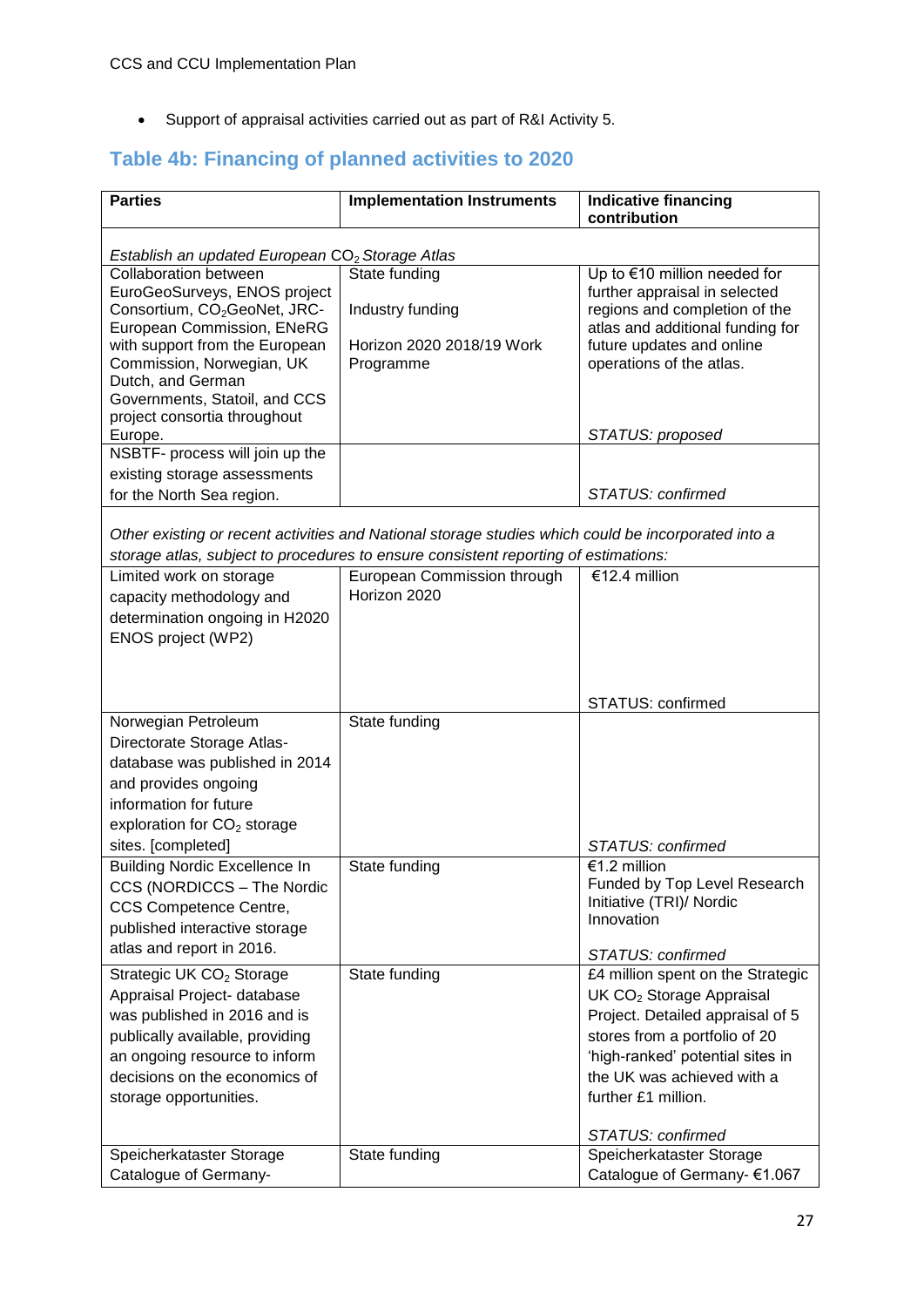- Support of appraisal activities carried out as part of R&I Activity 5.

## Table 4b: Financing of planned activities to 2020

| Parties | Implementation Instruments | Indicative financing contribution |
|---|---|---|
| *Establish an updated European $CO_2$ Storage Atlas* | | |
| Collaboration between EuroGeoSurveys, ENOS project Consortium, $CO_2$GeoNet, JRC-European Commission, ENeRG with support from the European Commission, Norwegian, UK Dutch, and German Governments, Statoil, and CCS project consortia throughout Europe. | State funding<br><br>Industry funding<br><br>Horizon 2020 2018/19 Work Programme | Up to €10 million needed for further appraisal in selected regions and completion of the atlas and additional funding for future updates and online operations of the atlas.<br><br>*STATUS: proposed* |
| NSBTF- process will join up the existing storage assessments for the North Sea region. | | *STATUS: confirmed* |
| *Other existing or recent activities and National storage studies which could be incorporated into a storage atlas, subject to procedures to ensure consistent reporting of estimations:* | | |
| Limited work on storage capacity methodology and determination ongoing in H2020 ENOS project (WP2) | European Commission through Horizon 2020 | €12.4 million<br><br>STATUS: confirmed |
| Norwegian Petroleum Directorate Storage Atlas-database was published in 2014 and provides ongoing information for future exploration for $CO_2$ storage sites. [completed] | State funding | *STATUS: confirmed* |
| Building Nordic Excellence In CCS (NORDICCS – The Nordic CCS Competence Centre, published interactive storage atlas and report in 2016. | State funding | €1.2 million<br>Funded by Top Level Research Initiative (TRI)/ Nordic Innovation<br><br>*STATUS: confirmed* |
| Strategic UK $CO_2$ Storage Appraisal Project- database was published in 2016 and is publically available, providing an ongoing resource to inform decisions on the economics of storage opportunities. | State funding | £4 million spent on the Strategic UK $CO_2$ Storage Appraisal Project. Detailed appraisal of 5 stores from a portfolio of 20 'high-ranked' potential sites in the UK was achieved with a further £1 million.<br><br>*STATUS: confirmed* |
| Speicherkataster Storage Catalogue of Germany- | State funding | Speicherkataster Storage Catalogue of Germany- €1.067 |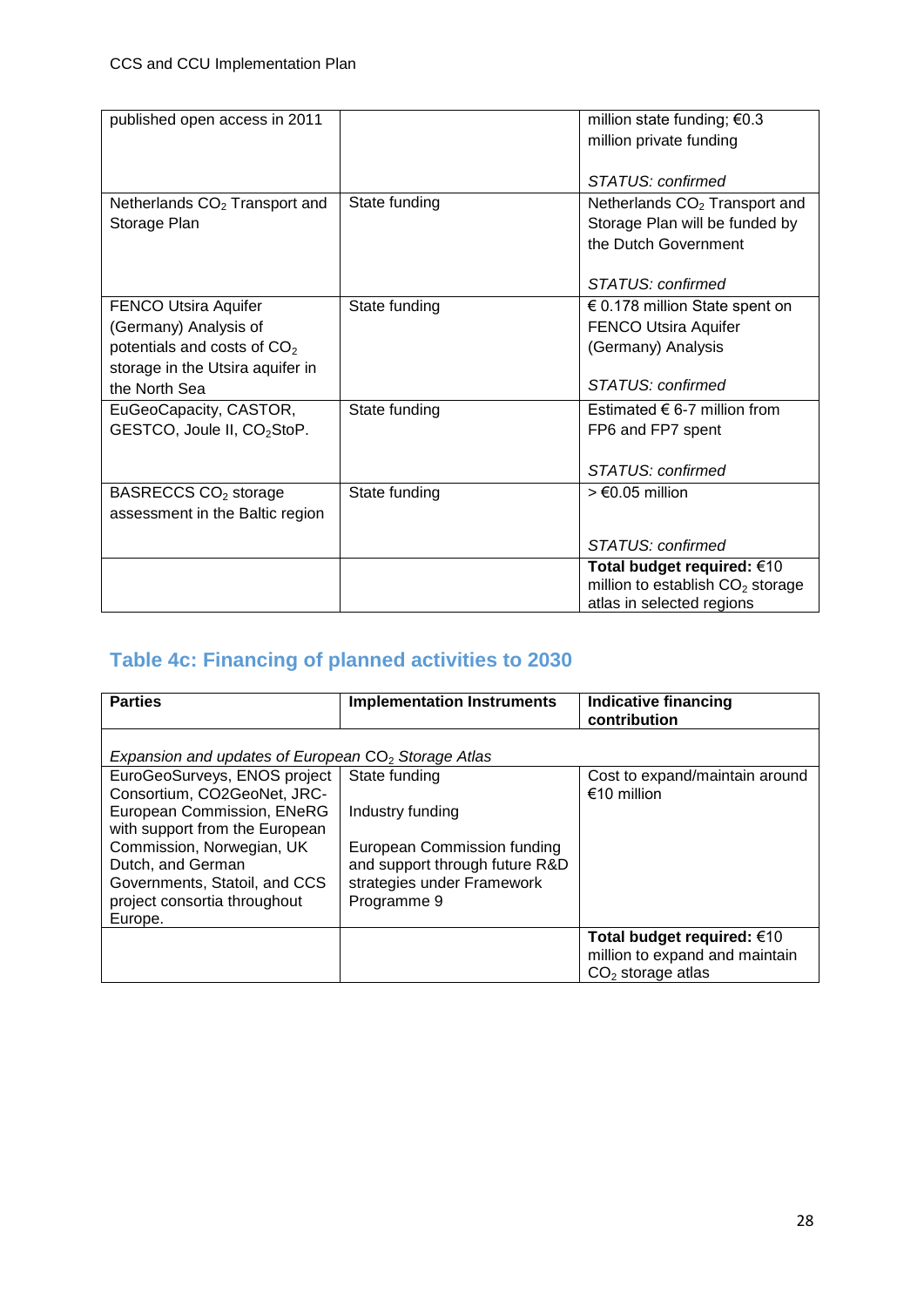| | | |
|---|---|---|
| published open access in 2011 | | million state funding; €0.3 million private funding<br><br>*STATUS: confirmed* |
| Netherlands $CO_2$ Transport and Storage Plan | State funding | Netherlands $CO_2$ Transport and Storage Plan will be funded by the Dutch Government<br><br>*STATUS: confirmed* |
| FENCO Utsira Aquifer (Germany) Analysis of potentials and costs of $CO_2$ storage in the Utsira aquifer in the North Sea | State funding | € 0.178 million State spent on FENCO Utsira Aquifer (Germany) Analysis<br><br>*STATUS: confirmed* |
| EuGeoCapacity, CASTOR, GESTCO, Joule II, $CO_2$StoP. | State funding | Estimated € 6-7 million from FP6 and FP7 spent<br><br>*STATUS: confirmed* |
| BASRECCS $CO_2$ storage assessment in the Baltic region | State funding | > €0.05 million<br><br>*STATUS: confirmed* |
| | | **Total budget required:** €10 million to establish $CO_2$ storage atlas in selected regions |

## Table 4c: Financing of planned activities to 2030

| Parties | Implementation Instruments | Indicative financing contribution |
|---|---|---|
| *Expansion and updates of European $CO_2$ Storage Atlas* | | |
| EuroGeoSurveys, ENOS project Consortium, CO2GeoNet, JRC-European Commission, ENeRG with support from the European Commission, Norwegian, UK Dutch, and German Governments, Statoil, and CCS project consortia throughout Europe. | State funding<br><br>Industry funding<br><br>European Commission funding and support through future R&D strategies under Framework Programme 9 | Cost to expand/maintain around €10 million |
| | | **Total budget required:** €10 million to expand and maintain $CO_2$ storage atlas |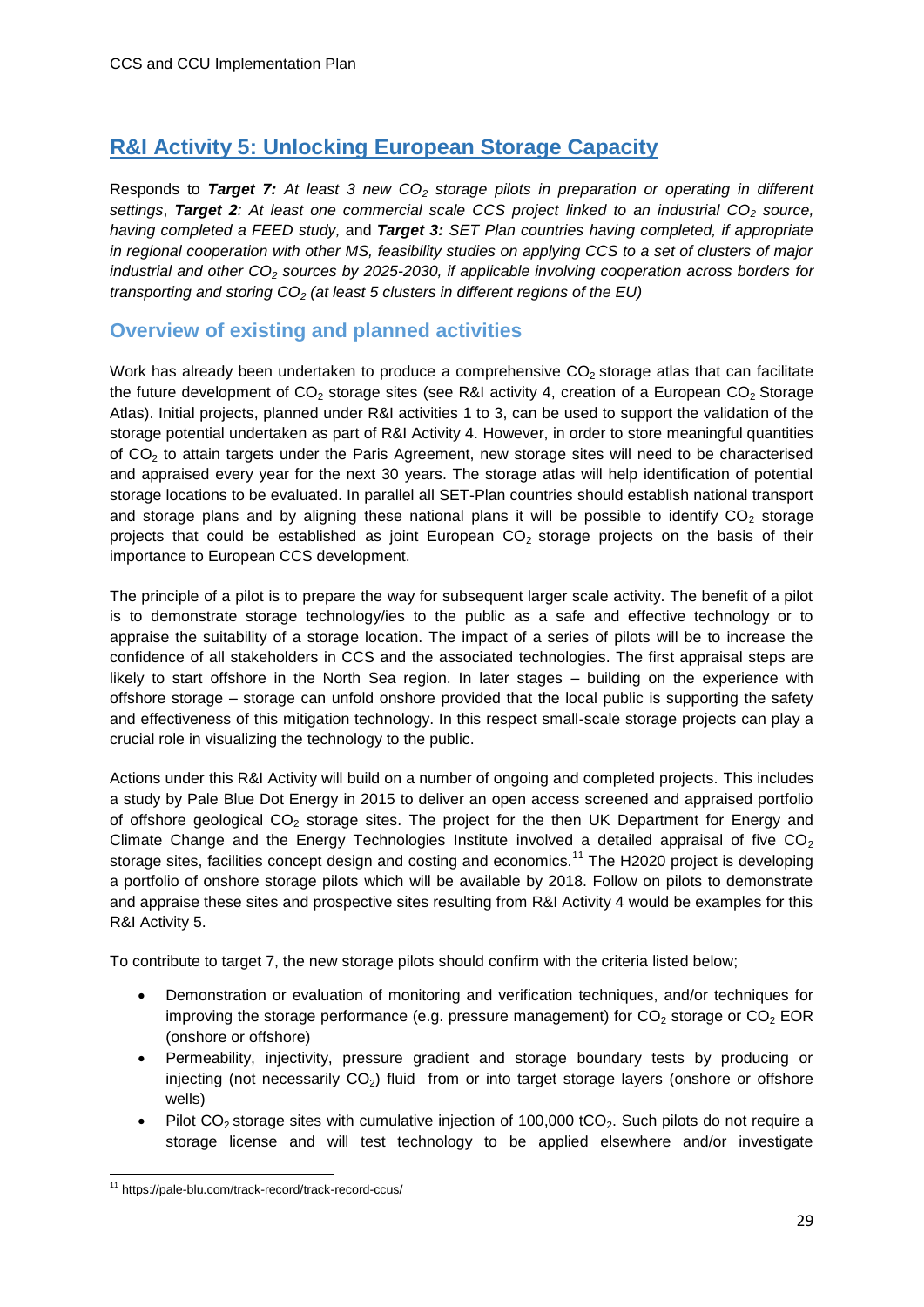## R&I Activity 5: Unlocking European Storage Capacity

Responds to ***Target 7:*** *At least 3 new $CO_2$ storage pilots in preparation or operating in different settings*, ***Target 2****: At least one commercial scale CCS project linked to an industrial $CO_2$ source, having completed a FEED study,* and ***Target 3:*** *SET Plan countries having completed, if appropriate in regional cooperation with other MS, feasibility studies on applying CCS to a set of clusters of major industrial and other $CO_2$ sources by 2025-2030, if applicable involving cooperation across borders for transporting and storing $CO_2$ (at least 5 clusters in different regions of the EU)*

### Overview of existing and planned activities

Work has already been undertaken to produce a comprehensive $CO_2$ storage atlas that can facilitate the future development of $CO_2$ storage sites (see R&I activity 4, creation of a European $CO_2$ Storage Atlas). Initial projects, planned under R&I activities 1 to 3, can be used to support the validation of the storage potential undertaken as part of R&I Activity 4. However, in order to store meaningful quantities of $CO_2$ to attain targets under the Paris Agreement, new storage sites will need to be characterised and appraised every year for the next 30 years. The storage atlas will help identification of potential storage locations to be evaluated. In parallel all SET-Plan countries should establish national transport and storage plans and by aligning these national plans it will be possible to identify $CO_2$ storage projects that could be established as joint European $CO_2$ storage projects on the basis of their importance to European CCS development.

The principle of a pilot is to prepare the way for subsequent larger scale activity. The benefit of a pilot is to demonstrate storage technology/ies to the public as a safe and effective technology or to appraise the suitability of a storage location. The impact of a series of pilots will be to increase the confidence of all stakeholders in CCS and the associated technologies. The first appraisal steps are likely to start offshore in the North Sea region. In later stages – building on the experience with offshore storage – storage can unfold onshore provided that the local public is supporting the safety and effectiveness of this mitigation technology. In this respect small-scale storage projects can play a crucial role in visualizing the technology to the public.

Actions under this R&I Activity will build on a number of ongoing and completed projects. This includes a study by Pale Blue Dot Energy in 2015 to deliver an open access screened and appraised portfolio of offshore geological $CO_2$ storage sites. The project for the then UK Department for Energy and Climate Change and the Energy Technologies Institute involved a detailed appraisal of five $CO_2$ storage sites, facilities concept design and costing and economics.[11] The H2020 project is developing a portfolio of onshore storage pilots which will be available by 2018. Follow on pilots to demonstrate and appraise these sites and prospective sites resulting from R&I Activity 4 would be examples for this R&I Activity 5.

To contribute to target 7, the new storage pilots should confirm with the criteria listed below;

- Demonstration or evaluation of monitoring and verification techniques, and/or techniques for improving the storage performance (e.g. pressure management) for $CO_2$ storage or $CO_2$ EOR (onshore or offshore)
- Permeability, injectivity, pressure gradient and storage boundary tests by producing or injecting (not necessarily $CO_2$) fluid from or into target storage layers (onshore or offshore wells)
- Pilot $CO_2$ storage sites with cumulative injection of 100,000 $tCO_2$. Such pilots do not require a storage license and will test technology to be applied elsewhere and/or investigate

[11] https://pale-blu.com/track-record/track-record-ccus/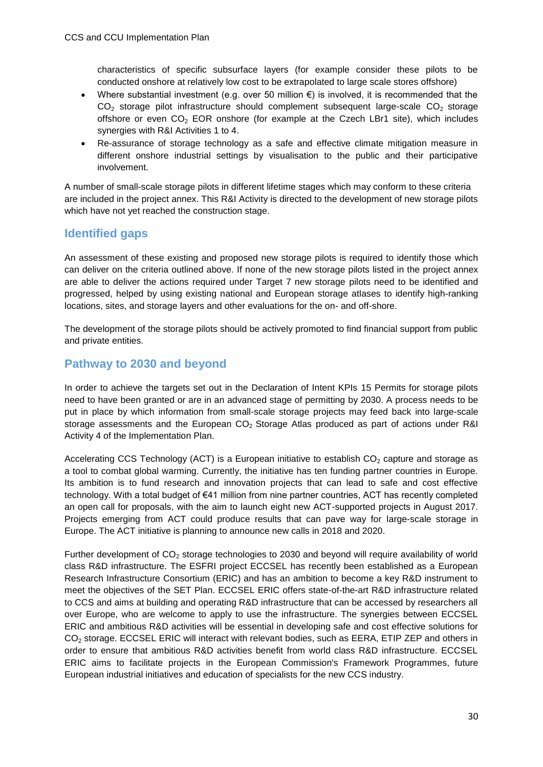characteristics of specific subsurface layers (for example consider these pilots to be conducted onshore at relatively low cost to be extrapolated to large scale stores offshore)

- Where substantial investment (e.g. over 50 million €) is involved, it is recommended that the $CO_2$ storage pilot infrastructure should complement subsequent large-scale $CO_2$ storage offshore or even $CO_2$ EOR onshore (for example at the Czech LBr1 site), which includes synergies with R&I Activities 1 to 4.
- Re-assurance of storage technology as a safe and effective climate mitigation measure in different onshore industrial settings by visualisation to the public and their participative involvement.

A number of small-scale storage pilots in different lifetime stages which may conform to these criteria are included in the project annex. This R&I Activity is directed to the development of new storage pilots which have not yet reached the construction stage.

## Identified gaps

An assessment of these existing and proposed new storage pilots is required to identify those which can deliver on the criteria outlined above. If none of the new storage pilots listed in the project annex are able to deliver the actions required under Target 7 new storage pilots need to be identified and progressed, helped by using existing national and European storage atlases to identify high-ranking locations, sites, and storage layers and other evaluations for the on- and off-shore.

The development of the storage pilots should be actively promoted to find financial support from public and private entities.

## Pathway to 2030 and beyond

In order to achieve the targets set out in the Declaration of Intent KPIs 15 Permits for storage pilots need to have been granted or are in an advanced stage of permitting by 2030. A process needs to be put in place by which information from small-scale storage projects may feed back into large-scale storage assessments and the European $CO_2$ Storage Atlas produced as part of actions under R&I Activity 4 of the Implementation Plan.

Accelerating CCS Technology (ACT) is a European initiative to establish $CO_2$ capture and storage as a tool to combat global warming. Currently, the initiative has ten funding partner countries in Europe. Its ambition is to fund research and innovation projects that can lead to safe and cost effective technology. With a total budget of €41 million from nine partner countries, ACT has recently completed an open call for proposals, with the aim to launch eight new ACT-supported projects in August 2017. Projects emerging from ACT could produce results that can pave way for large-scale storage in Europe. The ACT initiative is planning to announce new calls in 2018 and 2020.

Further development of $CO_2$ storage technologies to 2030 and beyond will require availability of world class R&D infrastructure. The ESFRI project ECCSEL has recently been established as a European Research Infrastructure Consortium (ERIC) and has an ambition to become a key R&D instrument to meet the objectives of the SET Plan. ECCSEL ERIC offers state-of-the-art R&D infrastructure related to CCS and aims at building and operating R&D infrastructure that can be accessed by researchers all over Europe, who are welcome to apply to use the infrastructure. The synergies between ECCSEL ERIC and ambitious R&D activities will be essential in developing safe and cost effective solutions for $CO_2$ storage. ECCSEL ERIC will interact with relevant bodies, such as EERA, ETIP ZEP and others in order to ensure that ambitious R&D activities benefit from world class R&D infrastructure. ECCSEL ERIC aims to facilitate projects in the European Commission's Framework Programmes, future European industrial initiatives and education of specialists for the new CCS industry.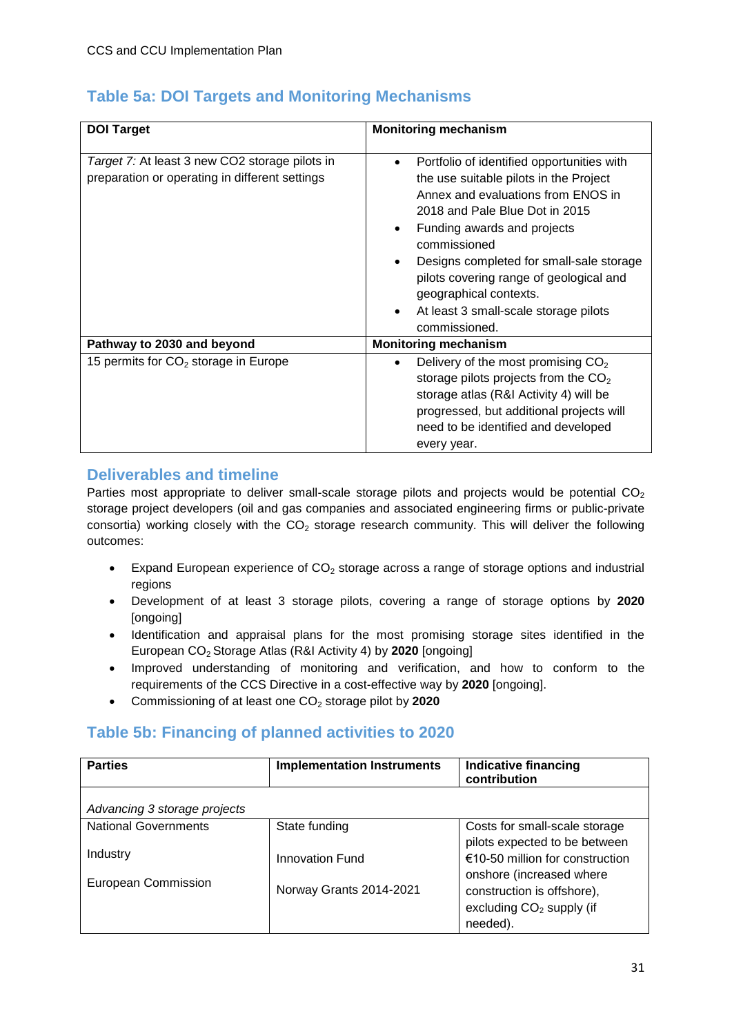## Table 5a: DOI Targets and Monitoring Mechanisms

| DOI Target | Monitoring mechanism |
|---|---|
| *Target 7:* At least 3 new CO2 storage pilots in preparation or operating in different settings | • Portfolio of identified opportunities with the use suitable pilots in the Project Annex and evaluations from ENOS in 2018 and Pale Blue Dot in 2015<br>• Funding awards and projects commissioned<br>• Designs completed for small-sale storage pilots covering range of geological and geographical contexts.<br>• At least 3 small-scale storage pilots commissioned. |
| **Pathway to 2030 and beyond** | **Monitoring mechanism** |
| 15 permits for $CO_2$ storage in Europe | • Delivery of the most promising $CO_2$ storage pilots projects from the $CO_2$ storage atlas (R&I Activity 4) will be progressed, but additional projects will need to be identified and developed every year. |

## Deliverables and timeline

Parties most appropriate to deliver small-scale storage pilots and projects would be potential $CO_2$ storage project developers (oil and gas companies and associated engineering firms or public-private consortia) working closely with the $CO_2$ storage research community. This will deliver the following outcomes:

- Expand European experience of $CO_2$ storage across a range of storage options and industrial regions
- Development of at least 3 storage pilots, covering a range of storage options by **2020** [ongoing]
- Identification and appraisal plans for the most promising storage sites identified in the European $CO_2$ Storage Atlas (R&I Activity 4) by **2020** [ongoing]
- Improved understanding of monitoring and verification, and how to conform to the requirements of the CCS Directive in a cost-effective way by **2020** [ongoing].
- Commissioning of at least one $CO_2$ storage pilot by **2020**

## Table 5b: Financing of planned activities to 2020

| Parties | Implementation Instruments | Indicative financing contribution |
|---|---|---|
| *Advancing 3 storage projects* | | |
| National Governments<br><br>Industry<br><br>European Commission | State funding<br><br>Innovation Fund<br><br>Norway Grants 2014-2021 | Costs for small-scale storage pilots expected to be between €10-50 million for construction onshore (increased where construction is offshore), excluding $CO_2$ supply (if needed). |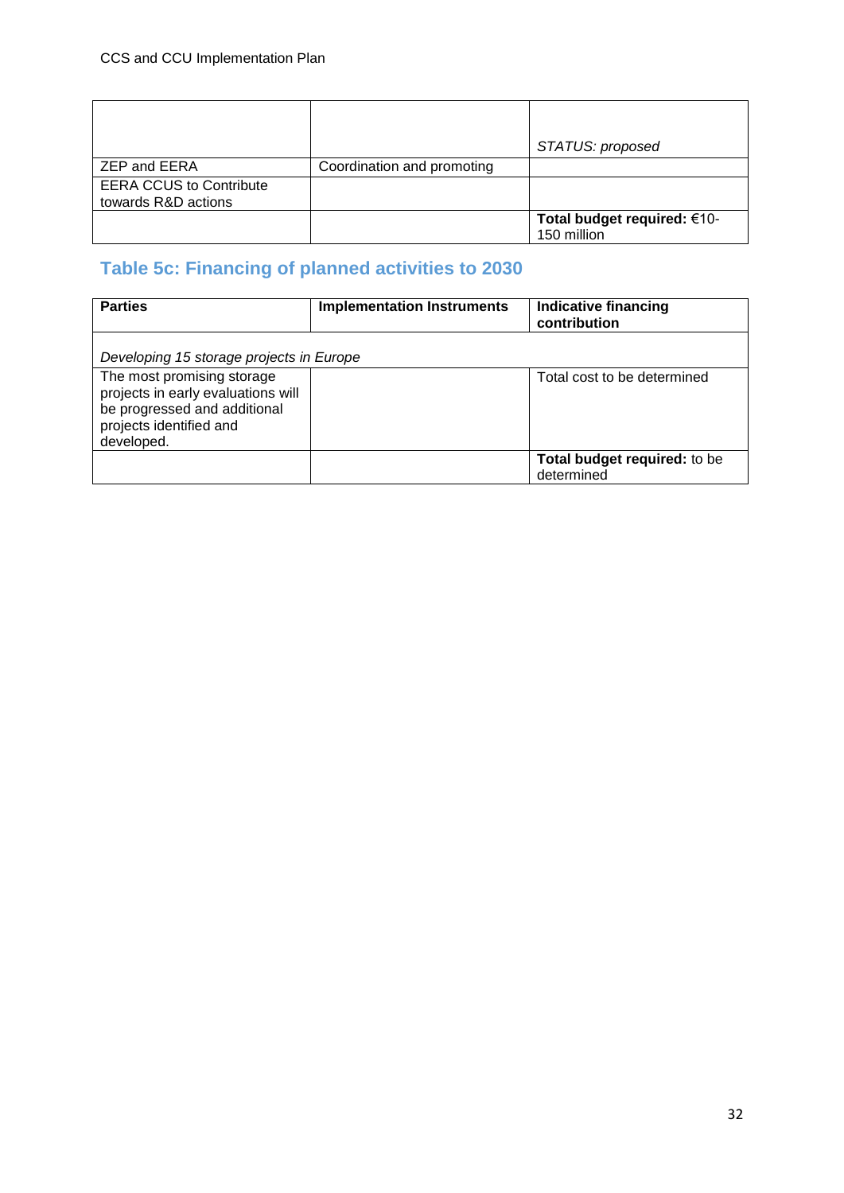| | | |
|---|---|---|
| | | *STATUS: proposed* |
| ZEP and EERA | Coordination and promoting | |
| EERA CCUS to Contribute towards R&D actions | | |
| | | **Total budget required:** €10-150 million |

## Table 5c: Financing of planned activities to 2030

| Parties | Implementation Instruments | Indicative financing contribution |
|---|---|---|
| *Developing 15 storage projects in Europe* | | |
| The most promising storage projects in early evaluations will be progressed and additional projects identified and developed. | | Total cost to be determined |
| | | **Total budget required:** to be determined |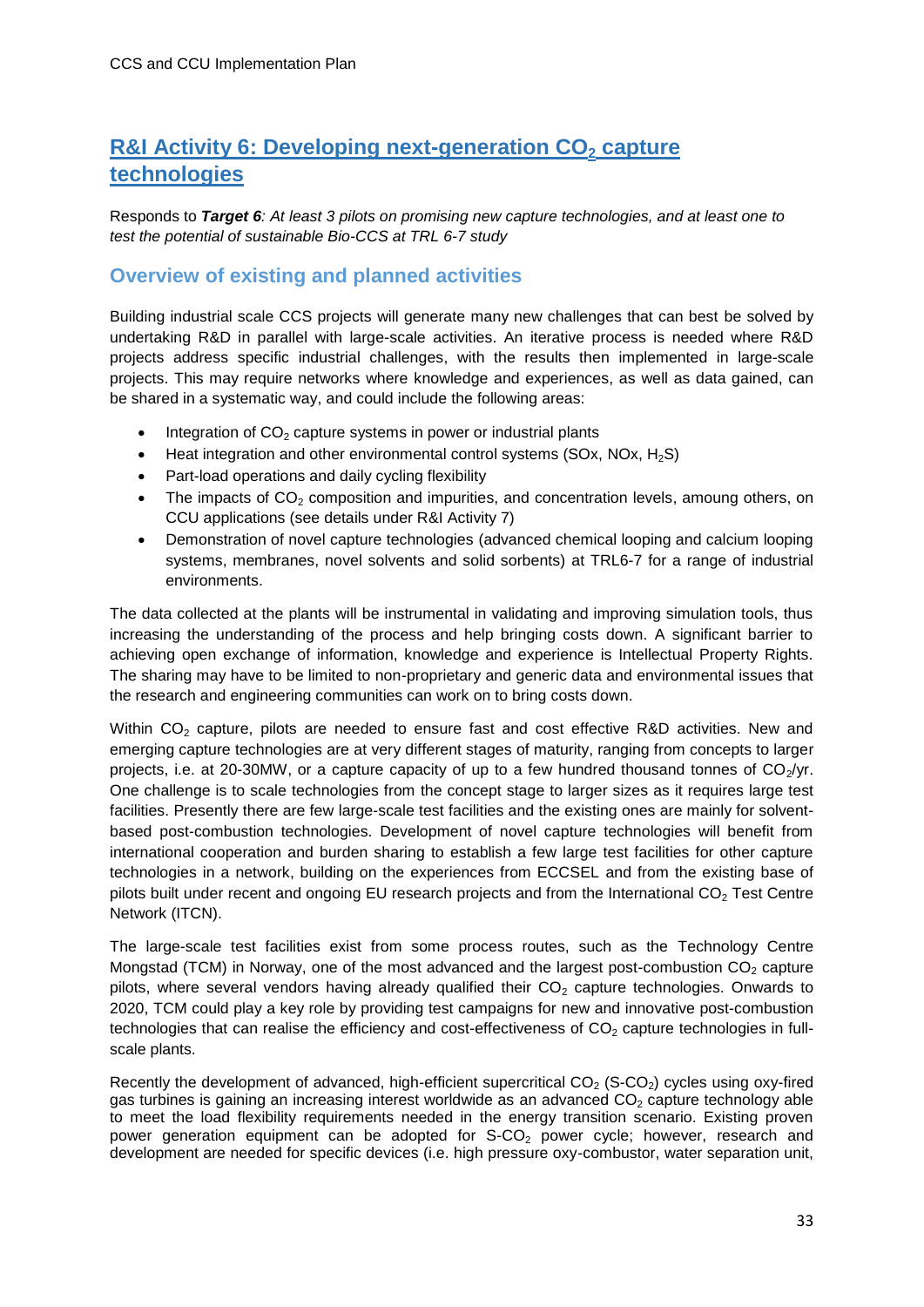## R&I Activity 6: Developing next-generation $CO_2$ capture technologies

Responds to ***Target 6****: At least 3 pilots on promising new capture technologies, and at least one to test the potential of sustainable Bio-CCS at TRL 6-7 study*

### Overview of existing and planned activities

Building industrial scale CCS projects will generate many new challenges that can best be solved by undertaking R&D in parallel with large-scale activities. An iterative process is needed where R&D projects address specific industrial challenges, with the results then implemented in large-scale projects. This may require networks where knowledge and experiences, as well as data gained, can be shared in a systematic way, and could include the following areas:

- Integration of $CO_2$ capture systems in power or industrial plants
- Heat integration and other environmental control systems (SOx, NOx, $H_2S$)
- Part-load operations and daily cycling flexibility
- The impacts of $CO_2$ composition and impurities, and concentration levels, amoung others, on CCU applications (see details under R&I Activity 7)
- Demonstration of novel capture technologies (advanced chemical looping and calcium looping systems, membranes, novel solvents and solid sorbents) at TRL6-7 for a range of industrial environments.

The data collected at the plants will be instrumental in validating and improving simulation tools, thus increasing the understanding of the process and help bringing costs down. A significant barrier to achieving open exchange of information, knowledge and experience is Intellectual Property Rights. The sharing may have to be limited to non-proprietary and generic data and environmental issues that the research and engineering communities can work on to bring costs down.

Within $CO_2$ capture, pilots are needed to ensure fast and cost effective R&D activities. New and emerging capture technologies are at very different stages of maturity, ranging from concepts to larger projects, i.e. at 20-30MW, or a capture capacity of up to a few hundred thousand tonnes of $CO_2$/yr. One challenge is to scale technologies from the concept stage to larger sizes as it requires large test facilities. Presently there are few large-scale test facilities and the existing ones are mainly for solvent-based post-combustion technologies. Development of novel capture technologies will benefit from international cooperation and burden sharing to establish a few large test facilities for other capture technologies in a network, building on the experiences from ECCSEL and from the existing base of pilots built under recent and ongoing EU research projects and from the International $CO_2$ Test Centre Network (ITCN).

The large-scale test facilities exist from some process routes, such as the Technology Centre Mongstad (TCM) in Norway, one of the most advanced and the largest post-combustion $CO_2$ capture pilots, where several vendors having already qualified their $CO_2$ capture technologies. Onwards to 2020, TCM could play a key role by providing test campaigns for new and innovative post-combustion technologies that can realise the efficiency and cost-effectiveness of $CO_2$ capture technologies in full-scale plants.

Recently the development of advanced, high-efficient supercritical $CO_2$ (S-$CO_2$) cycles using oxy-fired gas turbines is gaining an increasing interest worldwide as an advanced $CO_2$ capture technology able to meet the load flexibility requirements needed in the energy transition scenario. Existing proven power generation equipment can be adopted for S-$CO_2$ power cycle; however, research and development are needed for specific devices (i.e. high pressure oxy-combustor, water separation unit,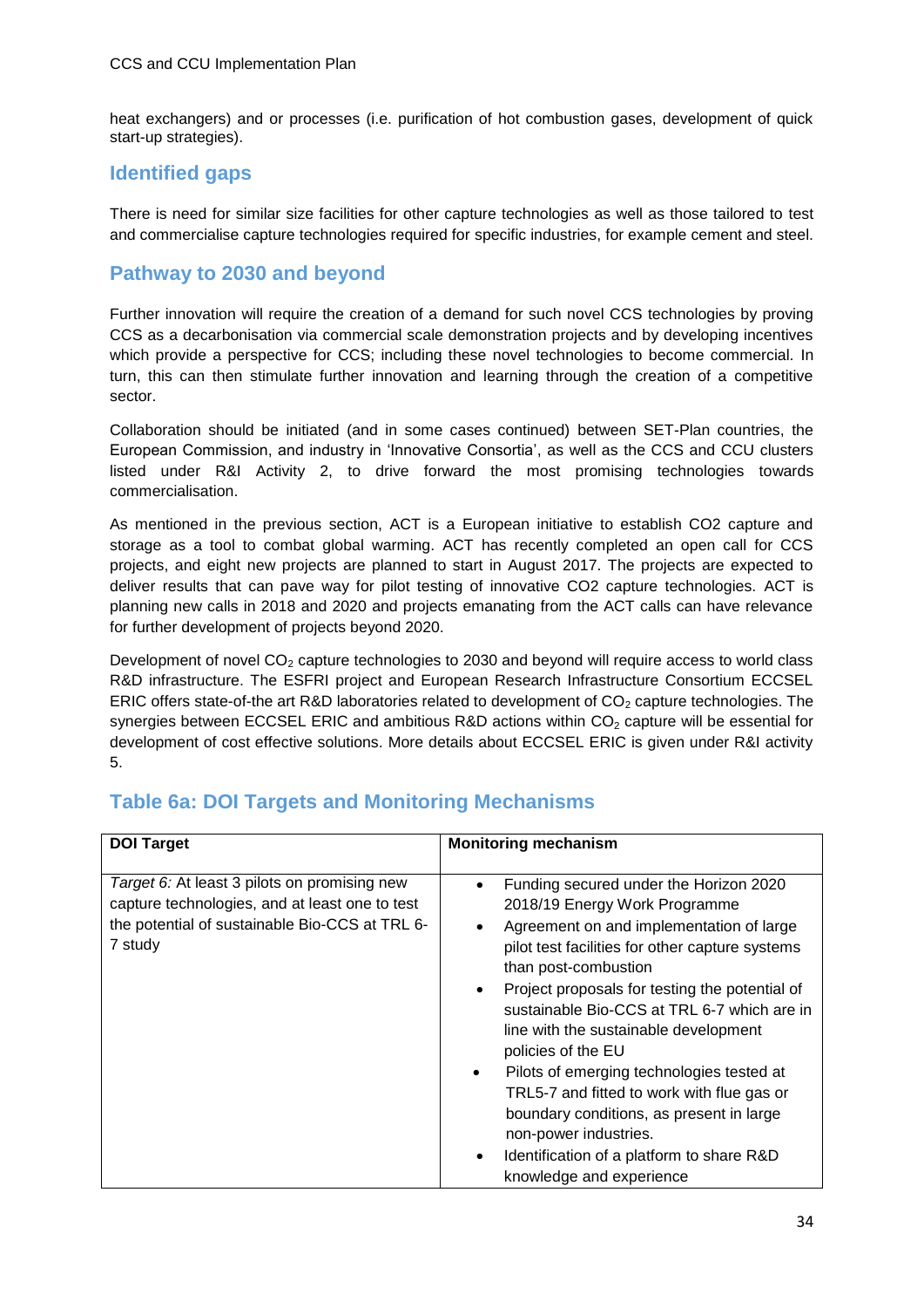heat exchangers) and or processes (i.e. purification of hot combustion gases, development of quick start-up strategies).

## Identified gaps

There is need for similar size facilities for other capture technologies as well as those tailored to test and commercialise capture technologies required for specific industries, for example cement and steel.

## Pathway to 2030 and beyond

Further innovation will require the creation of a demand for such novel CCS technologies by proving CCS as a decarbonisation via commercial scale demonstration projects and by developing incentives which provide a perspective for CCS; including these novel technologies to become commercial. In turn, this can then stimulate further innovation and learning through the creation of a competitive sector.

Collaboration should be initiated (and in some cases continued) between SET-Plan countries, the European Commission, and industry in 'Innovative Consortia', as well as the CCS and CCU clusters listed under R&I Activity 2, to drive forward the most promising technologies towards commercialisation.

As mentioned in the previous section, ACT is a European initiative to establish CO2 capture and storage as a tool to combat global warming. ACT has recently completed an open call for CCS projects, and eight new projects are planned to start in August 2017. The projects are expected to deliver results that can pave way for pilot testing of innovative CO2 capture technologies. ACT is planning new calls in 2018 and 2020 and projects emanating from the ACT calls can have relevance for further development of projects beyond 2020.

Development of novel $CO_2$ capture technologies to 2030 and beyond will require access to world class R&D infrastructure. The ESFRI project and European Research Infrastructure Consortium ECCSEL ERIC offers state-of-the art R&D laboratories related to development of $CO_2$ capture technologies. The synergies between ECCSEL ERIC and ambitious R&D actions within $CO_2$ capture will be essential for development of cost effective solutions. More details about ECCSEL ERIC is given under R&I activity 5.

## Table 6a: DOI Targets and Monitoring Mechanisms

| DOI Target | Monitoring mechanism |
|---|---|
| *Target 6:* At least 3 pilots on promising new capture technologies, and at least one to test the potential of sustainable Bio-CCS at TRL 6-7 study | • Funding secured under the Horizon 2020 2018/19 Energy Work Programme<br>• Agreement on and implementation of large pilot test facilities for other capture systems than post-combustion<br>• Project proposals for testing the potential of sustainable Bio-CCS at TRL 6-7 which are in line with the sustainable development policies of the EU<br>• Pilots of emerging technologies tested at TRL5-7 and fitted to work with flue gas or boundary conditions, as present in large non-power industries.<br>• Identification of a platform to share R&D knowledge and experience |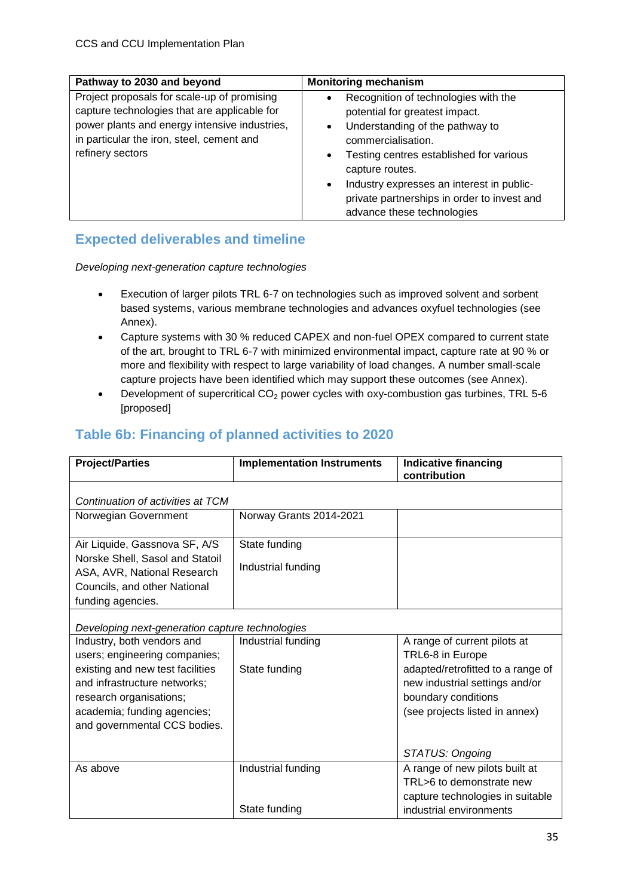| Pathway to 2030 and beyond | Monitoring mechanism |
| --- | --- |
| Project proposals for scale-up of promising capture technologies that are applicable for power plants and energy intensive industries, in particular the iron, steel, cement and refinery sectors | • Recognition of technologies with the potential for greatest impact.<br>• Understanding of the pathway to commercialisation.<br>• Testing centres established for various capture routes.<br>• Industry expresses an interest in public-private partnerships in order to invest and advance these technologies |

## Expected deliverables and timeline

*Developing next-generation capture technologies*

- Execution of larger pilots TRL 6-7 on technologies such as improved solvent and sorbent based systems, various membrane technologies and advances oxyfuel technologies (see Annex).
- Capture systems with 30 % reduced CAPEX and non-fuel OPEX compared to current state of the art, brought to TRL 6-7 with minimized environmental impact, capture rate at 90 % or more and flexibility with respect to large variability of load changes. A number small-scale capture projects have been identified which may support these outcomes (see Annex).
- Development of supercritical $CO_2$ power cycles with oxy-combustion gas turbines, TRL 5-6 [proposed]

## Table 6b: Financing of planned activities to 2020

| Project/Parties | Implementation Instruments | Indicative financing contribution |
| --- | --- | --- |
| *Continuation of activities at TCM* | | |
| Norwegian Government | Norway Grants 2014-2021 | |
| Air Liquide, Gassnova SF, A/S Norske Shell, Sasol and Statoil ASA, AVR, National Research Councils, and other National funding agencies. | State funding<br>Industrial funding | |
| *Developing next-generation capture technologies* | | |
| Industry, both vendors and users; engineering companies; existing and new test facilities and infrastructure networks; research organisations; academia; funding agencies; and governmental CCS bodies. | Industrial funding<br>State funding | A range of current pilots at TRAL6-8 in Europe adapted/retrofitted to a range of new industrial settings and/or boundary conditions (see projects listed in annex)<br><br>*STATUS: Ongoing* |
| As above | Industrial funding<br>State funding | A range of new pilots built at TRL>6 to demonstrate new capture technologies in suitable industrial environments |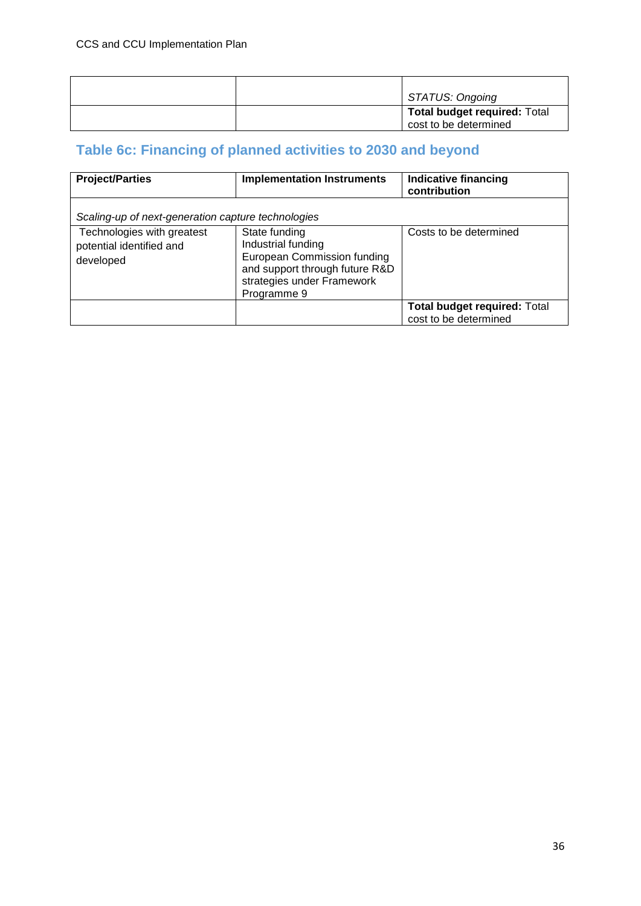| | | |
|---|---|---|
| | | *STATUS: Ongoing* |
| | | **Total budget required:** Total cost to be determined |

## Table 6c: Financing of planned activities to 2030 and beyond

| Project/Parties | Implementation Instruments | Indicative financing contribution |
|---|---|---|
| *Scaling-up of next-generation capture technologies* | | |
| Technologies with greatest potential identified and developed | State funding<br>Industrial funding<br>European Commission funding and support through future R&D strategies under Framework Programme 9 | Costs to be determined |
| | | **Total budget required:** Total cost to be determined |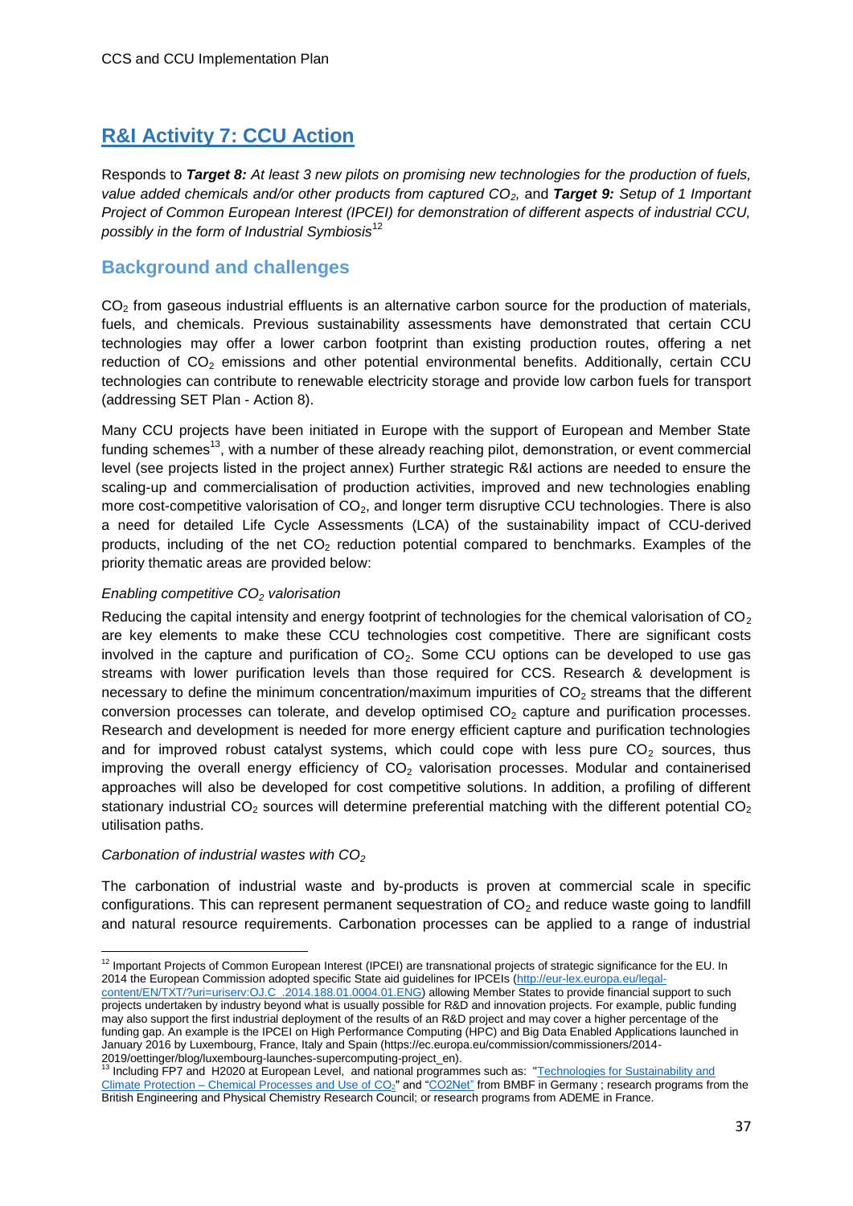## R&I Activity 7: CCU Action

Responds to ***Target 8:*** *At least 3 new pilots on promising new technologies for the production of fuels, value added chemicals and/or other products from captured $CO_2$,* and ***Target 9:*** *Setup of 1 Important Project of Common European Interest (IPCEI) for demonstration of different aspects of industrial CCU, possibly in the form of Industrial Symbiosis*[12]

### Background and challenges

$CO_2$ from gaseous industrial effluents is an alternative carbon source for the production of materials, fuels, and chemicals. Previous sustainability assessments have demonstrated that certain CCU technologies may offer a lower carbon footprint than existing production routes, offering a net reduction of $CO_2$ emissions and other potential environmental benefits. Additionally, certain CCU technologies can contribute to renewable electricity storage and provide low carbon fuels for transport (addressing SET Plan - Action 8).

Many CCU projects have been initiated in Europe with the support of European and Member State funding schemes[13], with a number of these already reaching pilot, demonstration, or event commercial level (see projects listed in the project annex) Further strategic R&I actions are needed to ensure the scaling-up and commercialisation of production activities, improved and new technologies enabling more cost-competitive valorisation of $CO_2$, and longer term disruptive CCU technologies. There is also a need for detailed Life Cycle Assessments (LCA) of the sustainability impact of CCU-derived products, including of the net $CO_2$ reduction potential compared to benchmarks. Examples of the priority thematic areas are provided below:

*Enabling competitive $CO_2$ valorisation*

Reducing the capital intensity and energy footprint of technologies for the chemical valorisation of $CO_2$ are key elements to make these CCU technologies cost competitive. There are significant costs involved in the capture and purification of $CO_2$. Some CCU options can be developed to use gas streams with lower purification levels than those required for CCS. Research & development is necessary to define the minimum concentration/maximum impurities of $CO_2$ streams that the different conversion processes can tolerate, and develop optimised $CO_2$ capture and purification processes. Research and development is needed for more energy efficient capture and purification technologies and for improved robust catalyst systems, which could cope with less pure $CO_2$ sources, thus improving the overall energy efficiency of $CO_2$ valorisation processes. Modular and containerised approaches will also be developed for cost competitive solutions. In addition, a profiling of different stationary industrial $CO_2$ sources will determine preferential matching with the different potential $CO_2$ utilisation paths.

*Carbonation of industrial wastes with $CO_2$*

The carbonation of industrial waste and by-products is proven at commercial scale in specific configurations. This can represent permanent sequestration of $CO_2$ and reduce waste going to landfill and natural resource requirements. Carbonation processes can be applied to a range of industrial

---

[12] Important Projects of Common European Interest (IPCEI) are transnational projects of strategic significance for the EU. In 2014 the European Commission adopted specific State aid guidelines for IPCEIs (http://eur-lex.europa.eu/legal-content/EN/TXT/?uri=uriserv:OJ.C_.2014.188.01.0004.01.ENG) allowing Member States to provide financial support to such projects undertaken by industry beyond what is usually possible for R&D and innovation projects. For example, public funding may also support the first industrial deployment of the results of an R&D project and may cover a higher percentage of the funding gap. An example is the IPCEI on High Performance Computing (HPC) and Big Data Enabled Applications launched in January 2016 by Luxembourg, France, Italy and Spain (https://ec.europa.eu/commission/commissioners/2014-2019/oettinger/blog/luxembourg-launches-supercomputing-project_en).

[13] Including FP7 and H2020 at European Level, and national programmes such as: "Technologies for Sustainability and Climate Protection – Chemical Processes and Use of $CO_2$" and "CO2Net" from BMBF in Germany ; research programs from the British Engineering and Physical Chemistry Research Council; or research programs from ADEME in France.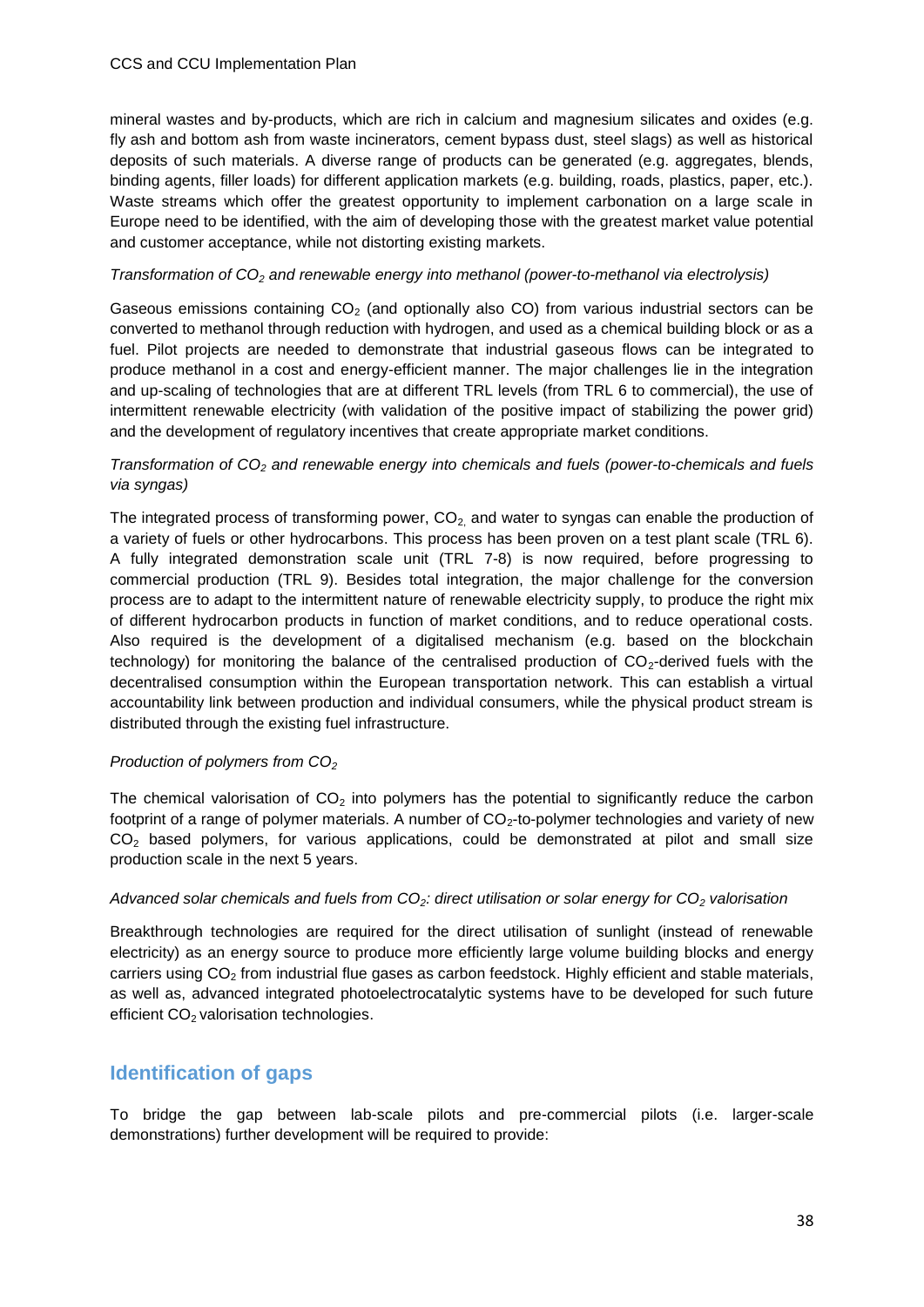mineral wastes and by-products, which are rich in calcium and magnesium silicates and oxides (e.g. fly ash and bottom ash from waste incinerators, cement bypass dust, steel slags) as well as historical deposits of such materials. A diverse range of products can be generated (e.g. aggregates, blends, binding agents, filler loads) for different application markets (e.g. building, roads, plastics, paper, etc.). Waste streams which offer the greatest opportunity to implement carbonation on a large scale in Europe need to be identified, with the aim of developing those with the greatest market value potential and customer acceptance, while not distorting existing markets.

*Transformation of $CO_2$ and renewable energy into methanol (power-to-methanol via electrolysis)*

Gaseous emissions containing $CO_2$ (and optionally also CO) from various industrial sectors can be converted to methanol through reduction with hydrogen, and used as a chemical building block or as a fuel. Pilot projects are needed to demonstrate that industrial gaseous flows can be integrated to produce methanol in a cost and energy-efficient manner. The major challenges lie in the integration and up-scaling of technologies that are at different TRL levels (from TRL 6 to commercial), the use of intermittent renewable electricity (with validation of the positive impact of stabilizing the power grid) and the development of regulatory incentives that create appropriate market conditions.

*Transformation of $CO_2$ and renewable energy into chemicals and fuels (power-to-chemicals and fuels via syngas)*

The integrated process of transforming power, $CO_2$, and water to syngas can enable the production of a variety of fuels or other hydrocarbons. This process has been proven on a test plant scale (TRL 6). A fully integrated demonstration scale unit (TRL 7-8) is now required, before progressing to commercial production (TRL 9). Besides total integration, the major challenge for the conversion process are to adapt to the intermittent nature of renewable electricity supply, to produce the right mix of different hydrocarbon products in function of market conditions, and to reduce operational costs. Also required is the development of a digitalised mechanism (e.g. based on the blockchain technology) for monitoring the balance of the centralised production of $CO_2$-derived fuels with the decentralised consumption within the European transportation network. This can establish a virtual accountability link between production and individual consumers, while the physical product stream is distributed through the existing fuel infrastructure.

*Production of polymers from $CO_2$*

The chemical valorisation of $CO_2$ into polymers has the potential to significantly reduce the carbon footprint of a range of polymer materials. A number of $CO_2$-to-polymer technologies and variety of new $CO_2$ based polymers, for various applications, could be demonstrated at pilot and small size production scale in the next 5 years.

*Advanced solar chemicals and fuels from $CO_2$: direct utilisation or solar energy for $CO_2$ valorisation*

Breakthrough technologies are required for the direct utilisation of sunlight (instead of renewable electricity) as an energy source to produce more efficiently large volume building blocks and energy carriers using $CO_2$ from industrial flue gases as carbon feedstock. Highly efficient and stable materials, as well as, advanced integrated photoelectrocatalytic systems have to be developed for such future efficient $CO_2$ valorisation technologies.

## Identification of gaps

To bridge the gap between lab-scale pilots and pre-commercial pilots (i.e. larger-scale demonstrations) further development will be required to provide: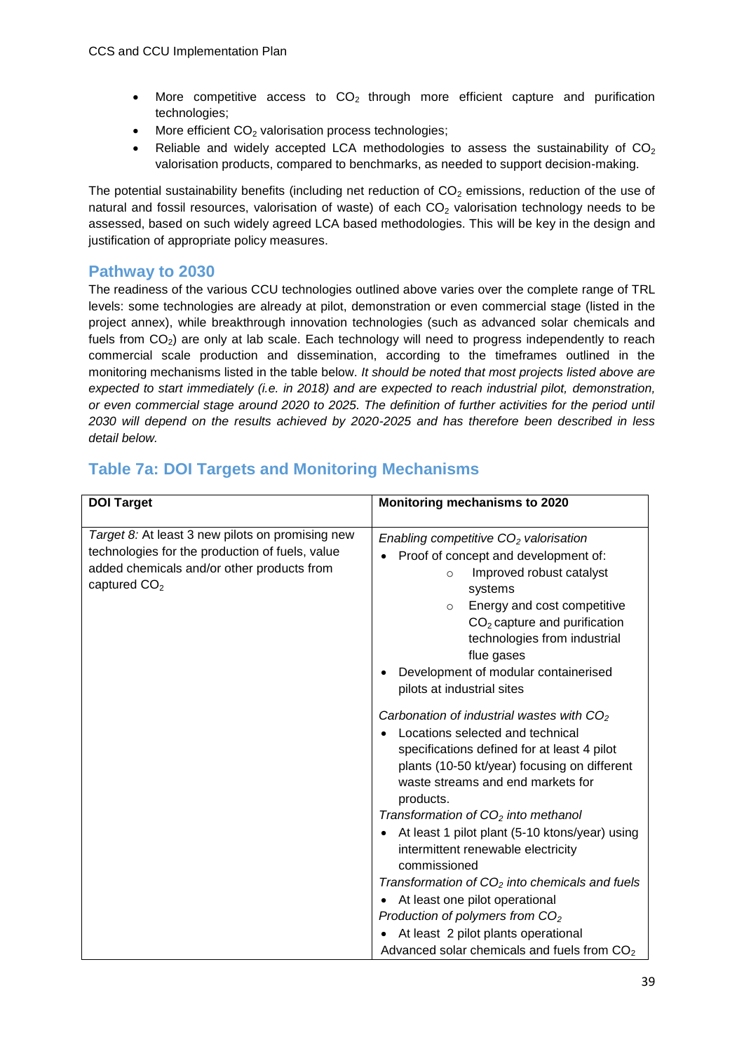- More competitive access to $CO_2$ through more efficient capture and purification technologies;
- More efficient $CO_2$ valorisation process technologies;
- Reliable and widely accepted LCA methodologies to assess the sustainability of $CO_2$ valorisation products, compared to benchmarks, as needed to support decision-making.

The potential sustainability benefits (including net reduction of $CO_2$ emissions, reduction of the use of natural and fossil resources, valorisation of waste) of each $CO_2$ valorisation technology needs to be assessed, based on such widely agreed LCA based methodologies. This will be key in the design and justification of appropriate policy measures.

## Pathway to 2030

The readiness of the various CCU technologies outlined above varies over the complete range of TRL levels: some technologies are already at pilot, demonstration or even commercial stage (listed in the project annex), while breakthrough innovation technologies (such as advanced solar chemicals and fuels from $CO_2$) are only at lab scale. Each technology will need to progress independently to reach commercial scale production and dissemination, according to the timeframes outlined in the monitoring mechanisms listed in the table below. *It should be noted that most projects listed above are expected to start immediately (i.e. in 2018) and are expected to reach industrial pilot, demonstration, or even commercial stage around 2020 to 2025. The definition of further activities for the period until 2030 will depend on the results achieved by 2020-2025 and has therefore been described in less detail below.*

## Table 7a: DOI Targets and Monitoring Mechanisms

| DOI Target | Monitoring mechanisms to 2020 |
|---|---|
| *Target 8:* At least 3 new pilots on promising new technologies for the production of fuels, value added chemicals and/or other products from captured $CO_2$ | *Enabling competitive $CO_2$ valorisation*<br>• Proof of concept and development of:<br>&nbsp;&nbsp;&nbsp;○ Improved robust catalyst systems<br>&nbsp;&nbsp;&nbsp;○ Energy and cost competitive $CO_2$ capture and purification technologies from industrial flue gases<br>• Development of modular containerised pilots at industrial sites<br><br>*Carbonation of industrial wastes with $CO_2$*<br>• Locations selected and technical specifications defined for at least 4 pilot plants (10-50 kt/year) focusing on different waste streams and end markets for products.<br>*Transformation of $CO_2$ into methanol*<br>• At least 1 pilot plant (5-10 ktons/year) using intermittent renewable electricity commissioned<br>*Transformation of $CO_2$ into chemicals and fuels*<br>• At least one pilot operational<br>*Production of polymers from $CO_2$*<br>• At least 2 pilot plants operational<br>Advanced solar chemicals and fuels from $CO_2$ |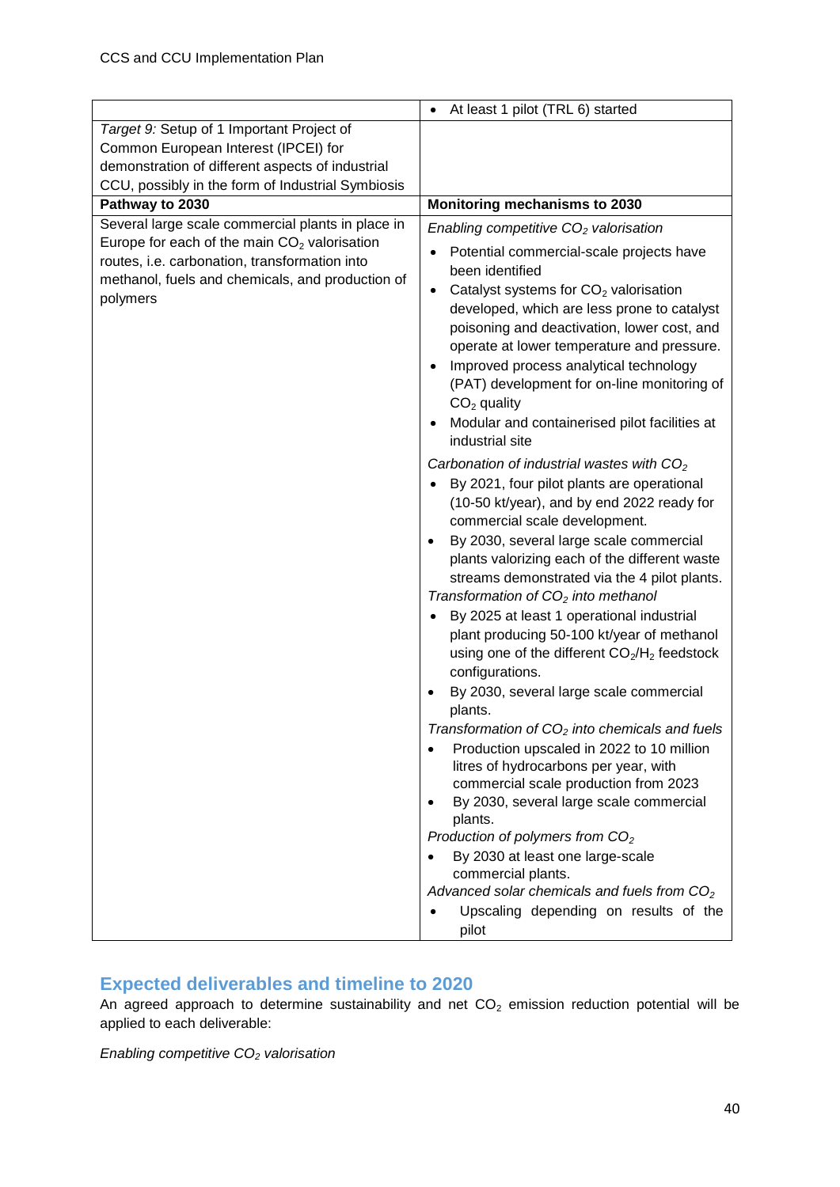| | • At least 1 pilot (TRL 6) started |
|---|---|
| *Target 9:* Setup of 1 Important Project of Common European Interest (IPCEI) for demonstration of different aspects of industrial CCU, possibly in the form of Industrial Symbiosis | |
| **Pathway to 2030** | **Monitoring mechanisms to 2030** |
| Several large scale commercial plants in place in Europe for each of the main $CO_2$ valorisation routes, i.e. carbonation, transformation into methanol, fuels and chemicals, and production of polymers | *Enabling competitive $CO_2$ valorisation*<br>• Potential commercial-scale projects have been identified<br>• Catalyst systems for $CO_2$ valorisation developed, which are less prone to catalyst poisoning and deactivation, lower cost, and operate at lower temperature and pressure.<br>• Improved process analytical technology (PAT) development for on-line monitoring of $CO_2$ quality<br>• Modular and containerised pilot facilities at industrial site<br><br>*Carbonation of industrial wastes with $CO_2$*<br>• By 2021, four pilot plants are operational (10-50 kt/year), and by end 2022 ready for commercial scale development.<br>• By 2030, several large scale commercial plants valorizing each of the different waste streams demonstrated via the 4 pilot plants.<br>*Transformation of $CO_2$ into methanol*<br>• By 2025 at least 1 operational industrial plant producing 50-100 kt/year of methanol using one of the different $CO_2$/$H_2$ feedstock configurations.<br>• By 2030, several large scale commercial plants.<br>*Transformation of $CO_2$ into chemicals and fuels*<br>• Production upscaled in 2022 to 10 million litres of hydrocarbons per year, with commercial scale production from 2023<br>• By 2030, several large scale commercial plants.<br>*Production of polymers from $CO_2$*<br>• By 2030 at least one large-scale commercial plants.<br>*Advanced solar chemicals and fuels from $CO_2$*<br>• Upscaling depending on results of the pilot |

## Expected deliverables and timeline to 2020

An agreed approach to determine sustainability and net $CO_2$ emission reduction potential will be applied to each deliverable:

*Enabling competitive $CO_2$ valorisation*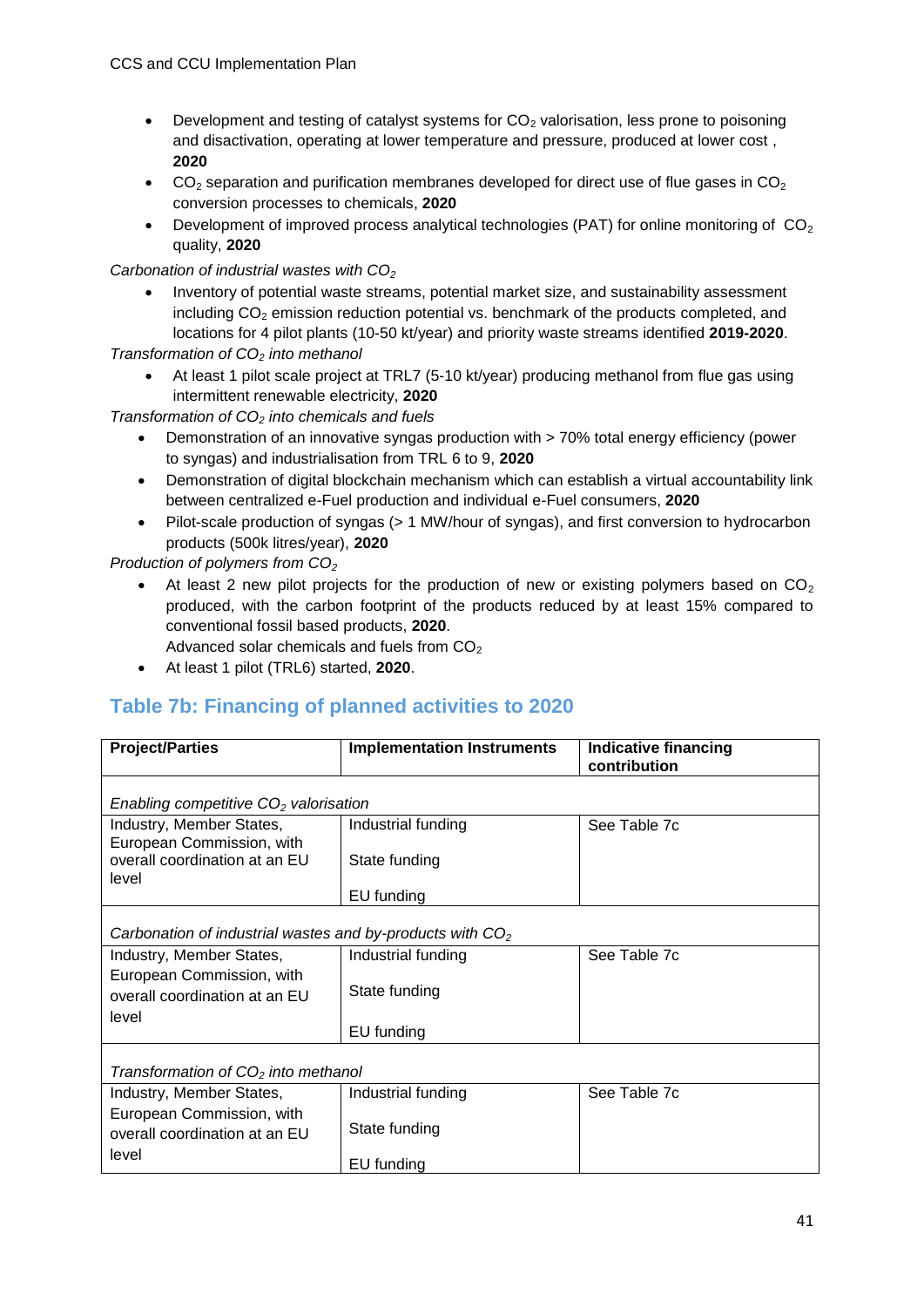- Development and testing of catalyst systems for $CO_2$ valorisation, less prone to poisoning and disactivation, operating at lower temperature and pressure, produced at lower cost , **2020**
- $CO_2$ separation and purification membranes developed for direct use of flue gases in $CO_2$ conversion processes to chemicals, **2020**
- Development of improved process analytical technologies (PAT) for online monitoring of $CO_2$ quality, **2020**

*Carbonation of industrial wastes with $CO_2$*

- Inventory of potential waste streams, potential market size, and sustainability assessment including $CO_2$ emission reduction potential vs. benchmark of the products completed, and locations for 4 pilot plants (10-50 kt/year) and priority waste streams identified **2019-2020**.

*Transformation of $CO_2$ into methanol*

- At least 1 pilot scale project at TRL7 (5-10 kt/year) producing methanol from flue gas using intermittent renewable electricity, **2020**

*Transformation of $CO_2$ into chemicals and fuels*

- Demonstration of an innovative syngas production with > 70% total energy efficiency (power to syngas) and industrialisation from TRL 6 to 9, **2020**
- Demonstration of digital blockchain mechanism which can establish a virtual accountability link between centralized e-Fuel production and individual e-Fuel consumers, **2020**
- Pilot-scale production of syngas (> 1 MW/hour of syngas), and first conversion to hydrocarbon products (500k litres/year), **2020**

*Production of polymers from $CO_2$*

- At least 2 new pilot projects for the production of new or existing polymers based on $CO_2$ produced, with the carbon footprint of the products reduced by at least 15% compared to conventional fossil based products, **2020**.
  Advanced solar chemicals and fuels from $CO_2$
- At least 1 pilot (TRL6) started, **2020**.

## Table 7b: Financing of planned activities to 2020

| **Project/Parties** | **Implementation Instruments** | **Indicative financing contribution** |
|---|---|---|
| *Enabling competitive $CO_2$ valorisation* | | |
| Industry, Member States, European Commission, with overall coordination at an EU level | Industrial funding<br>State funding<br>EU funding | See Table 7c |
| *Carbonation of industrial wastes and by-products with $CO_2$* | | |
| Industry, Member States, European Commission, with overall coordination at an EU level | Industrial funding<br>State funding<br>EU funding | See Table 7c |
| *Transformation of $CO_2$ into methanol* | | |
| Industry, Member States, European Commission, with overall coordination at an EU level | Industrial funding<br>State funding<br>EU funding | See Table 7c |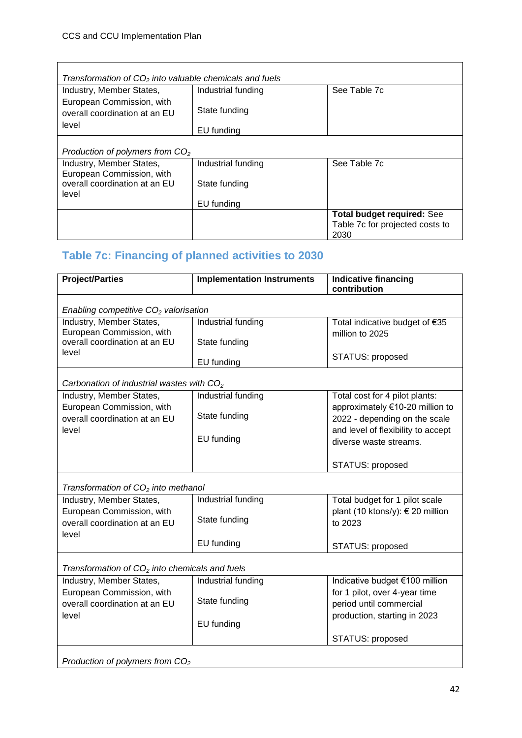| | | |
|---|---|---|
| *Transformation of $CO_2$ into valuable chemicals and fuels* | | |
| Industry, Member States, European Commission, with overall coordination at an EU level | Industrial funding<br><br>State funding<br><br>EU funding | See Table 7c |
| *Production of polymers from $CO_2$* | | |
| Industry, Member States, European Commission, with overall coordination at an EU level | Industrial funding<br><br>State funding<br><br>EU funding | See Table 7c |
| | | **Total budget required:** See Table 7c for projected costs to 2030 |

## Table 7c: Financing of planned activities to 2030

| **Project/Parties** | **Implementation Instruments** | **Indicative financing contribution** |
|---|---|---|
| *Enabling competitive $CO_2$ valorisation* | | |
| Industry, Member States, European Commission, with overall coordination at an EU level | Industrial funding<br><br>State funding<br><br>EU funding | Total indicative budget of €35 million to 2025<br><br>STATUS: proposed |
| *Carbonation of industrial wastes with $CO_2$* | | |
| Industry, Member States, European Commission, with overall coordination at an EU level | Industrial funding<br><br>State funding<br><br>EU funding | Total cost for 4 pilot plants: approximately €10-20 million to 2022 - depending on the scale and level of flexibility to accept diverse waste streams.<br><br>STATUS: proposed |
| *Transformation of $CO_2$ into methanol* | | |
| Industry, Member States, European Commission, with overall coordination at an EU level | Industrial funding<br><br>State funding<br><br>EU funding | Total budget for 1 pilot scale plant (10 ktons/y): € 20 million to 2023<br><br>STATUS: proposed |
| *Transformation of $CO_2$ into chemicals and fuels* | | |
| Industry, Member States, European Commission, with overall coordination at an EU level | Industrial funding<br><br>State funding<br><br>EU funding | Indicative budget €100 million for 1 pilot, over 4-year time period until commercial production, starting in 2023<br><br>STATUS: proposed |
| *Production of polymers from $CO_2$* | | |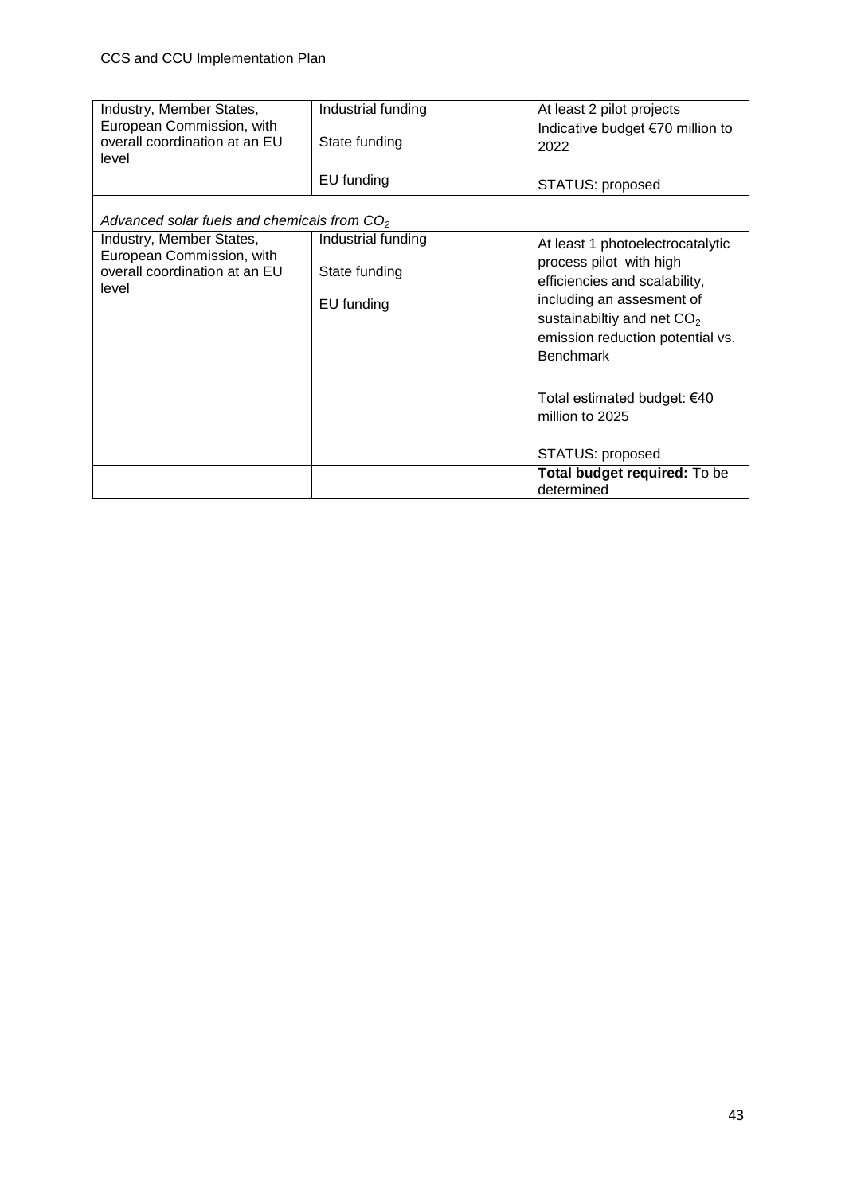| | | |
|---|---|---|
| Industry, Member States, European Commission, with overall coordination at an EU level | Industrial funding<br><br>State funding<br><br>EU funding | At least 2 pilot projects<br>Indicative budget €70 million to 2022<br><br>STATUS: proposed |
| *Advanced solar fuels and chemicals from $CO_2$* | | |
| Industry, Member States, European Commission, with overall coordination at an EU level | Industrial funding<br><br>State funding<br><br>EU funding | At least 1 photoelectrocatalytic process pilot with high efficiencies and scalability, including an assesment of sustainabiltiy and net $CO_2$ emission reduction potential vs. Benchmark<br><br>Total estimated budget: €40 million to 2025<br><br>STATUS: proposed |
| | | **Total budget required:** To be determined |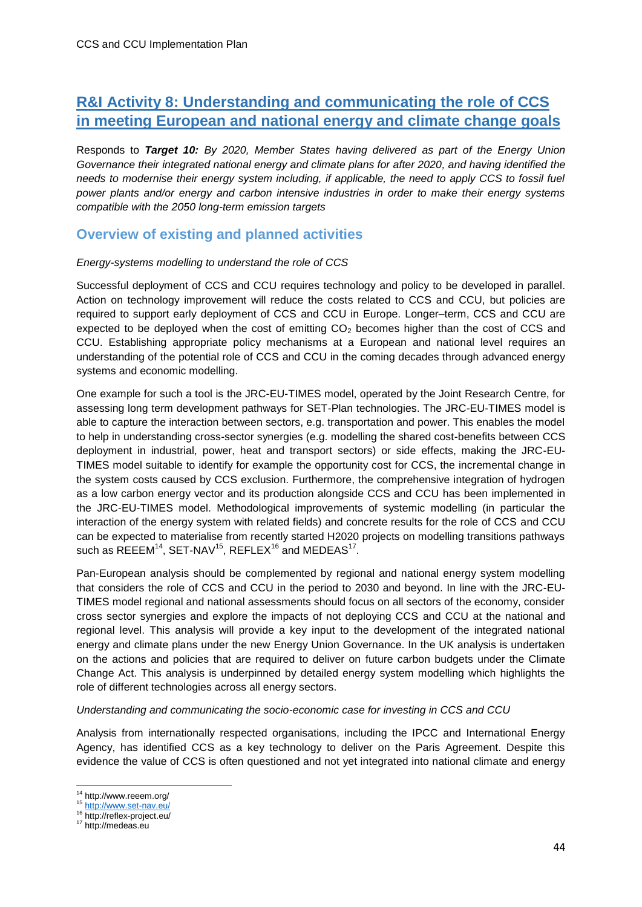## R&I Activity 8: Understanding and communicating the role of CCS in meeting European and national energy and climate change goals

Responds to ***Target 10:*** *By 2020, Member States having delivered as part of the Energy Union Governance their integrated national energy and climate plans for after 2020, and having identified the needs to modernise their energy system including, if applicable, the need to apply CCS to fossil fuel power plants and/or energy and carbon intensive industries in order to make their energy systems compatible with the 2050 long-term emission targets*

### Overview of existing and planned activities

*Energy-systems modelling to understand the role of CCS*

Successful deployment of CCS and CCU requires technology and policy to be developed in parallel. Action on technology improvement will reduce the costs related to CCS and CCU, but policies are required to support early deployment of CCS and CCU in Europe. Longer–term, CCS and CCU are expected to be deployed when the cost of emitting $CO_2$ becomes higher than the cost of CCS and CCU. Establishing appropriate policy mechanisms at a European and national level requires an understanding of the potential role of CCS and CCU in the coming decades through advanced energy systems and economic modelling.

One example for such a tool is the JRC-EU-TIMES model, operated by the Joint Research Centre, for assessing long term development pathways for SET-Plan technologies. The JRC-EU-TIMES model is able to capture the interaction between sectors, e.g. transportation and power. This enables the model to help in understanding cross-sector synergies (e.g. modelling the shared cost-benefits between CCS deployment in industrial, power, heat and transport sectors) or side effects, making the JRC-EU-TIMES model suitable to identify for example the opportunity cost for CCS, the incremental change in the system costs caused by CCS exclusion. Furthermore, the comprehensive integration of hydrogen as a low carbon energy vector and its production alongside CCS and CCU has been implemented in the JRC-EU-TIMES model. Methodological improvements of systemic modelling (in particular the interaction of the energy system with related fields) and concrete results for the role of CCS and CCU can be expected to materialise from recently started H2020 projects on modelling transitions pathways such as REEEM[14], SET-NAV[15], REFLEX[16] and MEDEAS[17].

Pan-European analysis should be complemented by regional and national energy system modelling that considers the role of CCS and CCU in the period to 2030 and beyond. In line with the JRC-EU-TIMES model regional and national assessments should focus on all sectors of the economy, consider cross sector synergies and explore the impacts of not deploying CCS and CCU at the national and regional level. This analysis will provide a key input to the development of the integrated national energy and climate plans under the new Energy Union Governance. In the UK analysis is undertaken on the actions and policies that are required to deliver on future carbon budgets under the Climate Change Act. This analysis is underpinned by detailed energy system modelling which highlights the role of different technologies across all energy sectors.

*Understanding and communicating the socio-economic case for investing in CCS and CCU*

Analysis from internationally respected organisations, including the IPCC and International Energy Agency, has identified CCS as a key technology to deliver on the Paris Agreement. Despite this evidence the value of CCS is often questioned and not yet integrated into national climate and energy

[14] http://www.reeem.org/
[15] http://www.set-nav.eu/
[16] http://reflex-project.eu/
[17] http://medeas.eu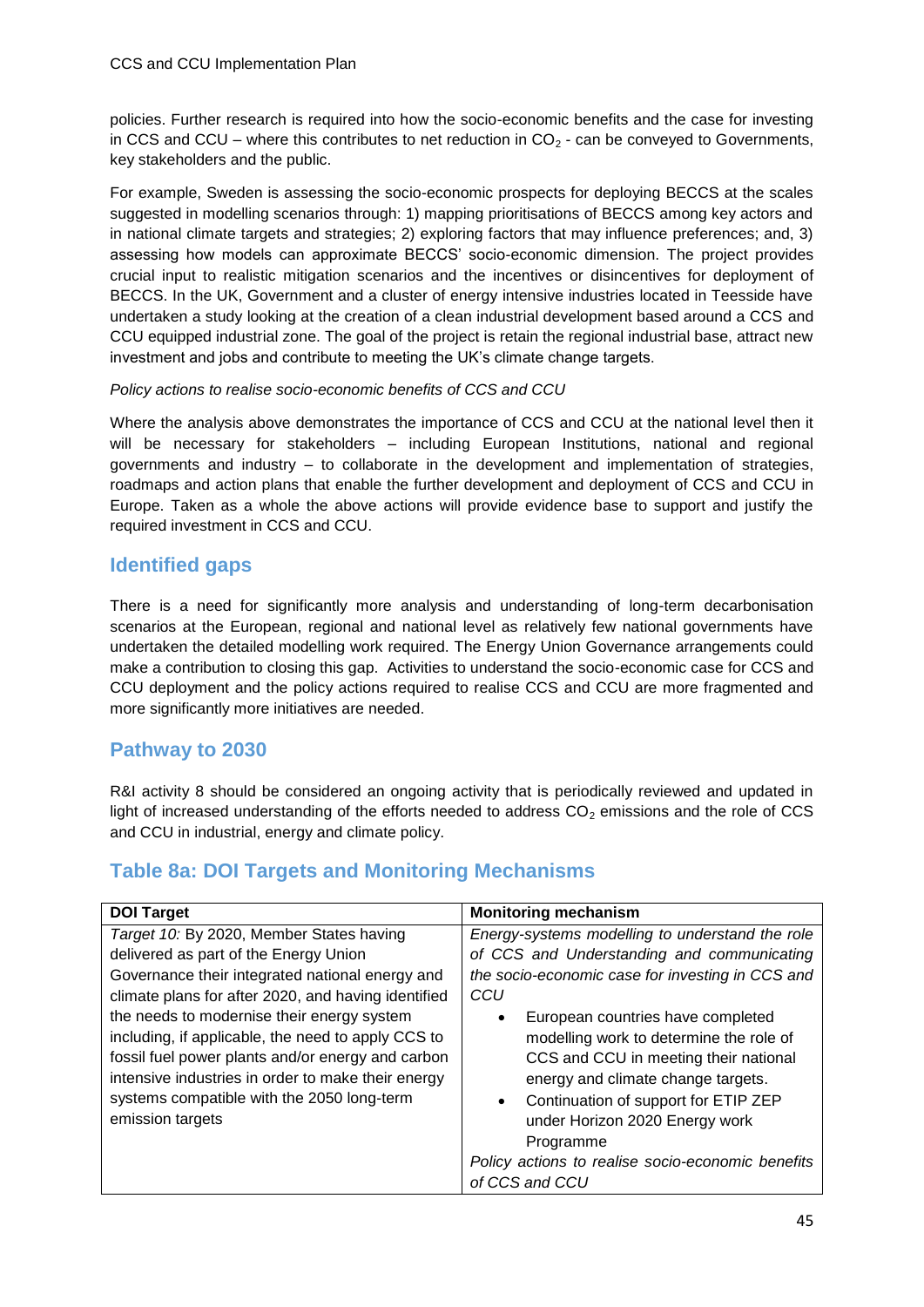policies. Further research is required into how the socio-economic benefits and the case for investing in CCS and CCU – where this contributes to net reduction in $CO_2$ - can be conveyed to Governments, key stakeholders and the public.

For example, Sweden is assessing the socio-economic prospects for deploying BECCS at the scales suggested in modelling scenarios through: 1) mapping prioritisations of BECCS among key actors and in national climate targets and strategies; 2) exploring factors that may influence preferences; and, 3) assessing how models can approximate BECCS' socio-economic dimension. The project provides crucial input to realistic mitigation scenarios and the incentives or disincentives for deployment of BECCS. In the UK, Government and a cluster of energy intensive industries located in Teesside have undertaken a study looking at the creation of a clean industrial development based around a CCS and CCU equipped industrial zone. The goal of the project is retain the regional industrial base, attract new investment and jobs and contribute to meeting the UK's climate change targets.

*Policy actions to realise socio-economic benefits of CCS and CCU*

Where the analysis above demonstrates the importance of CCS and CCU at the national level then it will be necessary for stakeholders – including European Institutions, national and regional governments and industry – to collaborate in the development and implementation of strategies, roadmaps and action plans that enable the further development and deployment of CCS and CCU in Europe. Taken as a whole the above actions will provide evidence base to support and justify the required investment in CCS and CCU.

## Identified gaps

There is a need for significantly more analysis and understanding of long-term decarbonisation scenarios at the European, regional and national level as relatively few national governments have undertaken the detailed modelling work required. The Energy Union Governance arrangements could make a contribution to closing this gap. Activities to understand the socio-economic case for CCS and CCU deployment and the policy actions required to realise CCS and CCU are more fragmented and more significantly more initiatives are needed.

## Pathway to 2030

R&I activity 8 should be considered an ongoing activity that is periodically reviewed and updated in light of increased understanding of the efforts needed to address $CO_2$ emissions and the role of CCS and CCU in industrial, energy and climate policy.

## Table 8a: DOI Targets and Monitoring Mechanisms

| DOI Target | Monitoring mechanism |
|---|---|
| *Target 10:* By 2020, Member States having delivered as part of the Energy Union Governance their integrated national energy and climate plans for after 2020, and having identified the needs to modernise their energy system including, if applicable, the need to apply CCS to fossil fuel power plants and/or energy and carbon intensive industries in order to make their energy systems compatible with the 2050 long-term emission targets | *Energy-systems modelling to understand the role of CCS and Understanding and communicating the socio-economic case for investing in CCS and CCU*<br>• European countries have completed modelling work to determine the role of CCS and CCU in meeting their national energy and climate change targets.<br>• Continuation of support for ETIP ZEP under Horizon 2020 Energy work Programme<br>*Policy actions to realise socio-economic benefits of CCS and CCU* |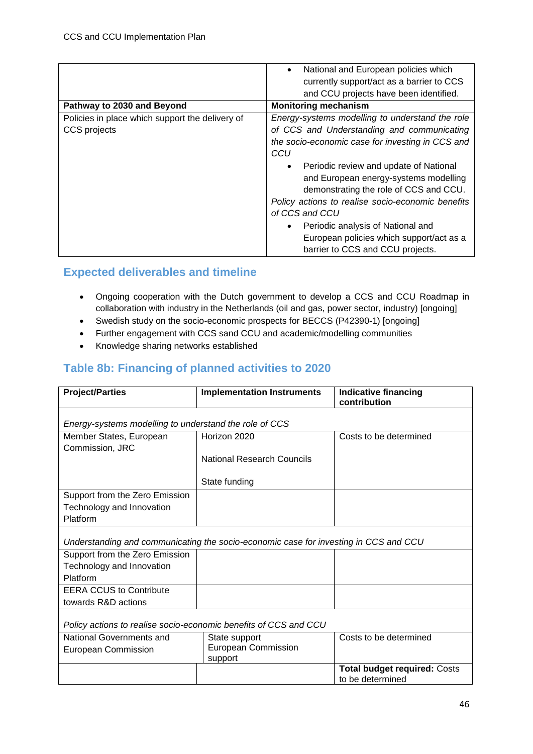| | |
|---|---|
| | • National and European policies which currently support/act as a barrier to CCS and CCU projects have been identified. |
| **Pathway to 2030 and Beyond** | **Monitoring mechanism** |
| Policies in place which support the delivery of CCS projects | *Energy-systems modelling to understand the role of CCS and Understanding and communicating the socio-economic case for investing in CCS and CCU* <br> • Periodic review and update of National and European energy-systems modelling demonstrating the role of CCS and CCU. <br> *Policy actions to realise socio-economic benefits of CCS and CCU* <br> • Periodic analysis of National and European policies which support/act as a barrier to CCS and CCU projects. |

## Expected deliverables and timeline

- Ongoing cooperation with the Dutch government to develop a CCS and CCU Roadmap in collaboration with industry in the Netherlands (oil and gas, power sector, industry) [ongoing]
- Swedish study on the socio-economic prospects for BECCS (P42390-1) [ongoing]
- Further engagement with CCS sand CCU and academic/modelling communities
- Knowledge sharing networks established

## Table 8b: Financing of planned activities to 2020

| **Project/Parties** | **Implementation Instruments** | **Indicative financing contribution** |
|---|---|---|
| *Energy-systems modelling to understand the role of CCS* | | |
| Member States, European Commission, JRC | Horizon 2020<br><br>National Research Councils<br><br>State funding | Costs to be determined |
| Support from the Zero Emission Technology and Innovation Platform | | |
| *Understanding and communicating the socio-economic case for investing in CCS and CCU* | | |
| Support from the Zero Emission Technology and Innovation Platform | | |
| EERA CCUS to Contribute towards R&D actions | | |
| *Policy actions to realise socio-economic benefits of CCS and CCU* | | |
| National Governments and European Commission | State support<br>European Commission support | Costs to be determined |
| | | **Total budget required:** Costs to be determined |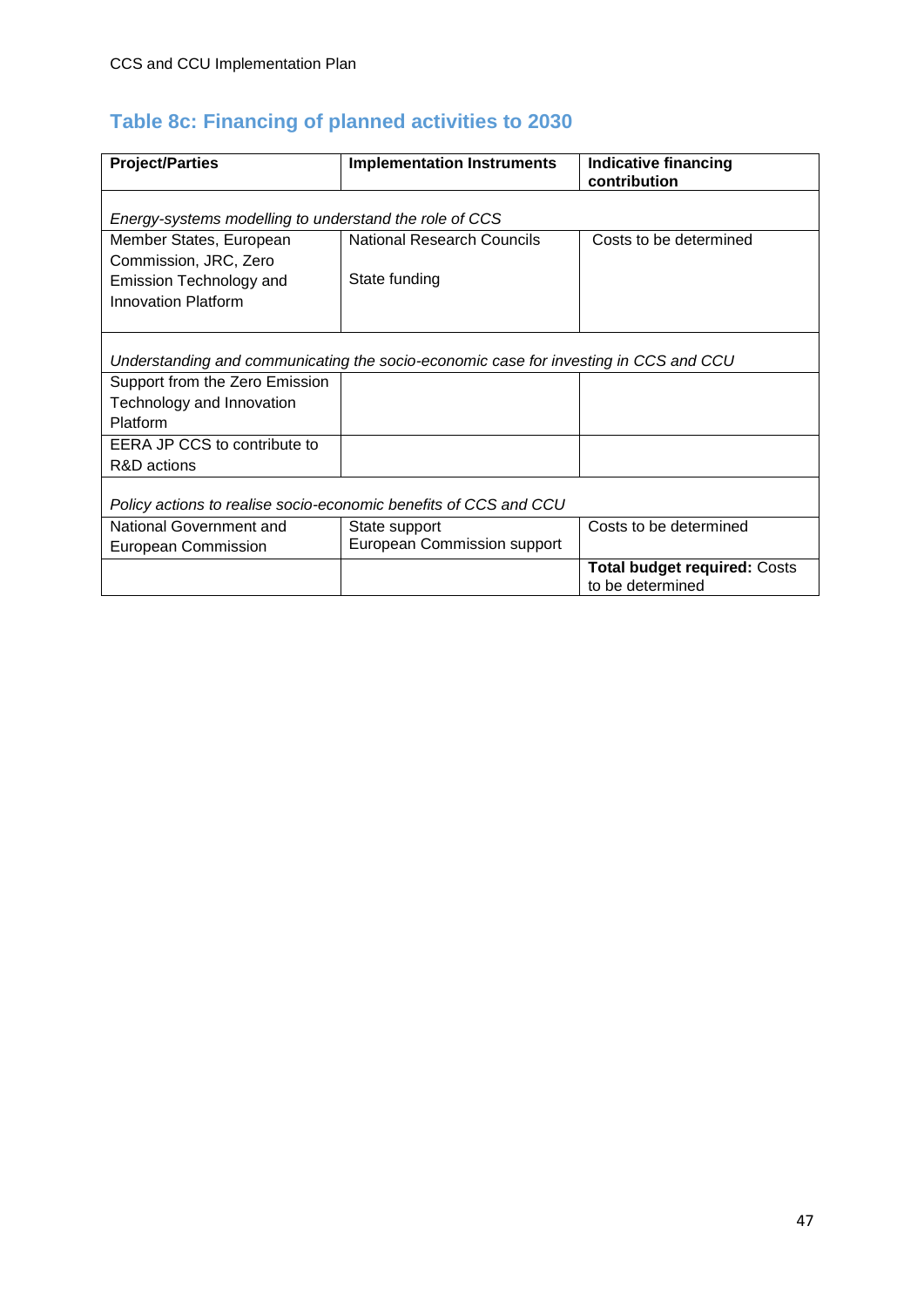## Table 8c: Financing of planned activities to 2030

| Project/Parties | Implementation Instruments | Indicative financing contribution |
|---|---|---|
| *Energy-systems modelling to understand the role of CCS* | | |
| Member States, European Commission, JRC, Zero Emission Technology and Innovation Platform | National Research Councils<br><br>State funding | Costs to be determined |
| *Understanding and communicating the socio-economic case for investing in CCS and CCU* | | |
| Support from the Zero Emission Technology and Innovation Platform | | |
| EERA JP CCS to contribute to R&D actions | | |
| *Policy actions to realise socio-economic benefits of CCS and CCU* | | |
| National Government and European Commission | State support<br>European Commission support | Costs to be determined |
| | | **Total budget required:** Costs to be determined |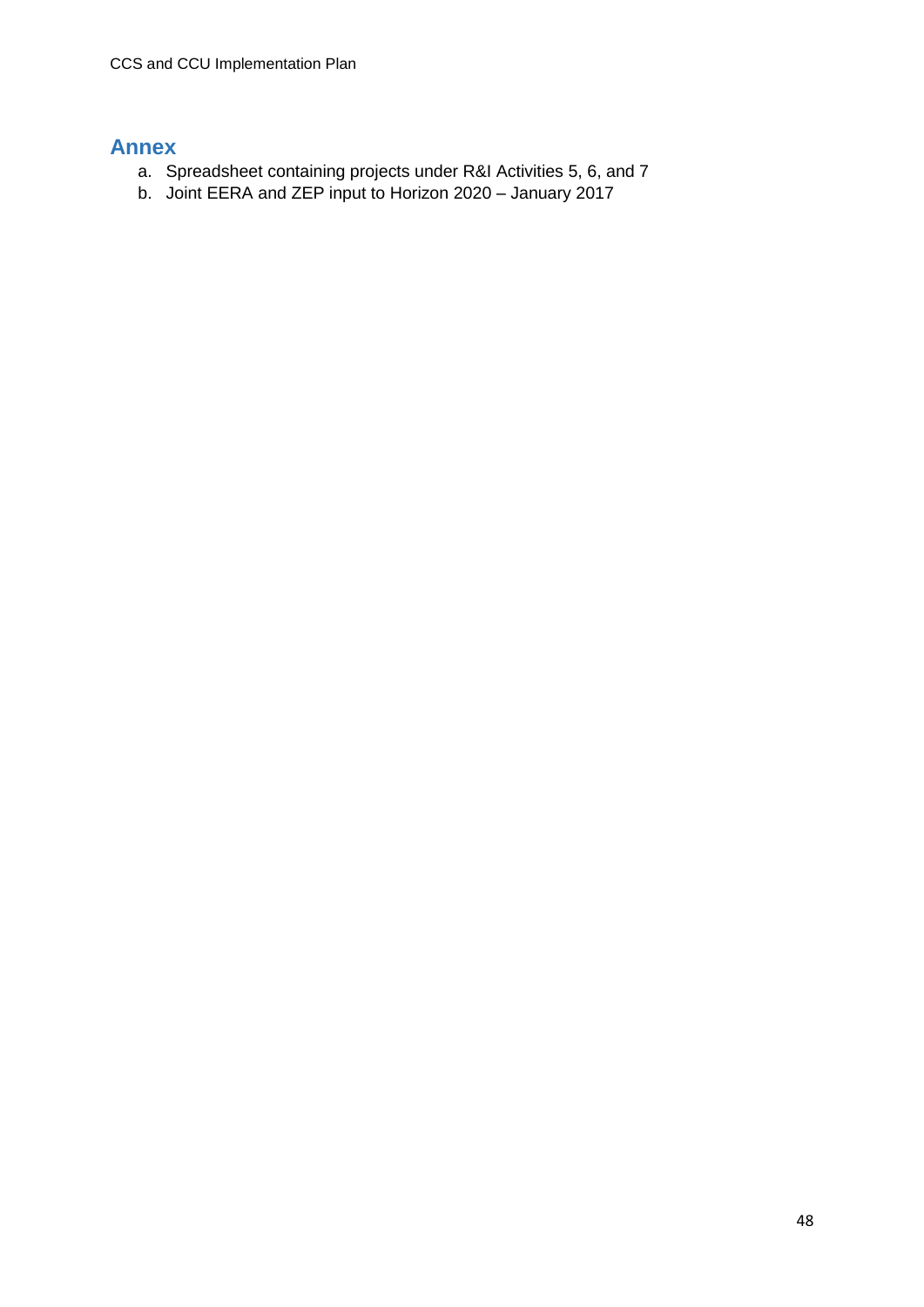## Annex

a. Spreadsheet containing projects under R&I Activities 5, 6, and 7
b. Joint EERA and ZEP input to Horizon 2020 – January 2017